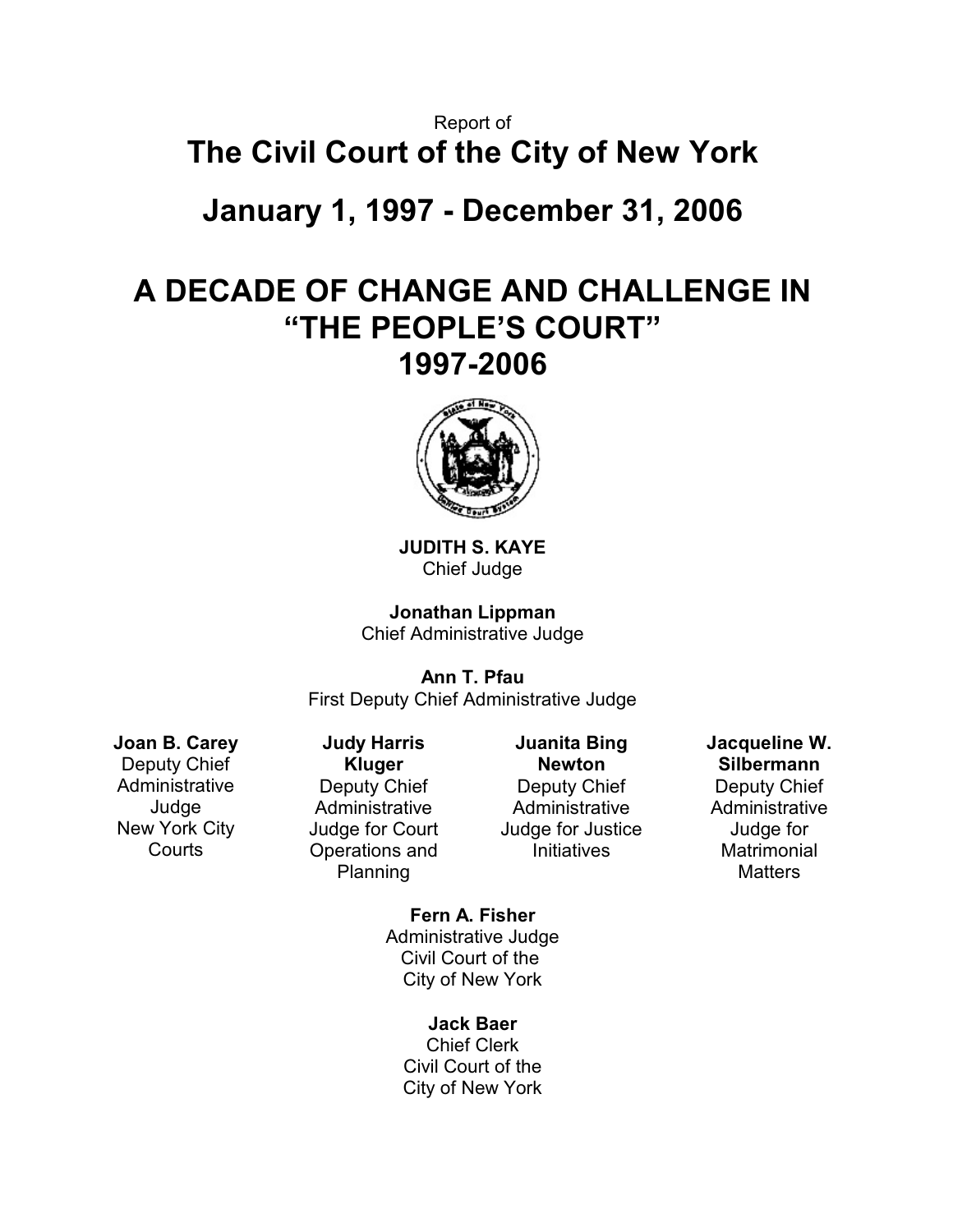Report of

# The Civil Court of the City of New York

## January 1, 1997 - December 31, 2006

# A DECADE OF CHANGE AND CHALLENGE IN "THE PEOPLE'S COURT" 1997-2006

**JUDITH S. KAYE**
Chief Judge

**Jonathan Lippman**
Chief Administrative Judge

**Ann T. Pfau**
First Deputy Chief Administrative Judge

**Joan B. Carey**
Deputy Chief Administrative Judge
New York City Courts

**Judy Harris Kluger**
Deputy Chief Administrative Judge for Court Operations and Planning

**Juanita Bing Newton**
Deputy Chief Administrative Judge for Justice Initiatives

**Jacqueline W. Silbermann**
Deputy Chief Administrative Judge for Matrimonial Matters

**Fern A. Fisher**
Administrative Judge
Civil Court of the City of New York

**Jack Baer**
Chief Clerk
Civil Court of the City of New York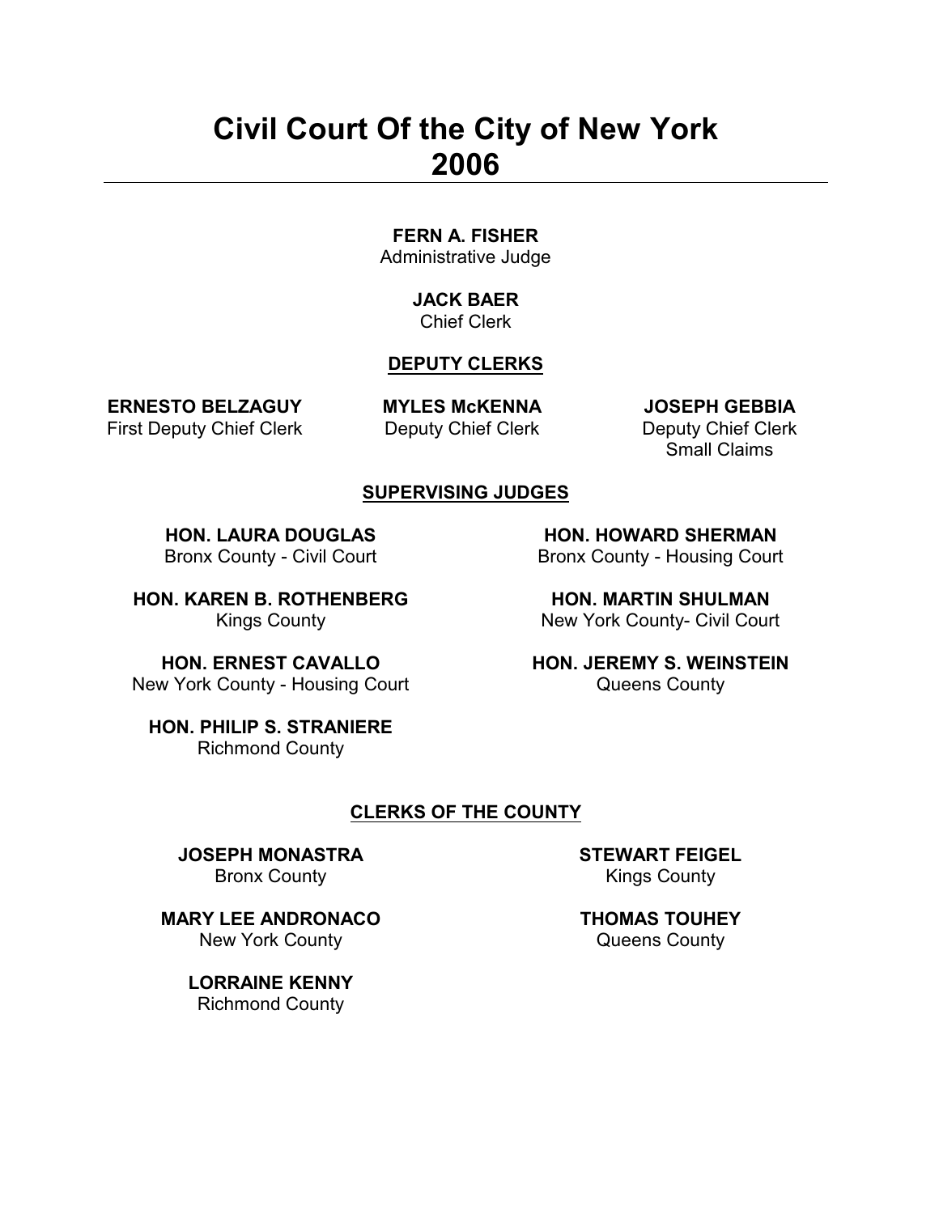# Civil Court Of the City of New York 2006

**FERN A. FISHER**
Administrative Judge

**JACK BAER**
Chief Clerk

## DEPUTY CLERKS

**ERNESTO BELZAGUY**
First Deputy Chief Clerk

**MYLES McKENNA**
Deputy Chief Clerk

**JOSEPH GEBBIA**
Deputy Chief Clerk
Small Claims

## SUPERVISING JUDGES

**HON. LAURA DOUGLAS**
Bronx County - Civil Court

**HON. HOWARD SHERMAN**
Bronx County - Housing Court

**HON. KAREN B. ROTHENBERG**
Kings County

**HON. MARTIN SHULMAN**
New York County- Civil Court

**HON. ERNEST CAVALLO**
New York County - Housing Court

**HON. JEREMY S. WEINSTEIN**
Queens County

**HON. PHILIP S. STRANIERE**
Richmond County

## CLERKS OF THE COUNTY

**JOSEPH MONASTRA**
Bronx County

**STEWART FEIGEL**
Kings County

**MARY LEE ANDRONACO**
New York County

**THOMAS TOUHEY**
Queens County

**LORRAINE KENNY**
Richmond County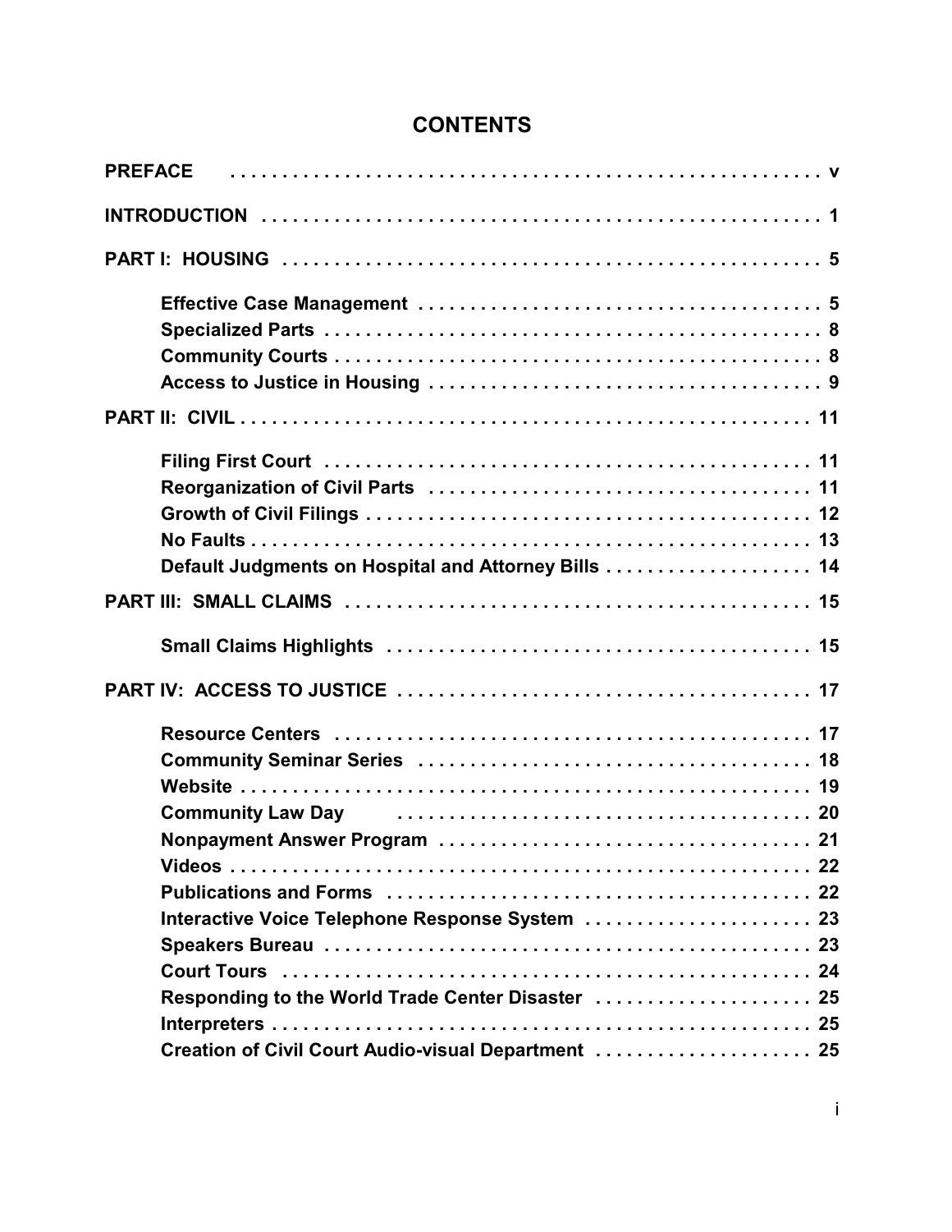# CONTENTS

| | |
|---|---|
| **PREFACE** | **v** |
| **INTRODUCTION** | **1** |
| **PART I: HOUSING** | **5** |
| **Effective Case Management** | **5** |
| **Specialized Parts** | **8** |
| **Community Courts** | **8** |
| **Access to Justice in Housing** | **9** |
| **PART II: CIVIL** | **11** |
| **Filing First Court** | **11** |
| **Reorganization of Civil Parts** | **11** |
| **Growth of Civil Filings** | **12** |
| **No Faults** | **13** |
| **Default Judgments on Hospital and Attorney Bills** | **14** |
| **PART III: SMALL CLAIMS** | **15** |
| **Small Claims Highlights** | **15** |
| **PART IV: ACCESS TO JUSTICE** | **17** |
| **Resource Centers** | **17** |
| **Community Seminar Series** | **18** |
| **Website** | **19** |
| **Community Law Day** | **20** |
| **Nonpayment Answer Program** | **21** |
| **Videos** | **22** |
| **Publications and Forms** | **22** |
| **Interactive Voice Telephone Response System** | **23** |
| **Speakers Bureau** | **23** |
| **Court Tours** | **24** |
| **Responding to the World Trade Center Disaster** | **25** |
| **Interpreters** | **25** |
| **Creation of Civil Court Audio-visual Department** | **25** |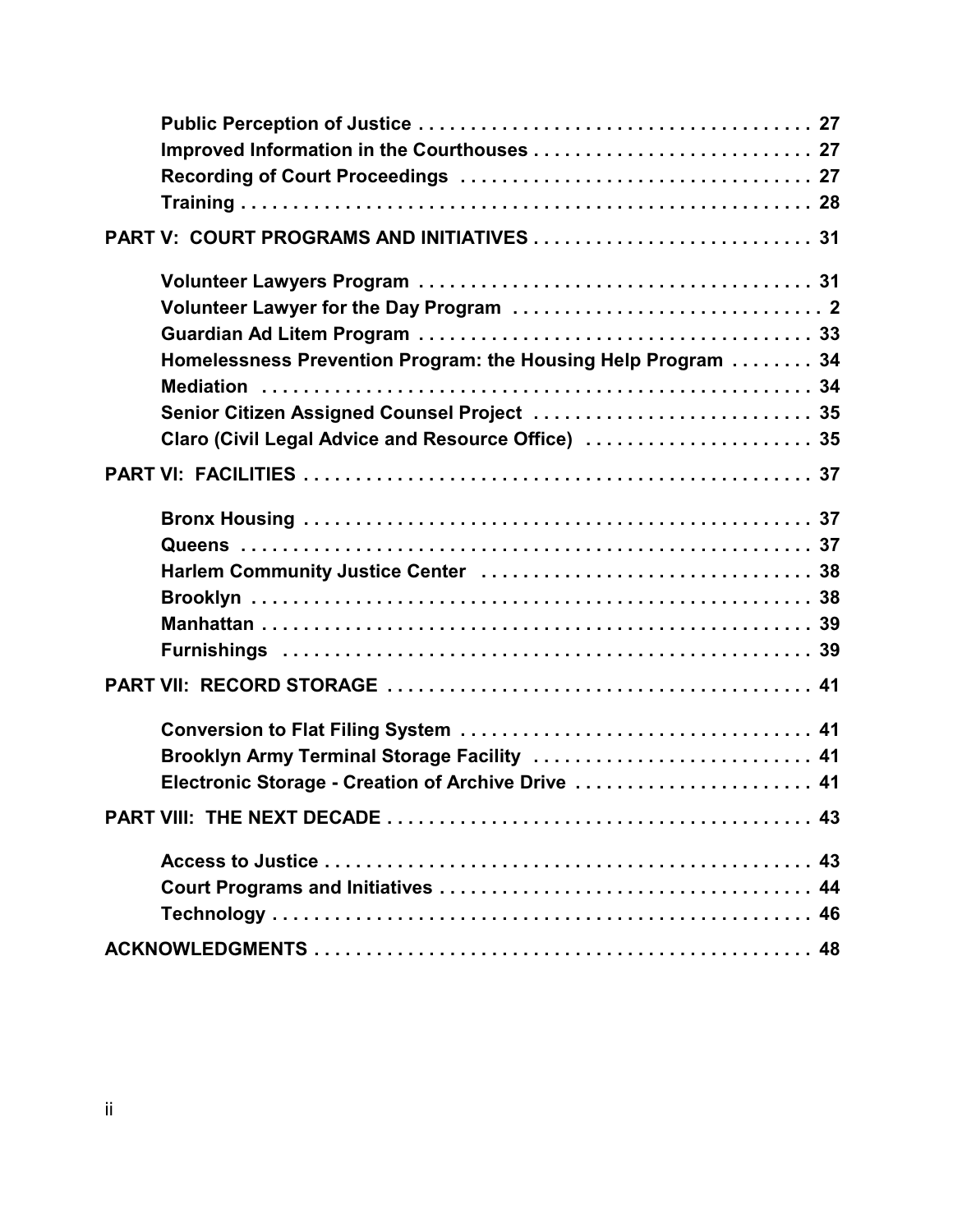Public Perception of Justice . . . . . . . . . . . . . . . . . . . . . . . . . . . . . . . . . . . . . 27
Improved Information in the Courthouses . . . . . . . . . . . . . . . . . . . . . . . . . . 27
Recording of Court Proceedings . . . . . . . . . . . . . . . . . . . . . . . . . . . . . . . . . 27
Training . . . . . . . . . . . . . . . . . . . . . . . . . . . . . . . . . . . . . . . . . . . . . . . . . . . . . 28

PART V: COURT PROGRAMS AND INITIATIVES . . . . . . . . . . . . . . . . . . . . . . . . . . 31

Volunteer Lawyers Program . . . . . . . . . . . . . . . . . . . . . . . . . . . . . . . . . . . . . 31
Volunteer Lawyer for the Day Program . . . . . . . . . . . . . . . . . . . . . . . . . . . . . 2
Guardian Ad Litem Program . . . . . . . . . . . . . . . . . . . . . . . . . . . . . . . . . . . . . 33
Homelessness Prevention Program: the Housing Help Program . . . . . . . . 34
Mediation . . . . . . . . . . . . . . . . . . . . . . . . . . . . . . . . . . . . . . . . . . . . . . . . . . . 34
Senior Citizen Assigned Counsel Project . . . . . . . . . . . . . . . . . . . . . . . . . . 35
Claro (Civil Legal Advice and Resource Office) . . . . . . . . . . . . . . . . . . . . . 35

PART VI: FACILITIES . . . . . . . . . . . . . . . . . . . . . . . . . . . . . . . . . . . . . . . . . . . . . . . . 37

Bronx Housing . . . . . . . . . . . . . . . . . . . . . . . . . . . . . . . . . . . . . . . . . . . . . . . . 37
Queens . . . . . . . . . . . . . . . . . . . . . . . . . . . . . . . . . . . . . . . . . . . . . . . . . . . . . 37
Harlem Community Justice Center . . . . . . . . . . . . . . . . . . . . . . . . . . . . . . . . 38
Brooklyn . . . . . . . . . . . . . . . . . . . . . . . . . . . . . . . . . . . . . . . . . . . . . . . . . . . . . 38
Manhattan . . . . . . . . . . . . . . . . . . . . . . . . . . . . . . . . . . . . . . . . . . . . . . . . . . . 39
Furnishings . . . . . . . . . . . . . . . . . . . . . . . . . . . . . . . . . . . . . . . . . . . . . . . . . . 39

PART VII: RECORD STORAGE . . . . . . . . . . . . . . . . . . . . . . . . . . . . . . . . . . . . . . . . 41

Conversion to Flat Filing System . . . . . . . . . . . . . . . . . . . . . . . . . . . . . . . . . 41
Brooklyn Army Terminal Storage Facility . . . . . . . . . . . . . . . . . . . . . . . . . . 41
Electronic Storage - Creation of Archive Drive . . . . . . . . . . . . . . . . . . . . . . 41

PART VIII: THE NEXT DECADE . . . . . . . . . . . . . . . . . . . . . . . . . . . . . . . . . . . . . . . . 43

Access to Justice . . . . . . . . . . . . . . . . . . . . . . . . . . . . . . . . . . . . . . . . . . . . . . 43
Court Programs and Initiatives . . . . . . . . . . . . . . . . . . . . . . . . . . . . . . . . . . . 44
Technology . . . . . . . . . . . . . . . . . . . . . . . . . . . . . . . . . . . . . . . . . . . . . . . . . . . 46

ACKNOWLEDGMENTS . . . . . . . . . . . . . . . . . . . . . . . . . . . . . . . . . . . . . . . . . . . . . . . . 48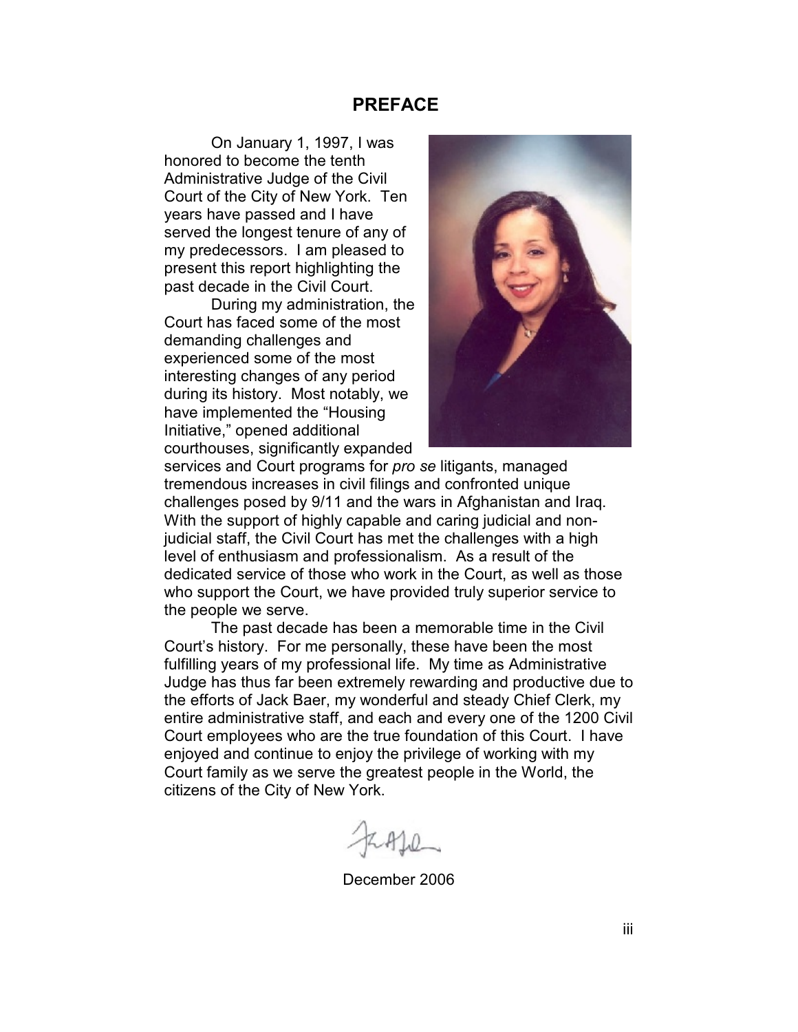# PREFACE

On January 1, 1997, I was honored to become the tenth Administrative Judge of the Civil Court of the City of New York. Ten years have passed and I have served the longest tenure of any of my predecessors. I am pleased to present this report highlighting the past decade in the Civil Court.

During my administration, the Court has faced some of the most demanding challenges and experienced some of the most interesting changes of any period during its history. Most notably, we have implemented the "Housing Initiative," opened additional courthouses, significantly expanded services and Court programs for *pro se* litigants, managed tremendous increases in civil filings and confronted unique challenges posed by 9/11 and the wars in Afghanistan and Iraq. With the support of highly capable and caring judicial and non-judicial staff, the Civil Court has met the challenges with a high level of enthusiasm and professionalism. As a result of the dedicated service of those who work in the Court, as well as those who support the Court, we have provided truly superior service to the people we serve.

The past decade has been a memorable time in the Civil Court's history. For me personally, these have been the most fulfilling years of my professional life. My time as Administrative Judge has thus far been extremely rewarding and productive due to the efforts of Jack Baer, my wonderful and steady Chief Clerk, my entire administrative staff, and each and every one of the 1200 Civil Court employees who are the true foundation of this Court. I have enjoyed and continue to enjoy the privilege of working with my Court family as we serve the greatest people in the World, the citizens of the City of New York.

December 2006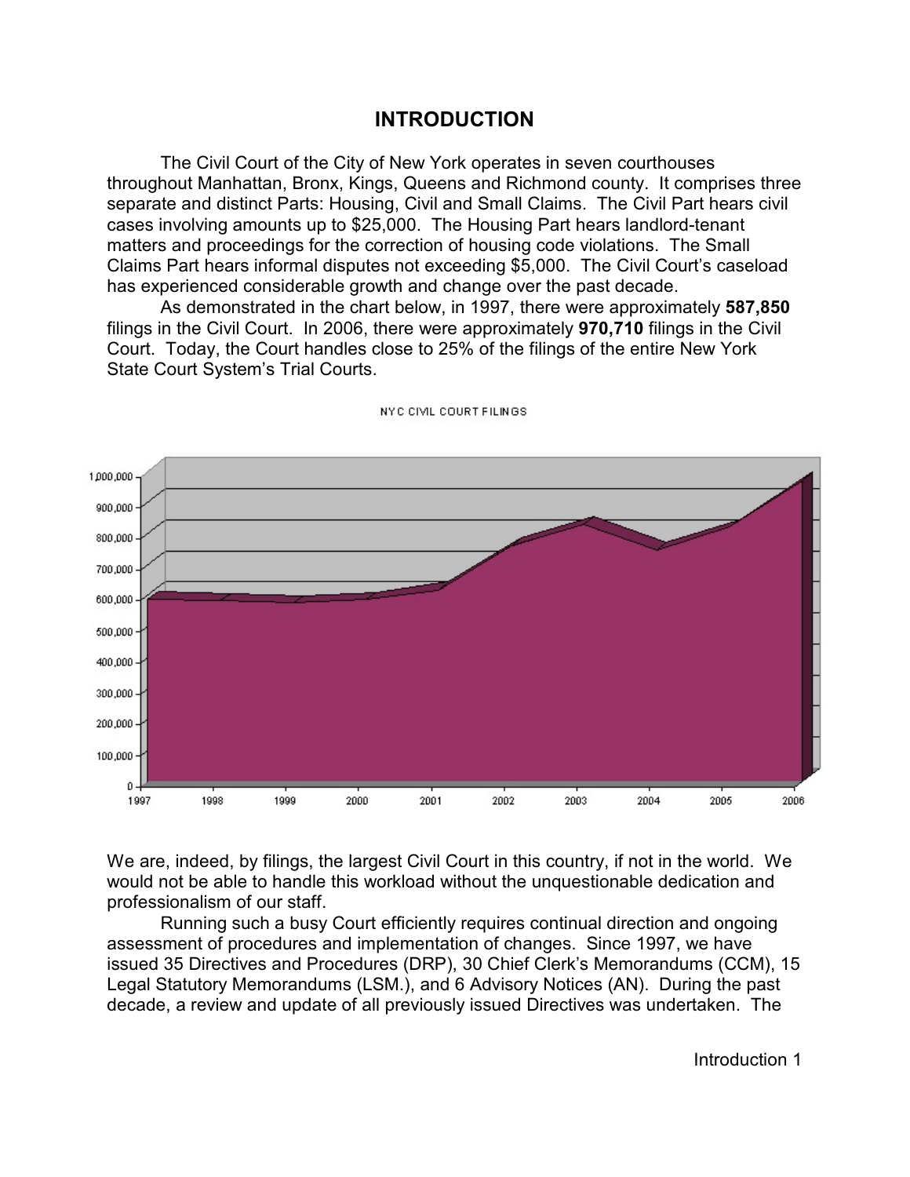# INTRODUCTION

The Civil Court of the City of New York operates in seven courthouses throughout Manhattan, Bronx, Kings, Queens and Richmond county. It comprises three separate and distinct Parts: Housing, Civil and Small Claims. The Civil Part hears civil cases involving amounts up to $25,000. The Housing Part hears landlord-tenant matters and proceedings for the correction of housing code violations. The Small Claims Part hears informal disputes not exceeding $5,000. The Civil Court's caseload has experienced considerable growth and change over the past decade.

As demonstrated in the chart below, in 1997, there were approximately **587,850** filings in the Civil Court. In 2006, there were approximately **970,710** filings in the Civil Court. Today, the Court handles close to 25% of the filings of the entire New York State Court System's Trial Courts.

NYC CIVIL COURT FILINGS

We are, indeed, by filings, the largest Civil Court in this country, if not in the world. We would not be able to handle this workload without the unquestionable dedication and professionalism of our staff.

Running such a busy Court efficiently requires continual direction and ongoing assessment of procedures and implementation of changes. Since 1997, we have issued 35 Directives and Procedures (DRP), 30 Chief Clerk's Memorandums (CCM), 15 Legal Statutory Memorandums (LSM.), and 6 Advisory Notices (AN). During the past decade, a review and update of all previously issued Directives was undertaken. The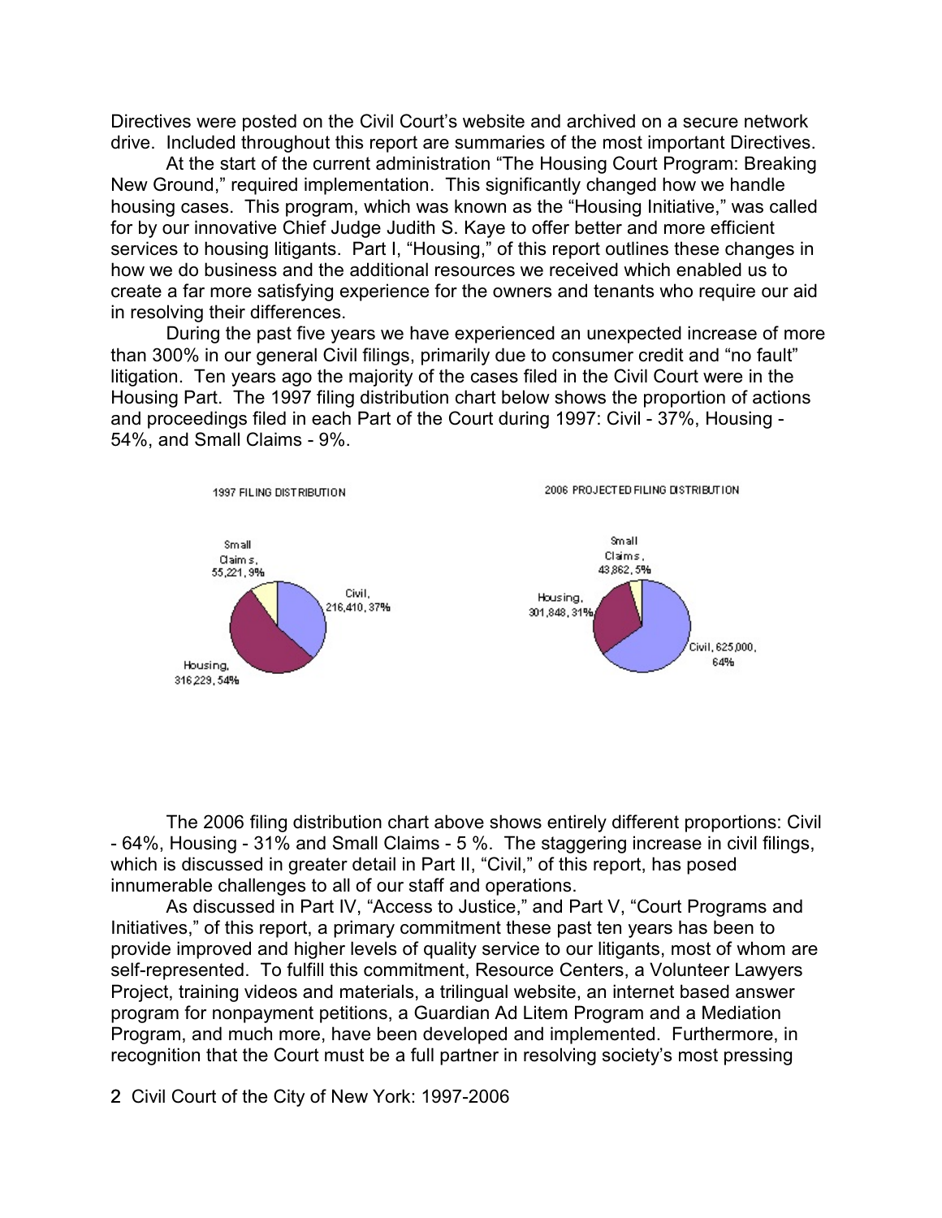Directives were posted on the Civil Court's website and archived on a secure network drive. Included throughout this report are summaries of the most important Directives.

At the start of the current administration "The Housing Court Program: Breaking New Ground," required implementation. This significantly changed how we handle housing cases. This program, which was known as the "Housing Initiative," was called for by our innovative Chief Judge Judith S. Kaye to offer better and more efficient services to housing litigants. Part I, "Housing," of this report outlines these changes in how we do business and the additional resources we received which enabled us to create a far more satisfying experience for the owners and tenants who require our aid in resolving their differences.

During the past five years we have experienced an unexpected increase of more than 300% in our general Civil filings, primarily due to consumer credit and "no fault" litigation. Ten years ago the majority of the cases filed in the Civil Court were in the Housing Part. The 1997 filing distribution chart below shows the proportion of actions and proceedings filed in each Part of the Court during 1997: Civil - 37%, Housing - 54%, and Small Claims - 9%.

1997 FILING DISTRIBUTION

Small Claims, 55,221, 9%

Civil, 216,410, 37%

Housing, 316,229, 54%

2006 PROJECTED FILING DISTRIBUTION

Small Claims, 43,862, 5%

Housing, 301,848, 31%

Civil, 625,000, 64%

The 2006 filing distribution chart above shows entirely different proportions: Civil - 64%, Housing - 31% and Small Claims - 5 %. The staggering increase in civil filings, which is discussed in greater detail in Part II, "Civil," of this report, has posed innumerable challenges to all of our staff and operations.

As discussed in Part IV, "Access to Justice," and Part V, "Court Programs and Initiatives," of this report, a primary commitment these past ten years has been to provide improved and higher levels of quality service to our litigants, most of whom are self-represented. To fulfill this commitment, Resource Centers, a Volunteer Lawyers Project, training videos and materials, a trilingual website, an internet based answer program for nonpayment petitions, a Guardian Ad Litem Program and a Mediation Program, and much more, have been developed and implemented. Furthermore, in recognition that the Court must be a full partner in resolving society's most pressing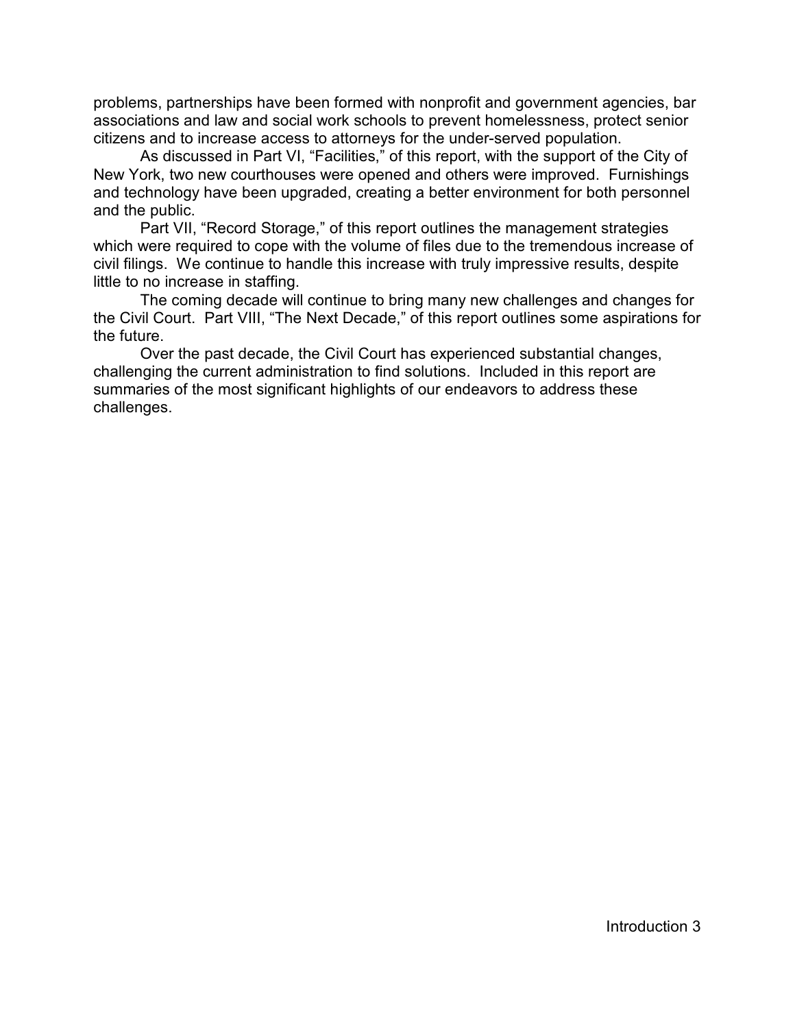problems, partnerships have been formed with nonprofit and government agencies, bar associations and law and social work schools to prevent homelessness, protect senior citizens and to increase access to attorneys for the under-served population.

As discussed in Part VI, "Facilities," of this report, with the support of the City of New York, two new courthouses were opened and others were improved. Furnishings and technology have been upgraded, creating a better environment for both personnel and the public.

Part VII, "Record Storage," of this report outlines the management strategies which were required to cope with the volume of files due to the tremendous increase of civil filings. We continue to handle this increase with truly impressive results, despite little to no increase in staffing.

The coming decade will continue to bring many new challenges and changes for the Civil Court. Part VIII, "The Next Decade," of this report outlines some aspirations for the future.

Over the past decade, the Civil Court has experienced substantial changes, challenging the current administration to find solutions. Included in this report are summaries of the most significant highlights of our endeavors to address these challenges.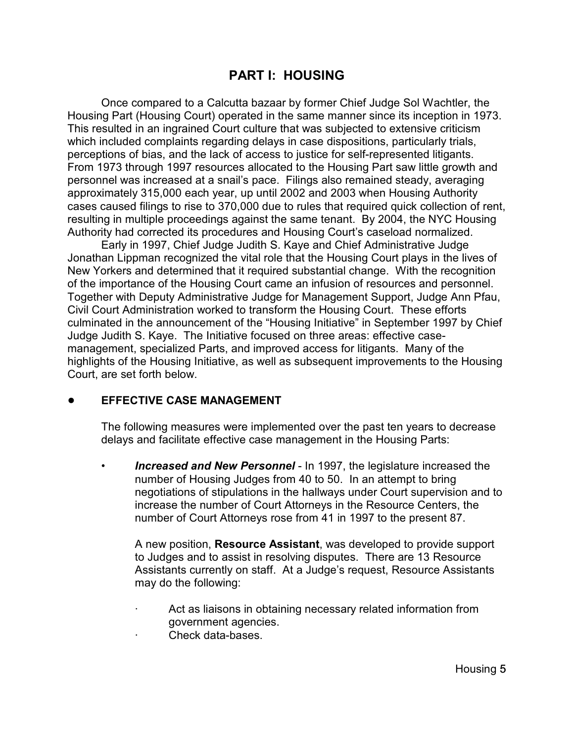# PART I: HOUSING

Once compared to a Calcutta bazaar by former Chief Judge Sol Wachtler, the Housing Part (Housing Court) operated in the same manner since its inception in 1973. This resulted in an ingrained Court culture that was subjected to extensive criticism which included complaints regarding delays in case dispositions, particularly trials, perceptions of bias, and the lack of access to justice for self-represented litigants. From 1973 through 1997 resources allocated to the Housing Part saw little growth and personnel was increased at a snail's pace. Filings also remained steady, averaging approximately 315,000 each year, up until 2002 and 2003 when Housing Authority cases caused filings to rise to 370,000 due to rules that required quick collection of rent, resulting in multiple proceedings against the same tenant. By 2004, the NYC Housing Authority had corrected its procedures and Housing Court's caseload normalized.

Early in 1997, Chief Judge Judith S. Kaye and Chief Administrative Judge Jonathan Lippman recognized the vital role that the Housing Court plays in the lives of New Yorkers and determined that it required substantial change. With the recognition of the importance of the Housing Court came an infusion of resources and personnel. Together with Deputy Administrative Judge for Management Support, Judge Ann Pfau, Civil Court Administration worked to transform the Housing Court. These efforts culminated in the announcement of the "Housing Initiative" in September 1997 by Chief Judge Judith S. Kaye. The Initiative focused on three areas: effective case-management, specialized Parts, and improved access for litigants. Many of the highlights of the Housing Initiative, as well as subsequent improvements to the Housing Court, are set forth below.

## ● EFFECTIVE CASE MANAGEMENT

The following measures were implemented over the past ten years to decrease delays and facilitate effective case management in the Housing Parts:

- ***Increased and New Personnel*** - In 1997, the legislature increased the number of Housing Judges from 40 to 50. In an attempt to bring negotiations of stipulations in the hallways under Court supervision and to increase the number of Court Attorneys in the Resource Centers, the number of Court Attorneys rose from 41 in 1997 to the present 87.

  A new position, **Resource Assistant**, was developed to provide support to Judges and to assist in resolving disputes. There are 13 Resource Assistants currently on staff. At a Judge's request, Resource Assistants may do the following:

  - Act as liaisons in obtaining necessary related information from government agencies.
  - Check data-bases.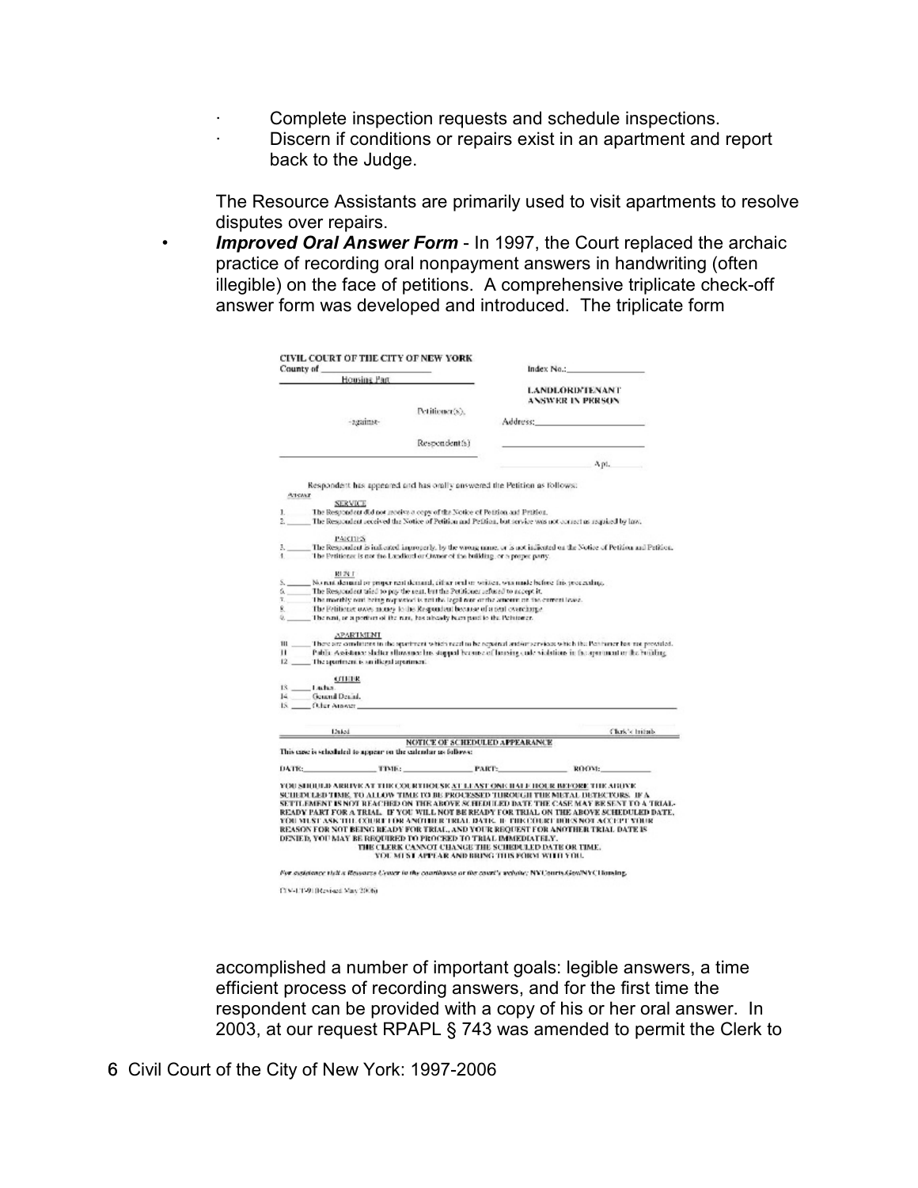- Complete inspection requests and schedule inspections.
- Discern if conditions or repairs exist in an apartment and report back to the Judge.

The Resource Assistants are primarily used to visit apartments to resolve disputes over repairs.

- ***Improved Oral Answer Form*** - In 1997, the Court replaced the archaic practice of recording oral nonpayment answers in handwriting (often illegible) on the face of petitions. A comprehensive triplicate check-off answer form was developed and introduced. The triplicate form

---

CIVIL COURT OF THE CITY OF NEW YORK
County of ____________________
Housing Part

Index No.: ____________________

**LANDLORD/TENANT ANSWER IN PERSON**

Petitioner(s),

-against-

Respondent(s)

Address: ____________________

____________________ Apt. ______

Respondent has appeared and has orally answered the Petition as follows:

Answer

SERVICE

1. _____ The Respondent did not receive a copy of the Notice of Petition and Petition.
2. _____ The Respondent received the Notice of Petition and Petition, but service was not correct as required by law.

PARTIES

3. _____ The Respondent is indicated improperly, by the wrong name, or is not indicated on the Notice of Petition and Petition.
4. _____ The Petitioner is not the Landlord or Owner of the building, or a proper party.

RENT

5. _____ No rent demand or proper rent demand, either oral or written, was made before this proceeding.
6. _____ The Respondent tried to pay the rent, but the Petitioner refused to accept it.
7. _____ The monthly rent being requested is not the legal rent or the amount on the current lease.
8. _____ The Petitioner owes money to the Respondent because of a rent overcharge.
9. _____ The rent, or a portion of the rent, has already been paid to the Petitioner.

APARTMENT

10. _____ There are conditions in the apartment which need to be repaired and/or services which the Petitioner has not provided.
11. _____ Public Assistance shelter allowance has stopped because of housing code violations in the apartment or the building.
12. _____ The apartment is an illegal apartment.

OTHER

13. _____ Laches.
14. _____ General Denial.
15. _____ Other Answer: ____________________

Dated ____________________ Clerk's Initials ____________________

**NOTICE OF SCHEDULED APPEARANCE**

This case is scheduled to appear on the calendar as follows:

DATE: ______________ TIME: ______________ PART: ______________ ROOM: ______________

YOU SHOULD ARRIVE AT THE COURTHOUSE AT LEAST ONE HALF HOUR BEFORE THE ABOVE SCHEDULED TIME, TO ALLOW TIME TO BE PROCESSED THROUGH THE METAL DETECTORS. IF A SETTLEMENT IS NOT REACHED ON THE ABOVE SCHEDULED DATE THE CASE MAY BE SENT TO A TRIAL-READY PART FOR A TRIAL. IF YOU WILL NOT BE READY FOR TRIAL ON THE ABOVE SCHEDULED DATE, YOU MUST ASK THE COURT FOR ANOTHER TRIAL DATE. IF THE COURT DOES NOT ACCEPT YOUR REASON FOR NOT BEING READY FOR TRIAL, AND YOUR REQUEST FOR ANOTHER TRIAL DATE IS DENIED, YOU MAY BE REQUIRED TO PROCEED TO TRIAL IMMEDIATELY.

THE CLERK CANNOT CHANGE THE SCHEDULED DATE OR TIME.
YOU MUST APPEAR AND BRING THIS FORM WITH YOU.

*For assistance visit a Resource Center in the courthouse or the court's website:* NYCourts.Gov/NYCHousing.

CIV-LT-91 (Revised May 2006)

---

accomplished a number of important goals: legible answers, a time efficient process of recording answers, and for the first time the respondent can be provided with a copy of his or her oral answer. In 2003, at our request RPAPL § 743 was amended to permit the Clerk to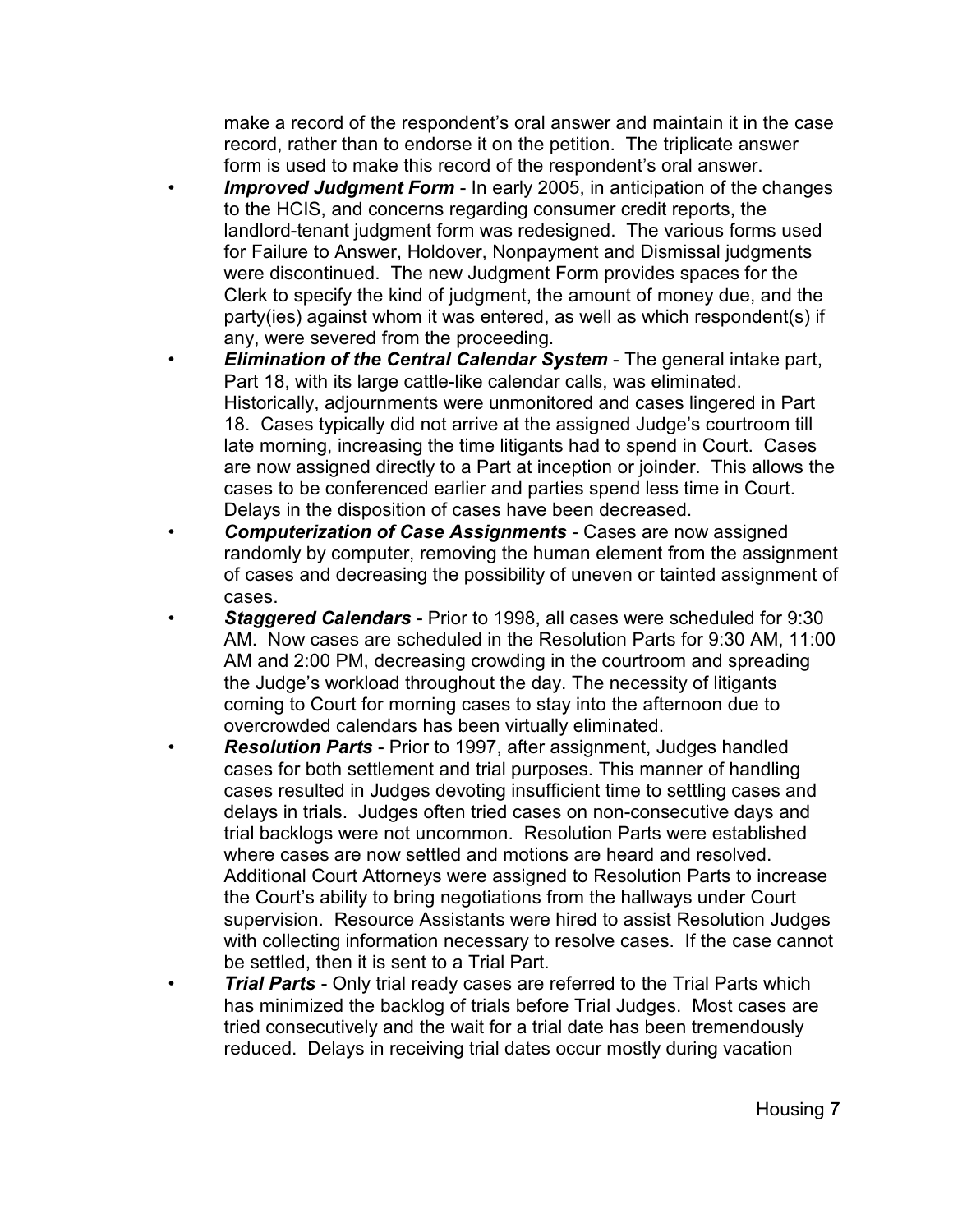make a record of the respondent's oral answer and maintain it in the case record, rather than to endorse it on the petition. The triplicate answer form is used to make this record of the respondent's oral answer.

- ***Improved Judgment Form*** - In early 2005, in anticipation of the changes to the HCIS, and concerns regarding consumer credit reports, the landlord-tenant judgment form was redesigned. The various forms used for Failure to Answer, Holdover, Nonpayment and Dismissal judgments were discontinued. The new Judgment Form provides spaces for the Clerk to specify the kind of judgment, the amount of money due, and the party(ies) against whom it was entered, as well as which respondent(s) if any, were severed from the proceeding.
- ***Elimination of the Central Calendar System*** - The general intake part, Part 18, with its large cattle-like calendar calls, was eliminated. Historically, adjournments were unmonitored and cases lingered in Part 18. Cases typically did not arrive at the assigned Judge's courtroom till late morning, increasing the time litigants had to spend in Court. Cases are now assigned directly to a Part at inception or joinder. This allows the cases to be conferenced earlier and parties spend less time in Court. Delays in the disposition of cases have been decreased.
- ***Computerization of Case Assignments*** - Cases are now assigned randomly by computer, removing the human element from the assignment of cases and decreasing the possibility of uneven or tainted assignment of cases.
- ***Staggered Calendars*** - Prior to 1998, all cases were scheduled for 9:30 AM. Now cases are scheduled in the Resolution Parts for 9:30 AM, 11:00 AM and 2:00 PM, decreasing crowding in the courtroom and spreading the Judge's workload throughout the day. The necessity of litigants coming to Court for morning cases to stay into the afternoon due to overcrowded calendars has been virtually eliminated.
- ***Resolution Parts*** - Prior to 1997, after assignment, Judges handled cases for both settlement and trial purposes. This manner of handling cases resulted in Judges devoting insufficient time to settling cases and delays in trials. Judges often tried cases on non-consecutive days and trial backlogs were not uncommon. Resolution Parts were established where cases are now settled and motions are heard and resolved. Additional Court Attorneys were assigned to Resolution Parts to increase the Court's ability to bring negotiations from the hallways under Court supervision. Resource Assistants were hired to assist Resolution Judges with collecting information necessary to resolve cases. If the case cannot be settled, then it is sent to a Trial Part.
- ***Trial Parts*** - Only trial ready cases are referred to the Trial Parts which has minimized the backlog of trials before Trial Judges. Most cases are tried consecutively and the wait for a trial date has been tremendously reduced. Delays in receiving trial dates occur mostly during vacation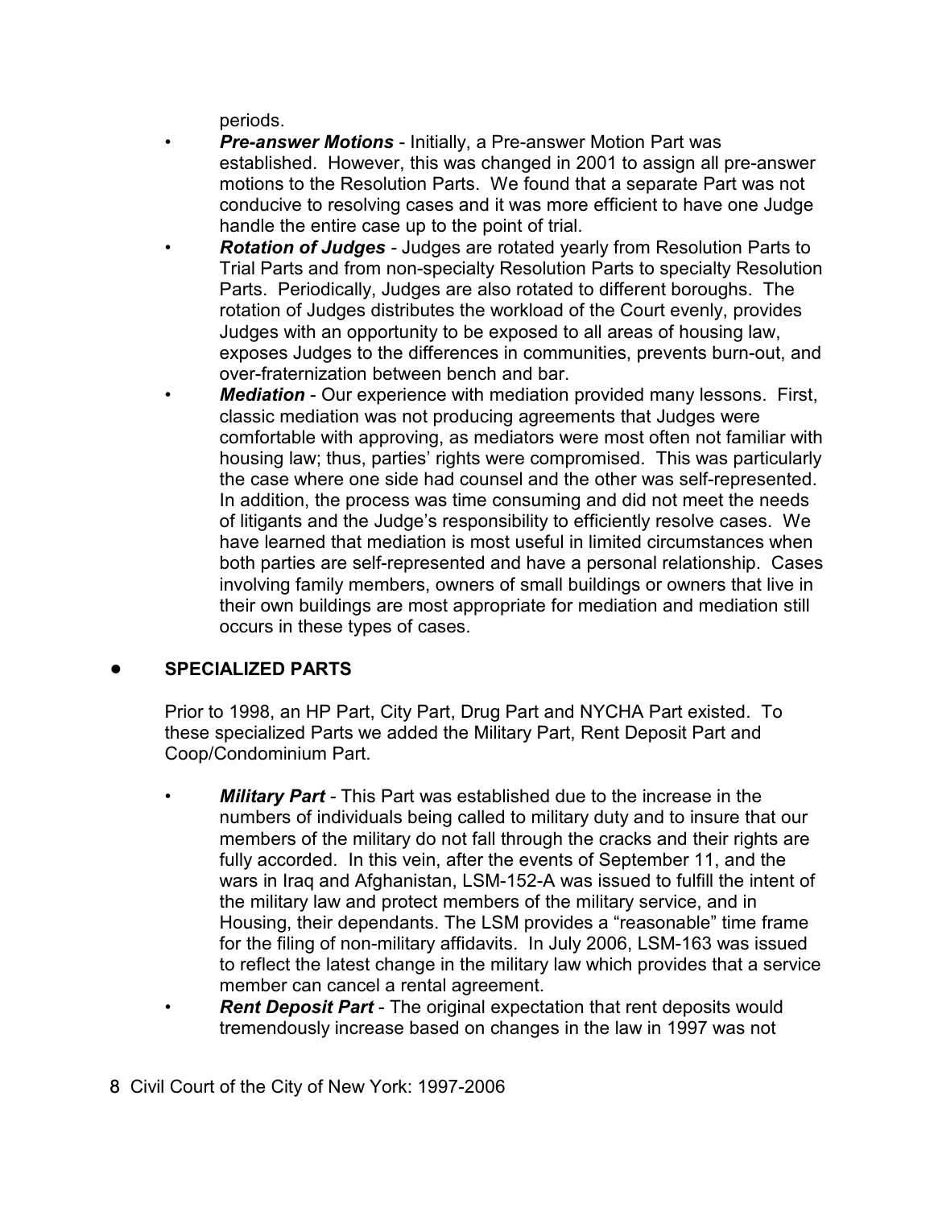periods.

- ***Pre-answer Motions*** - Initially, a Pre-answer Motion Part was established. However, this was changed in 2001 to assign all pre-answer motions to the Resolution Parts. We found that a separate Part was not conducive to resolving cases and it was more efficient to have one Judge handle the entire case up to the point of trial.
- ***Rotation of Judges*** - Judges are rotated yearly from Resolution Parts to Trial Parts and from non-specialty Resolution Parts to specialty Resolution Parts. Periodically, Judges are also rotated to different boroughs. The rotation of Judges distributes the workload of the Court evenly, provides Judges with an opportunity to be exposed to all areas of housing law, exposes Judges to the differences in communities, prevents burn-out, and over-fraternization between bench and bar.
- ***Mediation*** - Our experience with mediation provided many lessons. First, classic mediation was not producing agreements that Judges were comfortable with approving, as mediators were most often not familiar with housing law; thus, parties' rights were compromised. This was particularly the case where one side had counsel and the other was self-represented. In addition, the process was time consuming and did not meet the needs of litigants and the Judge's responsibility to efficiently resolve cases. We have learned that mediation is most useful in limited circumstances when both parties are self-represented and have a personal relationship. Cases involving family members, owners of small buildings or owners that live in their own buildings are most appropriate for mediation and mediation still occurs in these types of cases.

## SPECIALIZED PARTS

Prior to 1998, an HP Part, City Part, Drug Part and NYCHA Part existed. To these specialized Parts we added the Military Part, Rent Deposit Part and Coop/Condominium Part.

- ***Military Part*** - This Part was established due to the increase in the numbers of individuals being called to military duty and to insure that our members of the military do not fall through the cracks and their rights are fully accorded. In this vein, after the events of September 11, and the wars in Iraq and Afghanistan, LSM-152-A was issued to fulfill the intent of the military law and protect members of the military service, and in Housing, their dependants. The LSM provides a "reasonable" time frame for the filing of non-military affidavits. In July 2006, LSM-163 was issued to reflect the latest change in the military law which provides that a service member can cancel a rental agreement.
- ***Rent Deposit Part*** - The original expectation that rent deposits would tremendously increase based on changes in the law in 1997 was not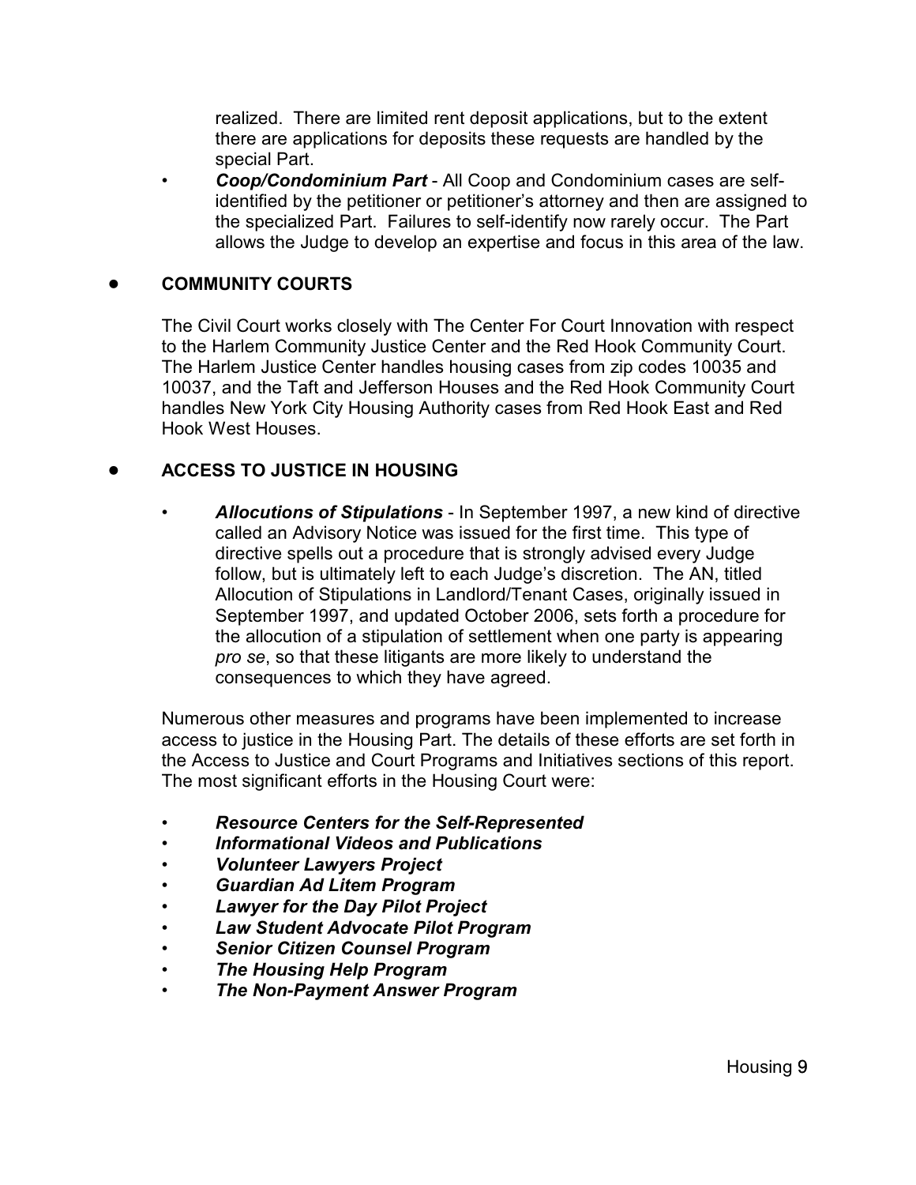realized. There are limited rent deposit applications, but to the extent there are applications for deposits these requests are handled by the special Part.

- ***Coop/Condominium Part*** - All Coop and Condominium cases are self-identified by the petitioner or petitioner's attorney and then are assigned to the specialized Part. Failures to self-identify now rarely occur. The Part allows the Judge to develop an expertise and focus in this area of the law.

## COMMUNITY COURTS

The Civil Court works closely with The Center For Court Innovation with respect to the Harlem Community Justice Center and the Red Hook Community Court. The Harlem Justice Center handles housing cases from zip codes 10035 and 10037, and the Taft and Jefferson Houses and the Red Hook Community Court handles New York City Housing Authority cases from Red Hook East and Red Hook West Houses.

## ACCESS TO JUSTICE IN HOUSING

- ***Allocutions of Stipulations*** - In September 1997, a new kind of directive called an Advisory Notice was issued for the first time. This type of directive spells out a procedure that is strongly advised every Judge follow, but is ultimately left to each Judge's discretion. The AN, titled Allocution of Stipulations in Landlord/Tenant Cases, originally issued in September 1997, and updated October 2006, sets forth a procedure for the allocution of a stipulation of settlement when one party is appearing *pro se*, so that these litigants are more likely to understand the consequences to which they have agreed.

Numerous other measures and programs have been implemented to increase access to justice in the Housing Part. The details of these efforts are set forth in the Access to Justice and Court Programs and Initiatives sections of this report. The most significant efforts in the Housing Court were:

- ***Resource Centers for the Self-Represented***
- ***Informational Videos and Publications***
- ***Volunteer Lawyers Project***
- ***Guardian Ad Litem Program***
- ***Lawyer for the Day Pilot Project***
- ***Law Student Advocate Pilot Program***
- ***Senior Citizen Counsel Program***
- ***The Housing Help Program***
- ***The Non-Payment Answer Program***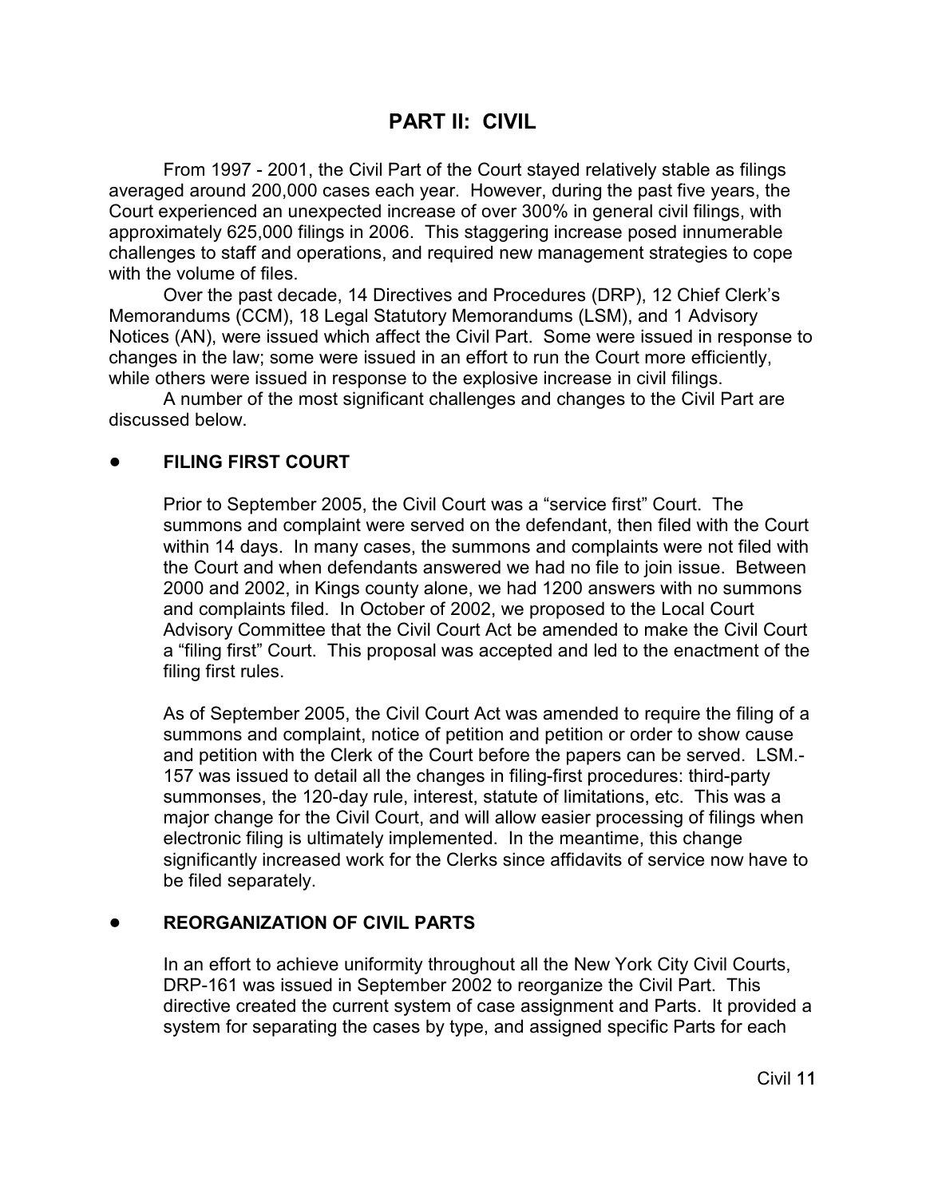# PART II: CIVIL

From 1997 - 2001, the Civil Part of the Court stayed relatively stable as filings averaged around 200,000 cases each year. However, during the past five years, the Court experienced an unexpected increase of over 300% in general civil filings, with approximately 625,000 filings in 2006. This staggering increase posed innumerable challenges to staff and operations, and required new management strategies to cope with the volume of files.

Over the past decade, 14 Directives and Procedures (DRP), 12 Chief Clerk's Memorandums (CCM), 18 Legal Statutory Memorandums (LSM), and 1 Advisory Notices (AN), were issued which affect the Civil Part. Some were issued in response to changes in the law; some were issued in an effort to run the Court more efficiently, while others were issued in response to the explosive increase in civil filings.

A number of the most significant challenges and changes to the Civil Part are discussed below.

- **FILING FIRST COURT**

  Prior to September 2005, the Civil Court was a "service first" Court. The summons and complaint were served on the defendant, then filed with the Court within 14 days. In many cases, the summons and complaints were not filed with the Court and when defendants answered we had no file to join issue. Between 2000 and 2002, in Kings county alone, we had 1200 answers with no summons and complaints filed. In October of 2002, we proposed to the Local Court Advisory Committee that the Civil Court Act be amended to make the Civil Court a "filing first" Court. This proposal was accepted and led to the enactment of the filing first rules.

  As of September 2005, the Civil Court Act was amended to require the filing of a summons and complaint, notice of petition and petition or order to show cause and petition with the Clerk of the Court before the papers can be served. LSM.-157 was issued to detail all the changes in filing-first procedures: third-party summonses, the 120-day rule, interest, statute of limitations, etc. This was a major change for the Civil Court, and will allow easier processing of filings when electronic filing is ultimately implemented. In the meantime, this change significantly increased work for the Clerks since affidavits of service now have to be filed separately.

- **REORGANIZATION OF CIVIL PARTS**

  In an effort to achieve uniformity throughout all the New York City Civil Courts, DRP-161 was issued in September 2002 to reorganize the Civil Part. This directive created the current system of case assignment and Parts. It provided a system for separating the cases by type, and assigned specific Parts for each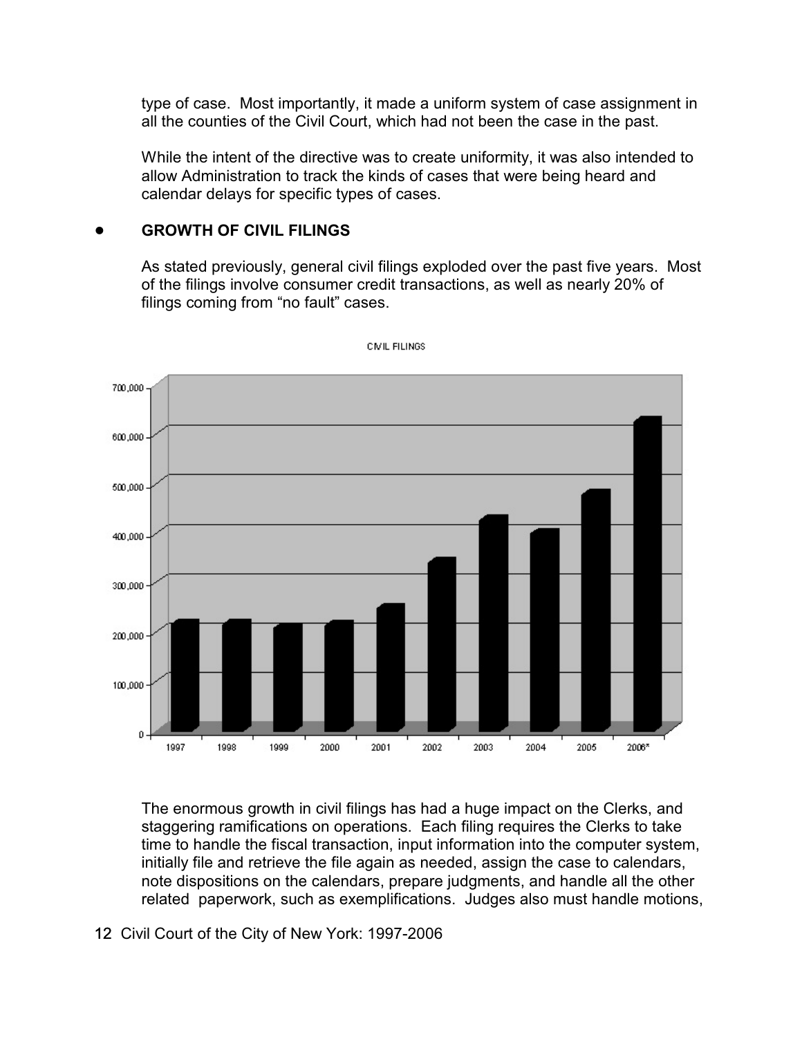type of case. Most importantly, it made a uniform system of case assignment in all the counties of the Civil Court, which had not been the case in the past.

While the intent of the directive was to create uniformity, it was also intended to allow Administration to track the kinds of cases that were being heard and calendar delays for specific types of cases.

- **GROWTH OF CIVIL FILINGS**

As stated previously, general civil filings exploded over the past five years. Most of the filings involve consumer credit transactions, as well as nearly 20% of filings coming from “no fault” cases.

CIVIL FILINGS

The enormous growth in civil filings has had a huge impact on the Clerks, and staggering ramifications on operations. Each filing requires the Clerks to take time to handle the fiscal transaction, input information into the computer system, initially file and retrieve the file again as needed, assign the case to calendars, note dispositions on the calendars, prepare judgments, and handle all the other related paperwork, such as exemplifications. Judges also must handle motions,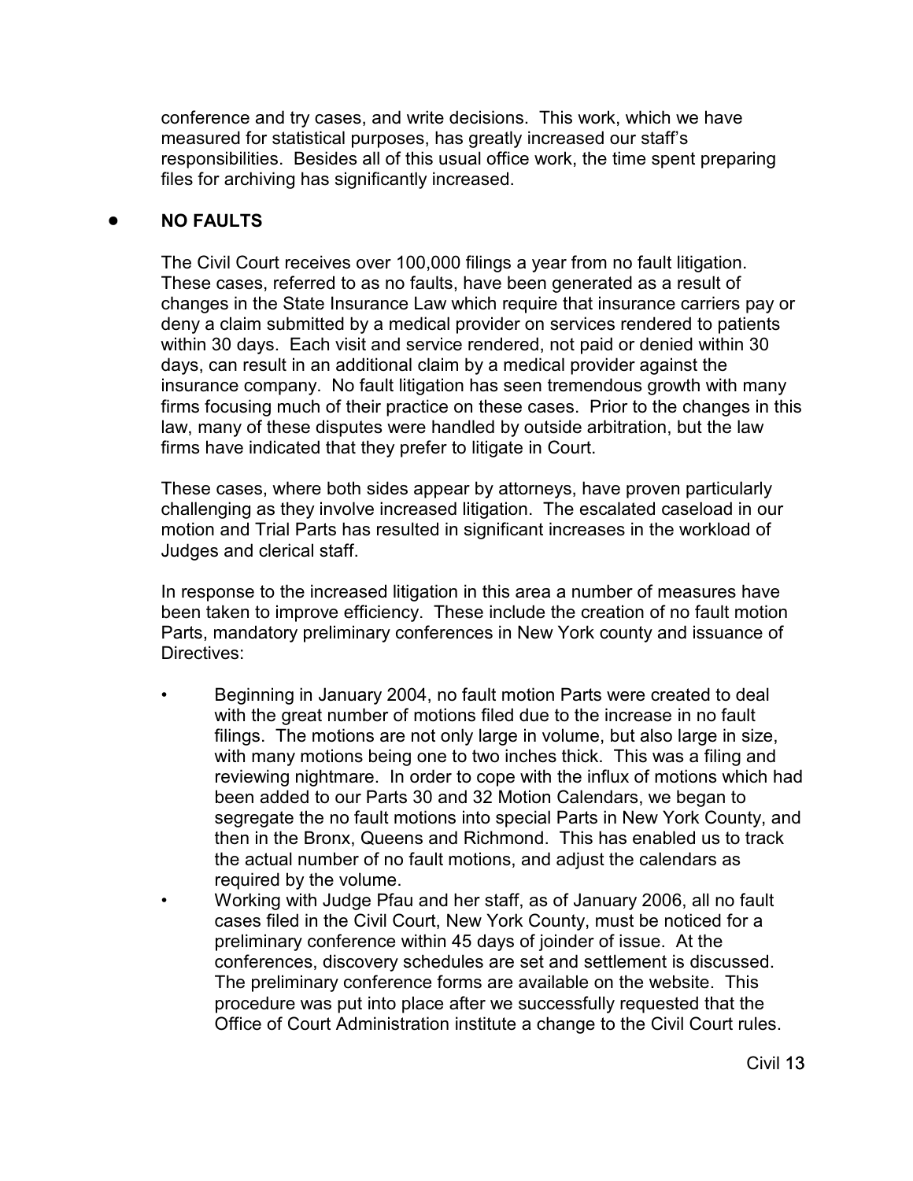conference and try cases, and write decisions. This work, which we have measured for statistical purposes, has greatly increased our staff's responsibilities. Besides all of this usual office work, the time spent preparing files for archiving has significantly increased.

- **NO FAULTS**

  The Civil Court receives over 100,000 filings a year from no fault litigation. These cases, referred to as no faults, have been generated as a result of changes in the State Insurance Law which require that insurance carriers pay or deny a claim submitted by a medical provider on services rendered to patients within 30 days. Each visit and service rendered, not paid or denied within 30 days, can result in an additional claim by a medical provider against the insurance company. No fault litigation has seen tremendous growth with many firms focusing much of their practice on these cases. Prior to the changes in this law, many of these disputes were handled by outside arbitration, but the law firms have indicated that they prefer to litigate in Court.

  These cases, where both sides appear by attorneys, have proven particularly challenging as they involve increased litigation. The escalated caseload in our motion and Trial Parts has resulted in significant increases in the workload of Judges and clerical staff.

  In response to the increased litigation in this area a number of measures have been taken to improve efficiency. These include the creation of no fault motion Parts, mandatory preliminary conferences in New York county and issuance of Directives:

  - Beginning in January 2004, no fault motion Parts were created to deal with the great number of motions filed due to the increase in no fault filings. The motions are not only large in volume, but also large in size, with many motions being one to two inches thick. This was a filing and reviewing nightmare. In order to cope with the influx of motions which had been added to our Parts 30 and 32 Motion Calendars, we began to segregate the no fault motions into special Parts in New York County, and then in the Bronx, Queens and Richmond. This has enabled us to track the actual number of no fault motions, and adjust the calendars as required by the volume.
  - Working with Judge Pfau and her staff, as of January 2006, all no fault cases filed in the Civil Court, New York County, must be noticed for a preliminary conference within 45 days of joinder of issue. At the conferences, discovery schedules are set and settlement is discussed. The preliminary conference forms are available on the website. This procedure was put into place after we successfully requested that the Office of Court Administration institute a change to the Civil Court rules.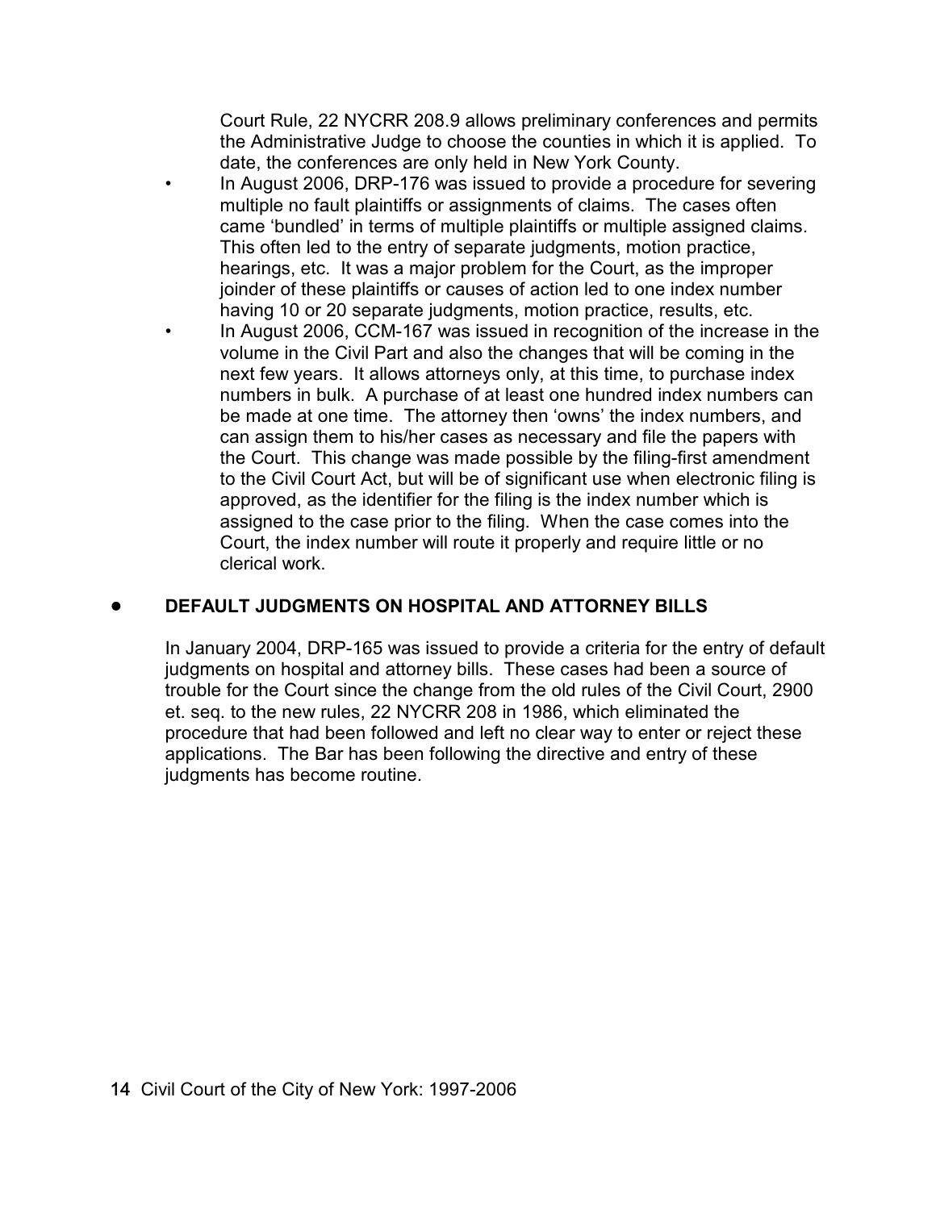Court Rule, 22 NYCRR 208.9 allows preliminary conferences and permits the Administrative Judge to choose the counties in which it is applied. To date, the conferences are only held in New York County.

- In August 2006, DRP-176 was issued to provide a procedure for severing multiple no fault plaintiffs or assignments of claims. The cases often came 'bundled' in terms of multiple plaintiffs or multiple assigned claims. This often led to the entry of separate judgments, motion practice, hearings, etc. It was a major problem for the Court, as the improper joinder of these plaintiffs or causes of action led to one index number having 10 or 20 separate judgments, motion practice, results, etc.
- In August 2006, CCM-167 was issued in recognition of the increase in the volume in the Civil Part and also the changes that will be coming in the next few years. It allows attorneys only, at this time, to purchase index numbers in bulk. A purchase of at least one hundred index numbers can be made at one time. The attorney then 'owns' the index numbers, and can assign them to his/her cases as necessary and file the papers with the Court. This change was made possible by the filing-first amendment to the Civil Court Act, but will be of significant use when electronic filing is approved, as the identifier for the filing is the index number which is assigned to the case prior to the filing. When the case comes into the Court, the index number will route it properly and require little or no clerical work.

- **DEFAULT JUDGMENTS ON HOSPITAL AND ATTORNEY BILLS**

  In January 2004, DRP-165 was issued to provide a criteria for the entry of default judgments on hospital and attorney bills. These cases had been a source of trouble for the Court since the change from the old rules of the Civil Court, 2900 et. seq. to the new rules, 22 NYCRR 208 in 1986, which eliminated the procedure that had been followed and left no clear way to enter or reject these applications. The Bar has been following the directive and entry of these judgments has become routine.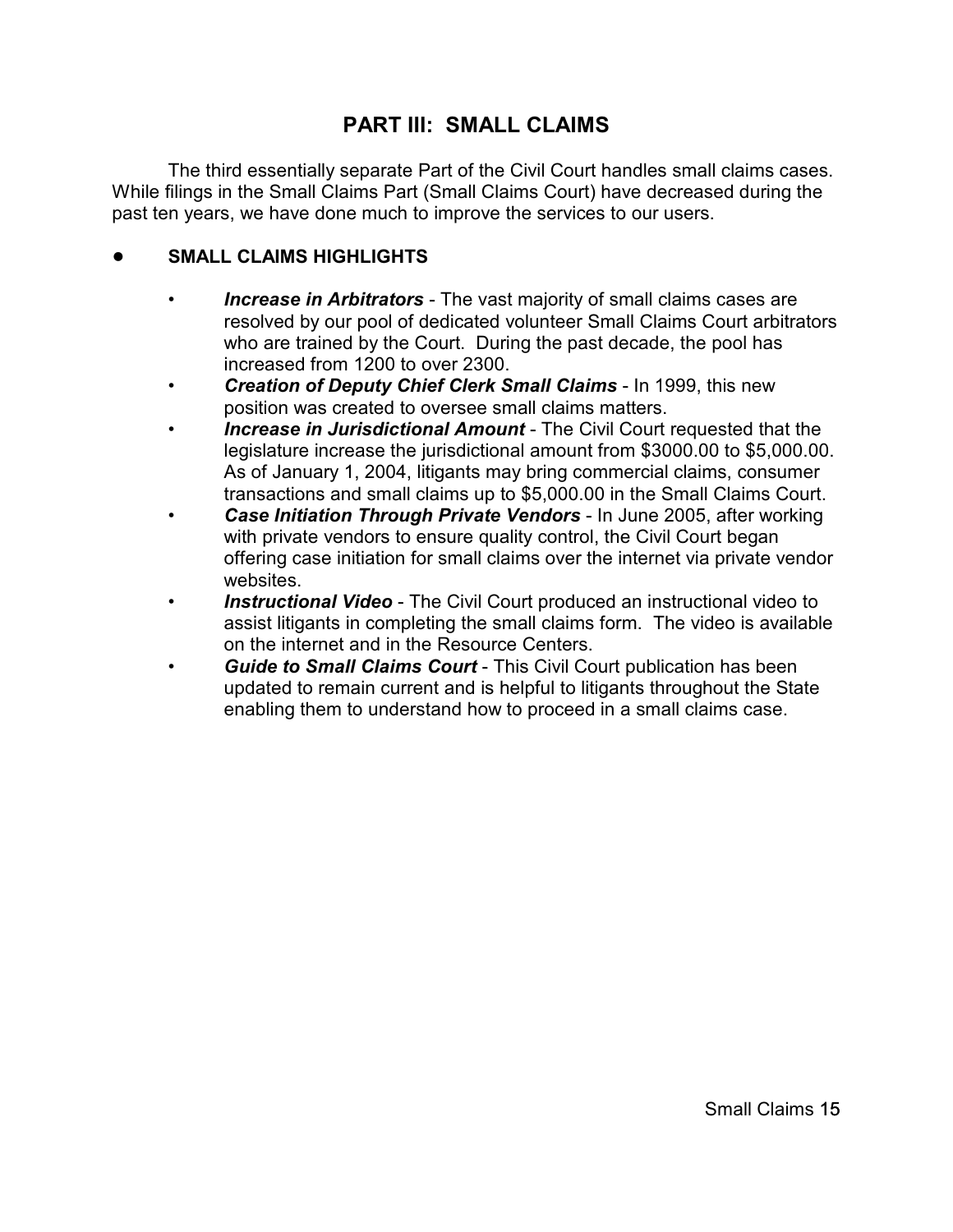## PART III: SMALL CLAIMS

The third essentially separate Part of the Civil Court handles small claims cases. While filings in the Small Claims Part (Small Claims Court) have decreased during the past ten years, we have done much to improve the services to our users.

- **SMALL CLAIMS HIGHLIGHTS**

  - ***Increase in Arbitrators*** - The vast majority of small claims cases are resolved by our pool of dedicated volunteer Small Claims Court arbitrators who are trained by the Court. During the past decade, the pool has increased from 1200 to over 2300.
  - ***Creation of Deputy Chief Clerk Small Claims*** - In 1999, this new position was created to oversee small claims matters.
  - ***Increase in Jurisdictional Amount*** - The Civil Court requested that the legislature increase the jurisdictional amount from $3000.00 to $5,000.00. As of January 1, 2004, litigants may bring commercial claims, consumer transactions and small claims up to $5,000.00 in the Small Claims Court.
  - ***Case Initiation Through Private Vendors*** - In June 2005, after working with private vendors to ensure quality control, the Civil Court began offering case initiation for small claims over the internet via private vendor websites.
  - ***Instructional Video*** - The Civil Court produced an instructional video to assist litigants in completing the small claims form. The video is available on the internet and in the Resource Centers.
  - ***Guide to Small Claims Court*** - This Civil Court publication has been updated to remain current and is helpful to litigants throughout the State enabling them to understand how to proceed in a small claims case.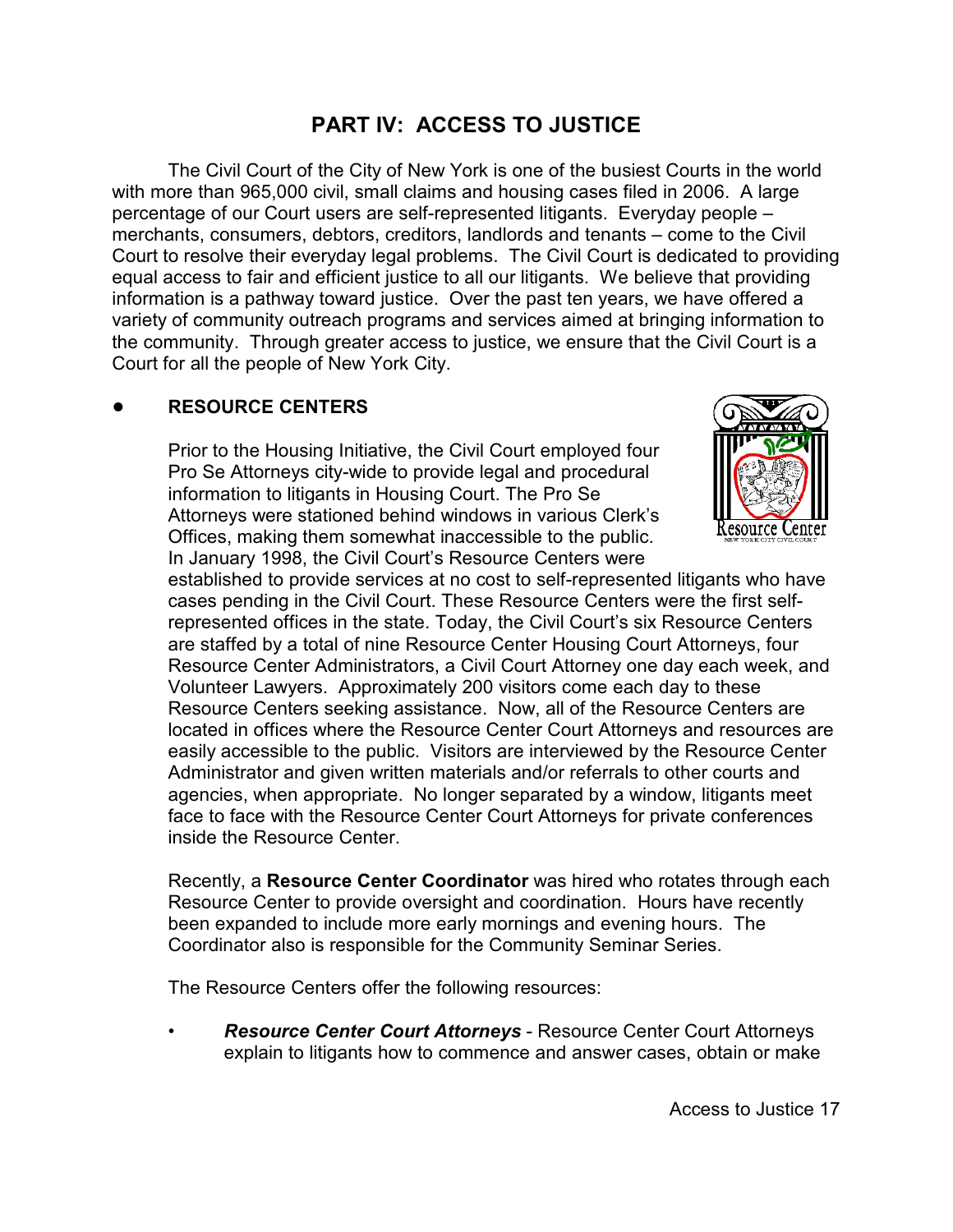# PART IV: ACCESS TO JUSTICE

The Civil Court of the City of New York is one of the busiest Courts in the world with more than 965,000 civil, small claims and housing cases filed in 2006. A large percentage of our Court users are self-represented litigants. Everyday people – merchants, consumers, debtors, creditors, landlords and tenants – come to the Civil Court to resolve their everyday legal problems. The Civil Court is dedicated to providing equal access to fair and efficient justice to all our litigants. We believe that providing information is a pathway toward justice. Over the past ten years, we have offered a variety of community outreach programs and services aimed at bringing information to the community. Through greater access to justice, we ensure that the Civil Court is a Court for all the people of New York City.

## ● RESOURCE CENTERS

Prior to the Housing Initiative, the Civil Court employed four Pro Se Attorneys city-wide to provide legal and procedural information to litigants in Housing Court. The Pro Se Attorneys were stationed behind windows in various Clerk's Offices, making them somewhat inaccessible to the public. In January 1998, the Civil Court's Resource Centers were established to provide services at no cost to self-represented litigants who have cases pending in the Civil Court. These Resource Centers were the first self-represented offices in the state. Today, the Civil Court's six Resource Centers are staffed by a total of nine Resource Center Housing Court Attorneys, four Resource Center Administrators, a Civil Court Attorney one day each week, and Volunteer Lawyers. Approximately 200 visitors come each day to these Resource Centers seeking assistance. Now, all of the Resource Centers are located in offices where the Resource Center Court Attorneys and resources are easily accessible to the public. Visitors are interviewed by the Resource Center Administrator and given written materials and/or referrals to other courts and agencies, when appropriate. No longer separated by a window, litigants meet face to face with the Resource Center Court Attorneys for private conferences inside the Resource Center.

Recently, a **Resource Center Coordinator** was hired who rotates through each Resource Center to provide oversight and coordination. Hours have recently been expanded to include more early mornings and evening hours. The Coordinator also is responsible for the Community Seminar Series.

The Resource Centers offer the following resources:

- ***Resource Center Court Attorneys*** - Resource Center Court Attorneys explain to litigants how to commence and answer cases, obtain or make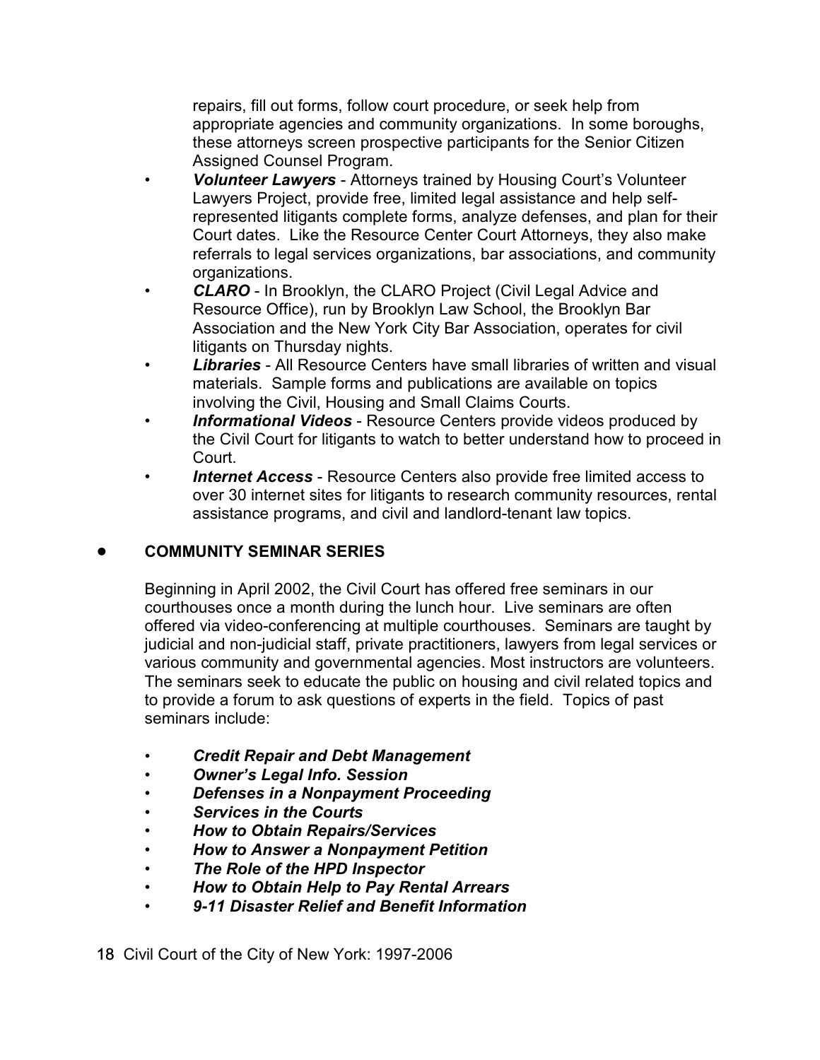repairs, fill out forms, follow court procedure, or seek help from appropriate agencies and community organizations. In some boroughs, these attorneys screen prospective participants for the Senior Citizen Assigned Counsel Program.

- ***Volunteer Lawyers*** - Attorneys trained by Housing Court's Volunteer Lawyers Project, provide free, limited legal assistance and help self-represented litigants complete forms, analyze defenses, and plan for their Court dates. Like the Resource Center Court Attorneys, they also make referrals to legal services organizations, bar associations, and community organizations.
- ***CLARO*** - In Brooklyn, the CLARO Project (Civil Legal Advice and Resource Office), run by Brooklyn Law School, the Brooklyn Bar Association and the New York City Bar Association, operates for civil litigants on Thursday nights.
- ***Libraries*** - All Resource Centers have small libraries of written and visual materials. Sample forms and publications are available on topics involving the Civil, Housing and Small Claims Courts.
- ***Informational Videos*** - Resource Centers provide videos produced by the Civil Court for litigants to watch to better understand how to proceed in Court.
- ***Internet Access*** - Resource Centers also provide free limited access to over 30 internet sites for litigants to research community resources, rental assistance programs, and civil and landlord-tenant law topics.

## COMMUNITY SEMINAR SERIES

Beginning in April 2002, the Civil Court has offered free seminars in our courthouses once a month during the lunch hour. Live seminars are often offered via video-conferencing at multiple courthouses. Seminars are taught by judicial and non-judicial staff, private practitioners, lawyers from legal services or various community and governmental agencies. Most instructors are volunteers. The seminars seek to educate the public on housing and civil related topics and to provide a forum to ask questions of experts in the field. Topics of past seminars include:

- ***Credit Repair and Debt Management***
- ***Owner's Legal Info. Session***
- ***Defenses in a Nonpayment Proceeding***
- ***Services in the Courts***
- ***How to Obtain Repairs/Services***
- ***How to Answer a Nonpayment Petition***
- ***The Role of the HPD Inspector***
- ***How to Obtain Help to Pay Rental Arrears***
- ***9-11 Disaster Relief and Benefit Information***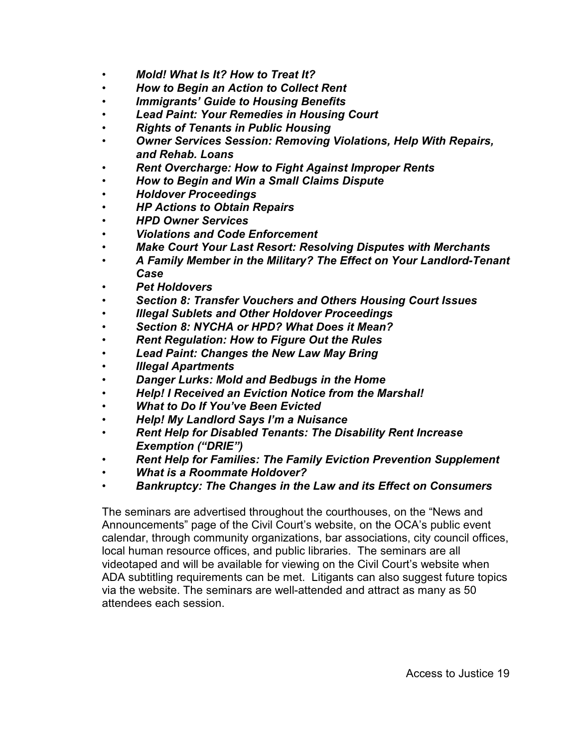- ***Mold! What Is It? How to Treat It?***
- ***How to Begin an Action to Collect Rent***
- ***Immigrants' Guide to Housing Benefits***
- ***Lead Paint: Your Remedies in Housing Court***
- ***Rights of Tenants in Public Housing***
- ***Owner Services Session: Removing Violations, Help With Repairs, and Rehab. Loans***
- ***Rent Overcharge: How to Fight Against Improper Rents***
- ***How to Begin and Win a Small Claims Dispute***
- ***Holdover Proceedings***
- ***HP Actions to Obtain Repairs***
- ***HPD Owner Services***
- ***Violations and Code Enforcement***
- ***Make Court Your Last Resort: Resolving Disputes with Merchants***
- ***A Family Member in the Military? The Effect on Your Landlord-Tenant Case***
- ***Pet Holdovers***
- ***Section 8: Transfer Vouchers and Others Housing Court Issues***
- ***Illegal Sublets and Other Holdover Proceedings***
- ***Section 8: NYCHA or HPD? What Does it Mean?***
- ***Rent Regulation: How to Figure Out the Rules***
- ***Lead Paint: Changes the New Law May Bring***
- ***Illegal Apartments***
- ***Danger Lurks: Mold and Bedbugs in the Home***
- ***Help! I Received an Eviction Notice from the Marshal!***
- ***What to Do If You've Been Evicted***
- ***Help! My Landlord Says I'm a Nuisance***
- ***Rent Help for Disabled Tenants: The Disability Rent Increase Exemption ("DRIE")***
- ***Rent Help for Families: The Family Eviction Prevention Supplement***
- ***What is a Roommate Holdover?***
- ***Bankruptcy: The Changes in the Law and its Effect on Consumers***

The seminars are advertised throughout the courthouses, on the "News and Announcements" page of the Civil Court's website, on the OCA's public event calendar, through community organizations, bar associations, city council offices, local human resource offices, and public libraries. The seminars are all videotaped and will be available for viewing on the Civil Court's website when ADA subtitling requirements can be met. Litigants can also suggest future topics via the website. The seminars are well-attended and attract as many as 50 attendees each session.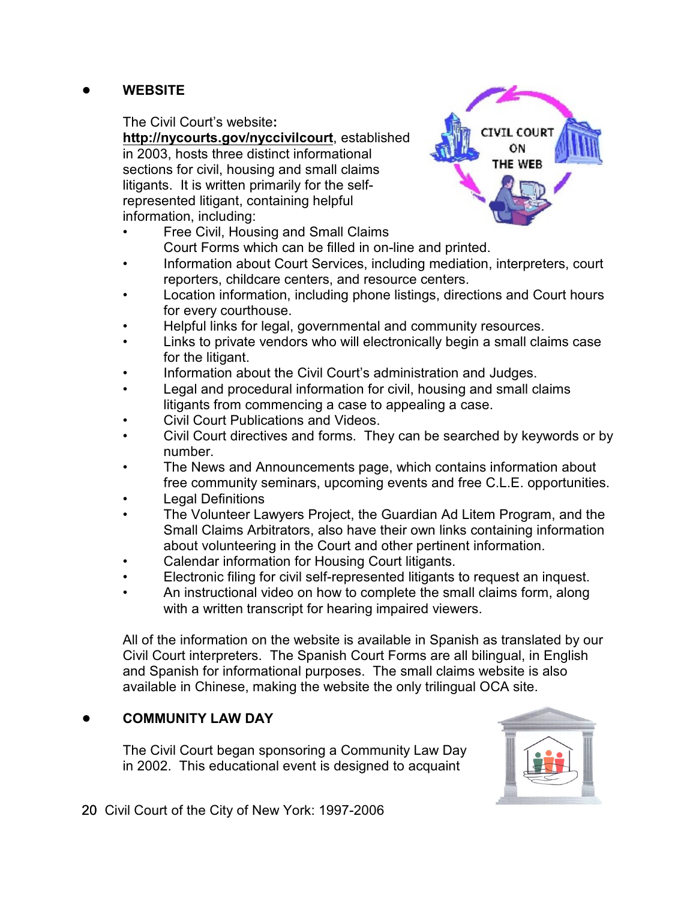- **WEBSITE**

The Civil Court's website: **http://nycourts.gov/nyccivilcourt**, established in 2003, hosts three distinct informational sections for civil, housing and small claims litigants. It is written primarily for the self-represented litigant, containing helpful information, including:

- Free Civil, Housing and Small Claims Court Forms which can be filled in on-line and printed.
- Information about Court Services, including mediation, interpreters, court reporters, childcare centers, and resource centers.
- Location information, including phone listings, directions and Court hours for every courthouse.
- Helpful links for legal, governmental and community resources.
- Links to private vendors who will electronically begin a small claims case for the litigant.
- Information about the Civil Court's administration and Judges.
- Legal and procedural information for civil, housing and small claims litigants from commencing a case to appealing a case.
- Civil Court Publications and Videos.
- Civil Court directives and forms. They can be searched by keywords or by number.
- The News and Announcements page, which contains information about free community seminars, upcoming events and free C.L.E. opportunities.
- Legal Definitions
- The Volunteer Lawyers Project, the Guardian Ad Litem Program, and the Small Claims Arbitrators, also have their own links containing information about volunteering in the Court and other pertinent information.
- Calendar information for Housing Court litigants.
- Electronic filing for civil self-represented litigants to request an inquest.
- An instructional video on how to complete the small claims form, along with a written transcript for hearing impaired viewers.

All of the information on the website is available in Spanish as translated by our Civil Court interpreters. The Spanish Court Forms are all bilingual, in English and Spanish for informational purposes. The small claims website is also available in Chinese, making the website the only trilingual OCA site.

- **COMMUNITY LAW DAY**

The Civil Court began sponsoring a Community Law Day in 2002. This educational event is designed to acquaint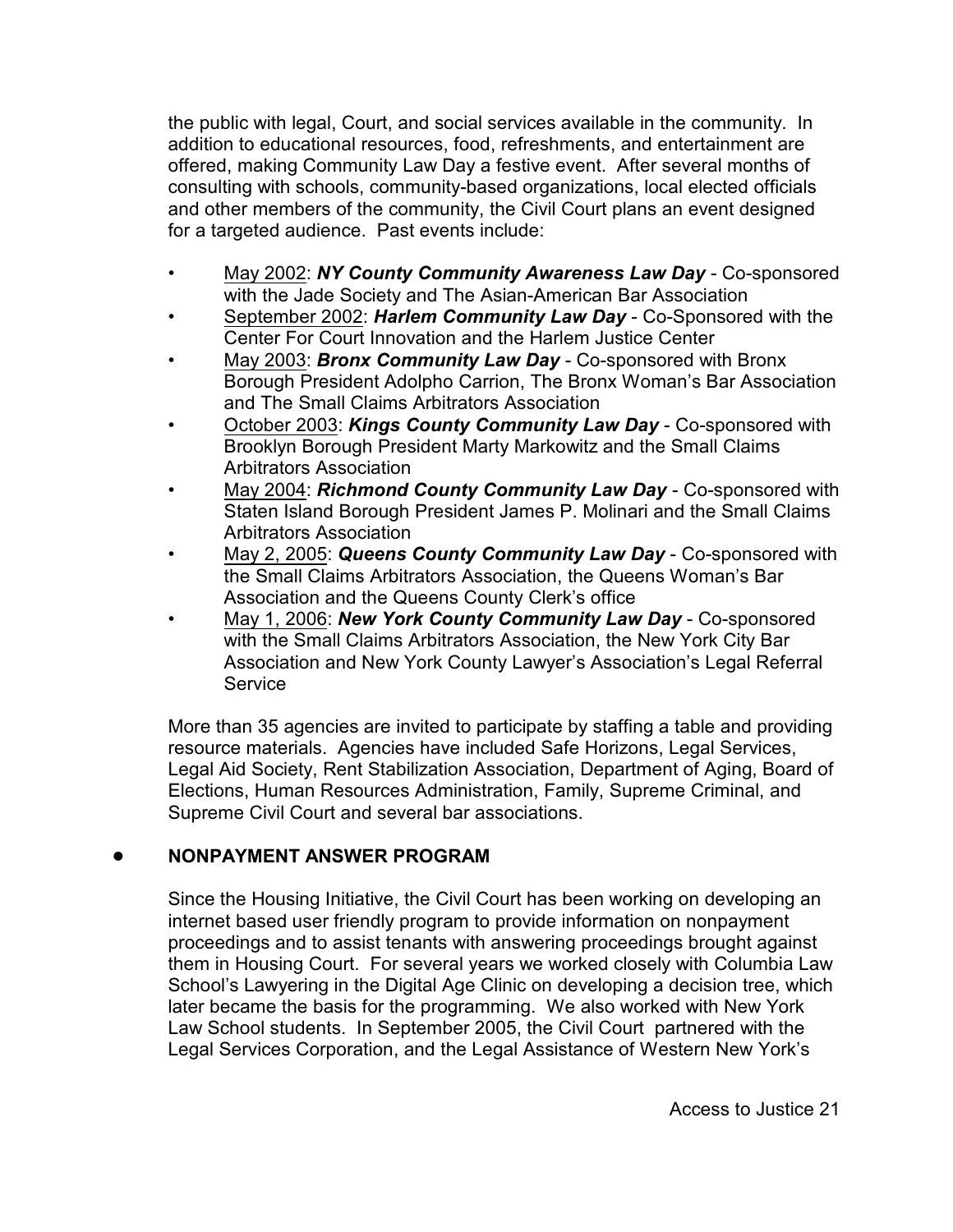the public with legal, Court, and social services available in the community. In addition to educational resources, food, refreshments, and entertainment are offered, making Community Law Day a festive event. After several months of consulting with schools, community-based organizations, local elected officials and other members of the community, the Civil Court plans an event designed for a targeted audience. Past events include:

- May 2002: ***NY County Community Awareness Law Day*** - Co-sponsored with the Jade Society and The Asian-American Bar Association
- September 2002: ***Harlem Community Law Day*** - Co-Sponsored with the Center For Court Innovation and the Harlem Justice Center
- May 2003: ***Bronx Community Law Day*** - Co-sponsored with Bronx Borough President Adolpho Carrion, The Bronx Woman's Bar Association and The Small Claims Arbitrators Association
- October 2003: ***Kings County Community Law Day*** - Co-sponsored with Brooklyn Borough President Marty Markowitz and the Small Claims Arbitrators Association
- May 2004: ***Richmond County Community Law Day*** - Co-sponsored with Staten Island Borough President James P. Molinari and the Small Claims Arbitrators Association
- May 2, 2005: ***Queens County Community Law Day*** - Co-sponsored with the Small Claims Arbitrators Association, the Queens Woman's Bar Association and the Queens County Clerk's office
- May 1, 2006: ***New York County Community Law Day*** - Co-sponsored with the Small Claims Arbitrators Association, the New York City Bar Association and New York County Lawyer's Association's Legal Referral Service

More than 35 agencies are invited to participate by staffing a table and providing resource materials. Agencies have included Safe Horizons, Legal Services, Legal Aid Society, Rent Stabilization Association, Department of Aging, Board of Elections, Human Resources Administration, Family, Supreme Criminal, and Supreme Civil Court and several bar associations.

- **NONPAYMENT ANSWER PROGRAM**

Since the Housing Initiative, the Civil Court has been working on developing an internet based user friendly program to provide information on nonpayment proceedings and to assist tenants with answering proceedings brought against them in Housing Court. For several years we worked closely with Columbia Law School's Lawyering in the Digital Age Clinic on developing a decision tree, which later became the basis for the programming. We also worked with New York Law School students. In September 2005, the Civil Court partnered with the Legal Services Corporation, and the Legal Assistance of Western New York's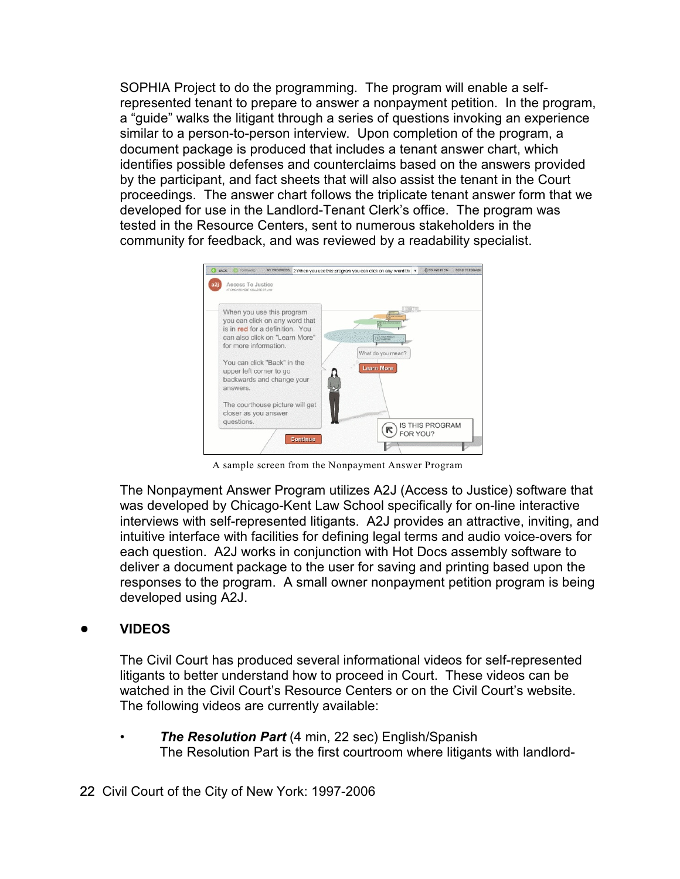SOPHIA Project to do the programming. The program will enable a self-represented tenant to prepare to answer a nonpayment petition. In the program, a "guide" walks the litigant through a series of questions invoking an experience similar to a person-to-person interview. Upon completion of the program, a document package is produced that includes a tenant answer chart, which identifies possible defenses and counterclaims based on the answers provided by the participant, and fact sheets that will also assist the tenant in the Court proceedings. The answer chart follows the triplicate tenant answer form that we developed for use in the Landlord-Tenant Clerk's office. The program was tested in the Resource Centers, sent to numerous stakeholders in the community for feedback, and was reviewed by a readability specialist.

A sample screen from the Nonpayment Answer Program

The Nonpayment Answer Program utilizes A2J (Access to Justice) software that was developed by Chicago-Kent Law School specifically for on-line interactive interviews with self-represented litigants. A2J provides an attractive, inviting, and intuitive interface with facilities for defining legal terms and audio voice-overs for each question. A2J works in conjunction with Hot Docs assembly software to deliver a document package to the user for saving and printing based upon the responses to the program. A small owner nonpayment petition program is being developed using A2J.

- **VIDEOS**

The Civil Court has produced several informational videos for self-represented litigants to better understand how to proceed in Court. These videos can be watched in the Civil Court's Resource Centers or on the Civil Court's website. The following videos are currently available:

- ***The Resolution Part*** (4 min, 22 sec) English/Spanish
  The Resolution Part is the first courtroom where litigants with landlord-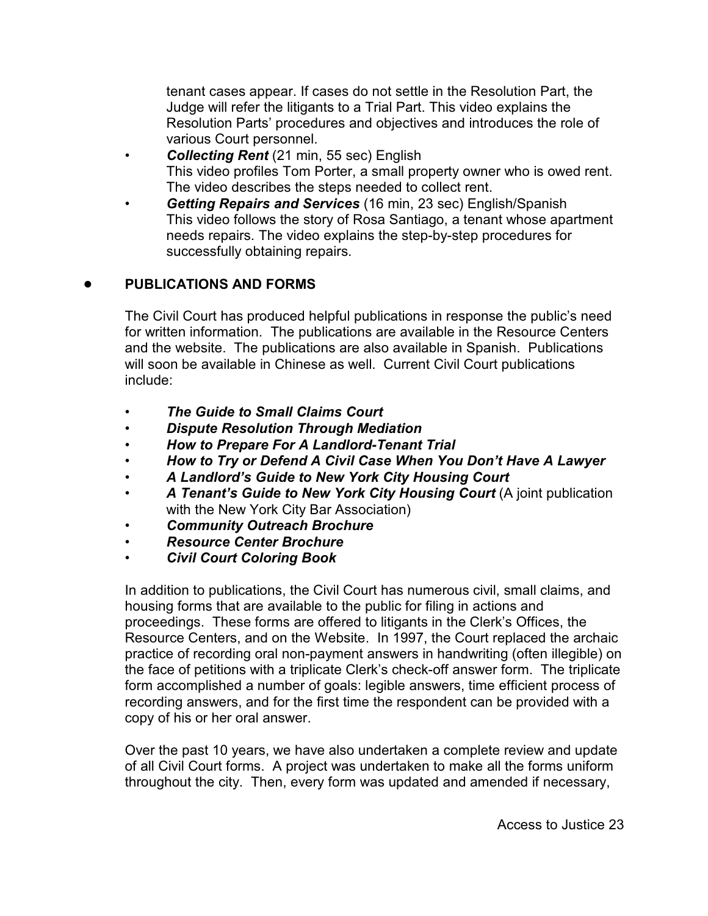tenant cases appear. If cases do not settle in the Resolution Part, the Judge will refer the litigants to a Trial Part. This video explains the Resolution Parts' procedures and objectives and introduces the role of various Court personnel.

- ***Collecting Rent*** (21 min, 55 sec) English
  This video profiles Tom Porter, a small property owner who is owed rent. The video describes the steps needed to collect rent.
- ***Getting Repairs and Services*** (16 min, 23 sec) English/Spanish
  This video follows the story of Rosa Santiago, a tenant whose apartment needs repairs. The video explains the step-by-step procedures for successfully obtaining repairs.

## PUBLICATIONS AND FORMS

The Civil Court has produced helpful publications in response the public's need for written information. The publications are available in the Resource Centers and the website. The publications are also available in Spanish. Publications will soon be available in Chinese as well. Current Civil Court publications include:

- ***The Guide to Small Claims Court***
- ***Dispute Resolution Through Mediation***
- ***How to Prepare For A Landlord-Tenant Trial***
- ***How to Try or Defend A Civil Case When You Don't Have A Lawyer***
- ***A Landlord's Guide to New York City Housing Court***
- ***A Tenant's Guide to New York City Housing Court*** (A joint publication with the New York City Bar Association)
- ***Community Outreach Brochure***
- ***Resource Center Brochure***
- ***Civil Court Coloring Book***

In addition to publications, the Civil Court has numerous civil, small claims, and housing forms that are available to the public for filing in actions and proceedings. These forms are offered to litigants in the Clerk's Offices, the Resource Centers, and on the Website. In 1997, the Court replaced the archaic practice of recording oral non-payment answers in handwriting (often illegible) on the face of petitions with a triplicate Clerk's check-off answer form. The triplicate form accomplished a number of goals: legible answers, time efficient process of recording answers, and for the first time the respondent can be provided with a copy of his or her oral answer.

Over the past 10 years, we have also undertaken a complete review and update of all Civil Court forms. A project was undertaken to make all the forms uniform throughout the city. Then, every form was updated and amended if necessary,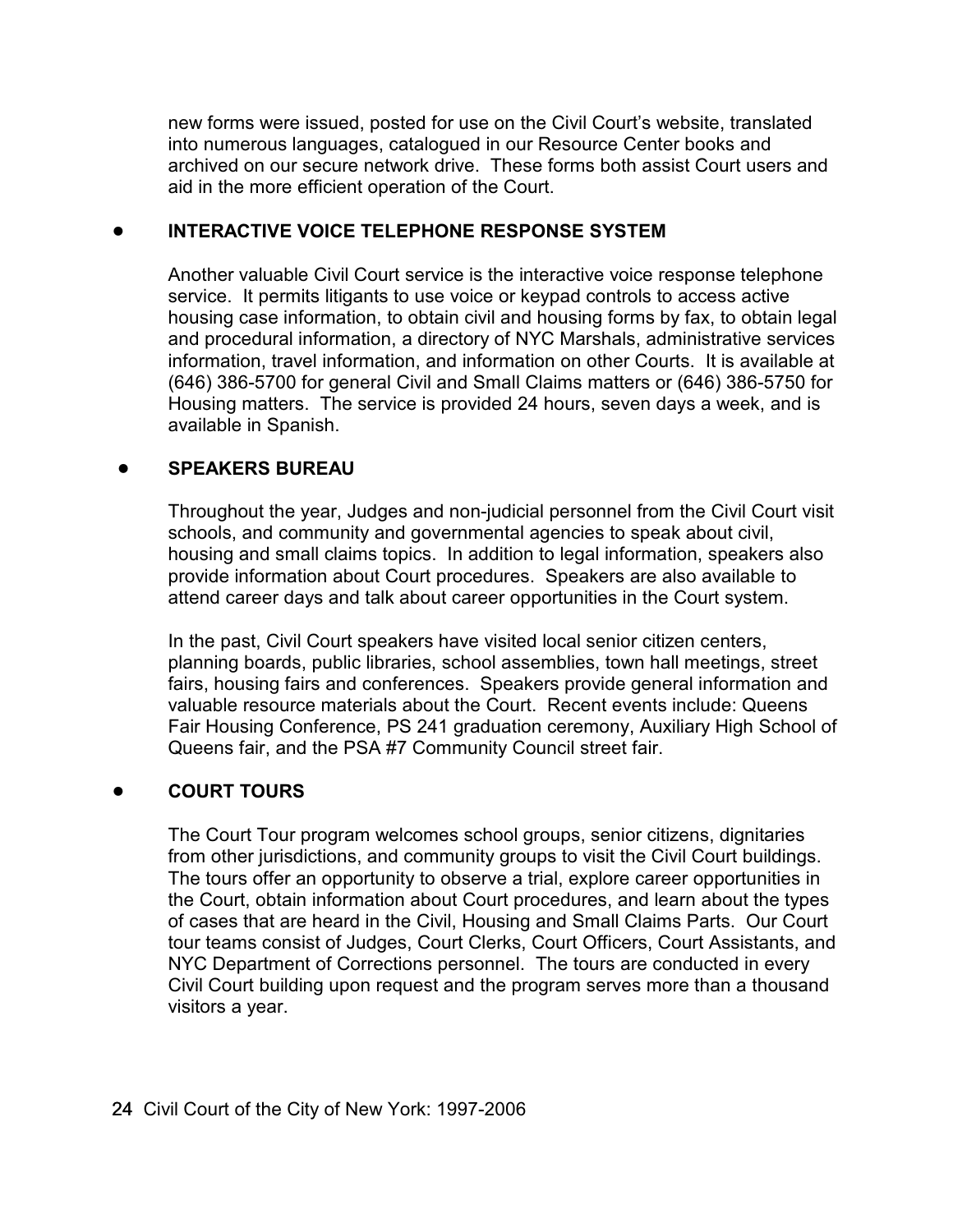new forms were issued, posted for use on the Civil Court's website, translated into numerous languages, catalogued in our Resource Center books and archived on our secure network drive. These forms both assist Court users and aid in the more efficient operation of the Court.

- **INTERACTIVE VOICE TELEPHONE RESPONSE SYSTEM**

  Another valuable Civil Court service is the interactive voice response telephone service. It permits litigants to use voice or keypad controls to access active housing case information, to obtain civil and housing forms by fax, to obtain legal and procedural information, a directory of NYC Marshals, administrative services information, travel information, and information on other Courts. It is available at (646) 386-5700 for general Civil and Small Claims matters or (646) 386-5750 for Housing matters. The service is provided 24 hours, seven days a week, and is available in Spanish.

- **SPEAKERS BUREAU**

  Throughout the year, Judges and non-judicial personnel from the Civil Court visit schools, and community and governmental agencies to speak about civil, housing and small claims topics. In addition to legal information, speakers also provide information about Court procedures. Speakers are also available to attend career days and talk about career opportunities in the Court system.

  In the past, Civil Court speakers have visited local senior citizen centers, planning boards, public libraries, school assemblies, town hall meetings, street fairs, housing fairs and conferences. Speakers provide general information and valuable resource materials about the Court. Recent events include: Queens Fair Housing Conference, PS 241 graduation ceremony, Auxiliary High School of Queens fair, and the PSA #7 Community Council street fair.

- **COURT TOURS**

  The Court Tour program welcomes school groups, senior citizens, dignitaries from other jurisdictions, and community groups to visit the Civil Court buildings. The tours offer an opportunity to observe a trial, explore career opportunities in the Court, obtain information about Court procedures, and learn about the types of cases that are heard in the Civil, Housing and Small Claims Parts. Our Court tour teams consist of Judges, Court Clerks, Court Officers, Court Assistants, and NYC Department of Corrections personnel. The tours are conducted in every Civil Court building upon request and the program serves more than a thousand visitors a year.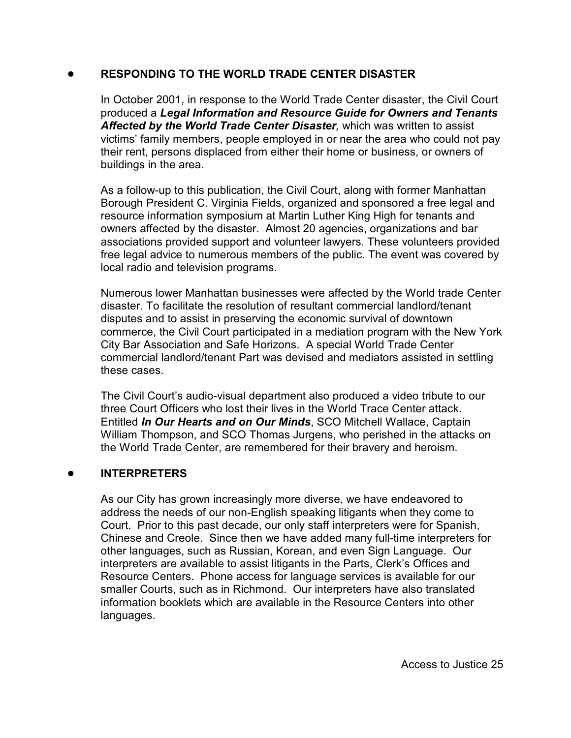- **RESPONDING TO THE WORLD TRADE CENTER DISASTER**

  In October 2001, in response to the World Trade Center disaster, the Civil Court produced a ***Legal Information and Resource Guide for Owners and Tenants Affected by the World Trade Center Disaster***, which was written to assist victims' family members, people employed in or near the area who could not pay their rent, persons displaced from either their home or business, or owners of buildings in the area.

  As a follow-up to this publication, the Civil Court, along with former Manhattan Borough President C. Virginia Fields, organized and sponsored a free legal and resource information symposium at Martin Luther King High for tenants and owners affected by the disaster. Almost 20 agencies, organizations and bar associations provided support and volunteer lawyers. These volunteers provided free legal advice to numerous members of the public. The event was covered by local radio and television programs.

  Numerous lower Manhattan businesses were affected by the World trade Center disaster. To facilitate the resolution of resultant commercial landlord/tenant disputes and to assist in preserving the economic survival of downtown commerce, the Civil Court participated in a mediation program with the New York City Bar Association and Safe Horizons. A special World Trade Center commercial landlord/tenant Part was devised and mediators assisted in settling these cases.

  The Civil Court's audio-visual department also produced a video tribute to our three Court Officers who lost their lives in the World Trace Center attack. Entitled ***In Our Hearts and on Our Minds***, SCO Mitchell Wallace, Captain William Thompson, and SCO Thomas Jurgens, who perished in the attacks on the World Trade Center, are remembered for their bravery and heroism.

- **INTERPRETERS**

  As our City has grown increasingly more diverse, we have endeavored to address the needs of our non-English speaking litigants when they come to Court. Prior to this past decade, our only staff interpreters were for Spanish, Chinese and Creole. Since then we have added many full-time interpreters for other languages, such as Russian, Korean, and even Sign Language. Our interpreters are available to assist litigants in the Parts, Clerk's Offices and Resource Centers. Phone access for language services is available for our smaller Courts, such as in Richmond. Our interpreters have also translated information booklets which are available in the Resource Centers into other languages.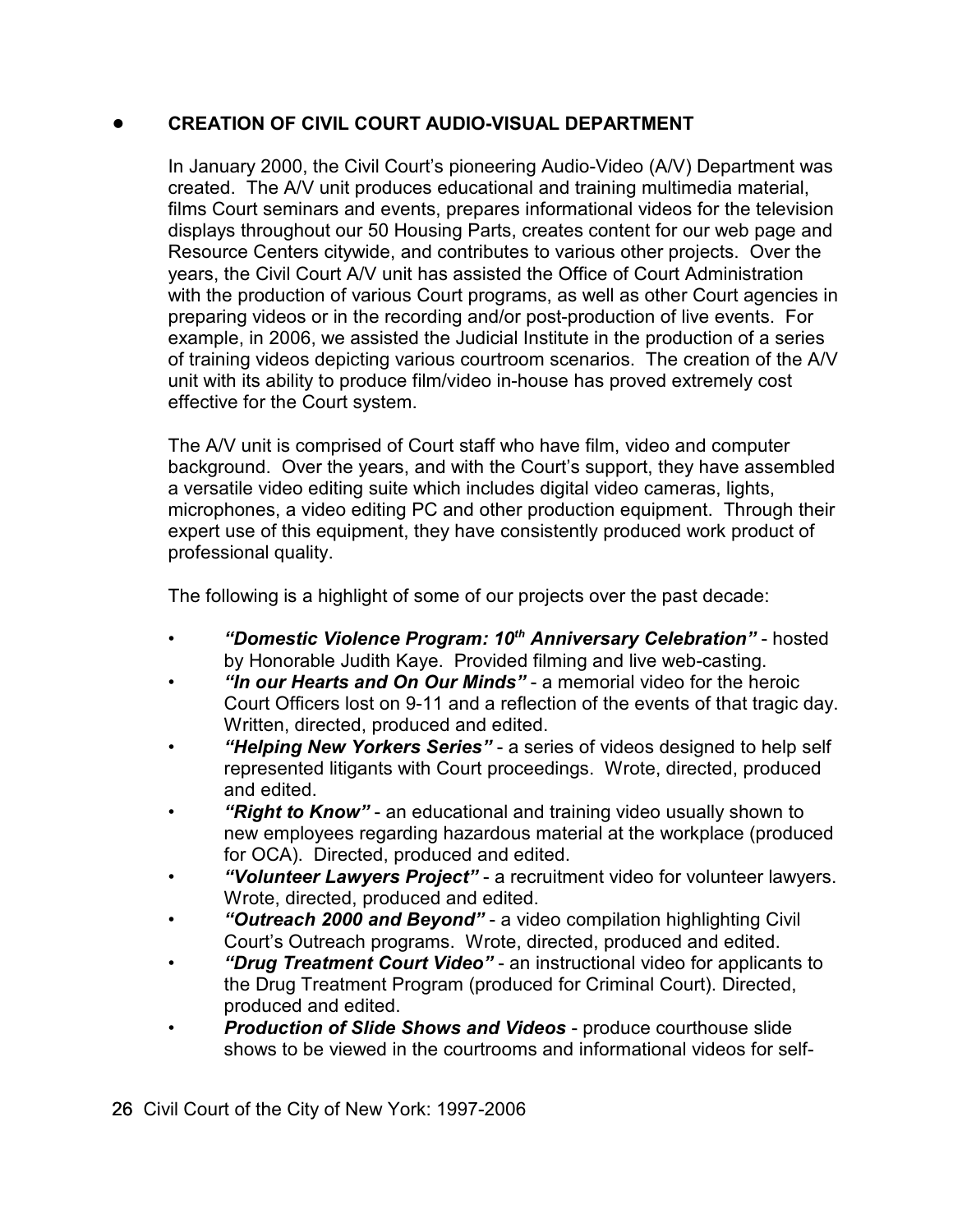- **CREATION OF CIVIL COURT AUDIO-VISUAL DEPARTMENT**

In January 2000, the Civil Court's pioneering Audio-Video (A/V) Department was created. The A/V unit produces educational and training multimedia material, films Court seminars and events, prepares informational videos for the television displays throughout our 50 Housing Parts, creates content for our web page and Resource Centers citywide, and contributes to various other projects. Over the years, the Civil Court A/V unit has assisted the Office of Court Administration with the production of various Court programs, as well as other Court agencies in preparing videos or in the recording and/or post-production of live events. For example, in 2006, we assisted the Judicial Institute in the production of a series of training videos depicting various courtroom scenarios. The creation of the A/V unit with its ability to produce film/video in-house has proved extremely cost effective for the Court system.

The A/V unit is comprised of Court staff who have film, video and computer background. Over the years, and with the Court's support, they have assembled a versatile video editing suite which includes digital video cameras, lights, microphones, a video editing PC and other production equipment. Through their expert use of this equipment, they have consistently produced work product of professional quality.

The following is a highlight of some of our projects over the past decade:

- ***"Domestic Violence Program: 10th Anniversary Celebration"*** - hosted by Honorable Judith Kaye. Provided filming and live web-casting.
- ***"In our Hearts and On Our Minds"*** - a memorial video for the heroic Court Officers lost on 9-11 and a reflection of the events of that tragic day. Written, directed, produced and edited.
- ***"Helping New Yorkers Series"*** - a series of videos designed to help self represented litigants with Court proceedings. Wrote, directed, produced and edited.
- ***"Right to Know"*** - an educational and training video usually shown to new employees regarding hazardous material at the workplace (produced for OCA). Directed, produced and edited.
- ***"Volunteer Lawyers Project"*** - a recruitment video for volunteer lawyers. Wrote, directed, produced and edited.
- ***"Outreach 2000 and Beyond"*** - a video compilation highlighting Civil Court's Outreach programs. Wrote, directed, produced and edited.
- ***"Drug Treatment Court Video"*** - an instructional video for applicants to the Drug Treatment Program (produced for Criminal Court). Directed, produced and edited.
- ***Production of Slide Shows and Videos*** - produce courthouse slide shows to be viewed in the courtrooms and informational videos for self-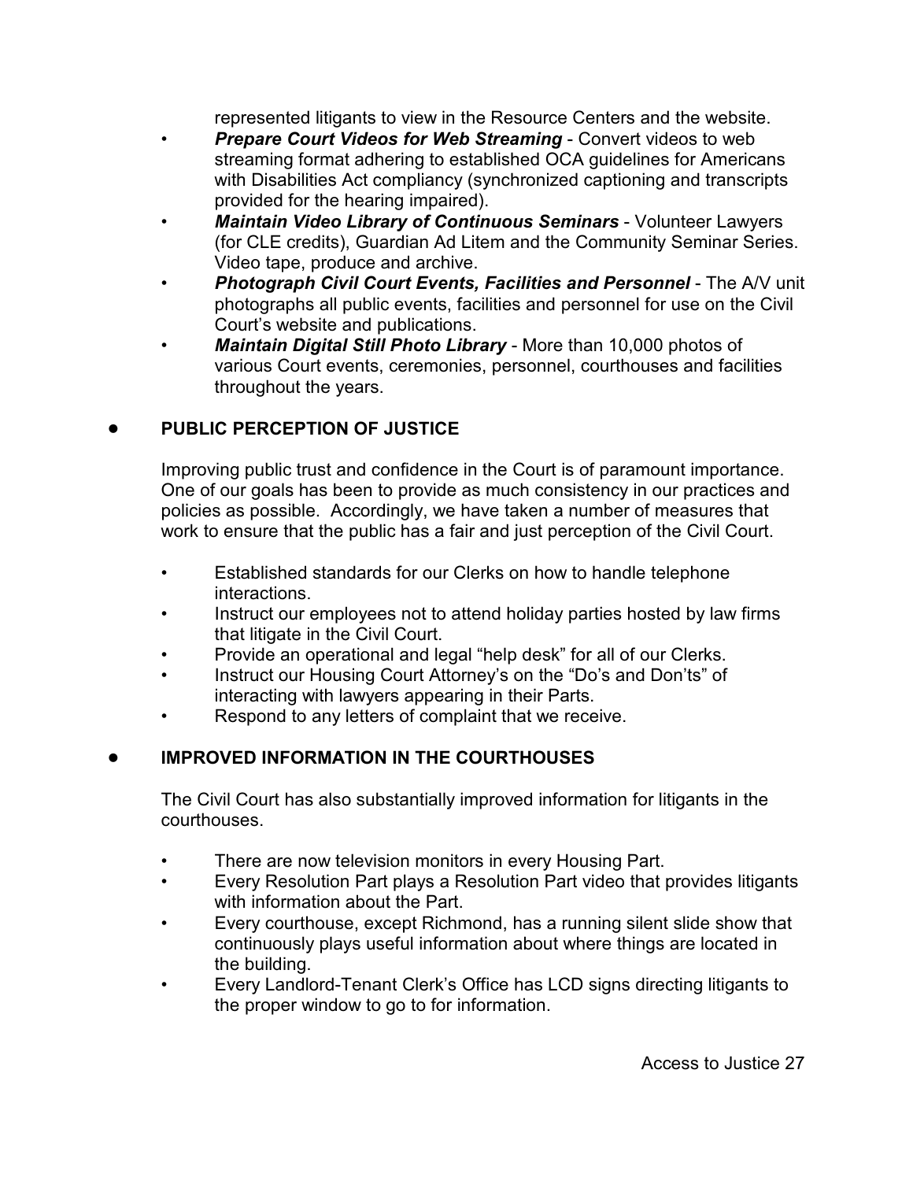represented litigants to view in the Resource Centers and the website.

- ***Prepare Court Videos for Web Streaming*** - Convert videos to web streaming format adhering to established OCA guidelines for Americans with Disabilities Act compliancy (synchronized captioning and transcripts provided for the hearing impaired).
- ***Maintain Video Library of Continuous Seminars*** - Volunteer Lawyers (for CLE credits), Guardian Ad Litem and the Community Seminar Series. Video tape, produce and archive.
- ***Photograph Civil Court Events, Facilities and Personnel*** - The A/V unit photographs all public events, facilities and personnel for use on the Civil Court's website and publications.
- ***Maintain Digital Still Photo Library*** - More than 10,000 photos of various Court events, ceremonies, personnel, courthouses and facilities throughout the years.

## PUBLIC PERCEPTION OF JUSTICE

Improving public trust and confidence in the Court is of paramount importance. One of our goals has been to provide as much consistency in our practices and policies as possible. Accordingly, we have taken a number of measures that work to ensure that the public has a fair and just perception of the Civil Court.

- Established standards for our Clerks on how to handle telephone interactions.
- Instruct our employees not to attend holiday parties hosted by law firms that litigate in the Civil Court.
- Provide an operational and legal "help desk" for all of our Clerks.
- Instruct our Housing Court Attorney's on the "Do's and Don'ts" of interacting with lawyers appearing in their Parts.
- Respond to any letters of complaint that we receive.

## IMPROVED INFORMATION IN THE COURTHOUSES

The Civil Court has also substantially improved information for litigants in the courthouses.

- There are now television monitors in every Housing Part.
- Every Resolution Part plays a Resolution Part video that provides litigants with information about the Part.
- Every courthouse, except Richmond, has a running silent slide show that continuously plays useful information about where things are located in the building.
- Every Landlord-Tenant Clerk's Office has LCD signs directing litigants to the proper window to go to for information.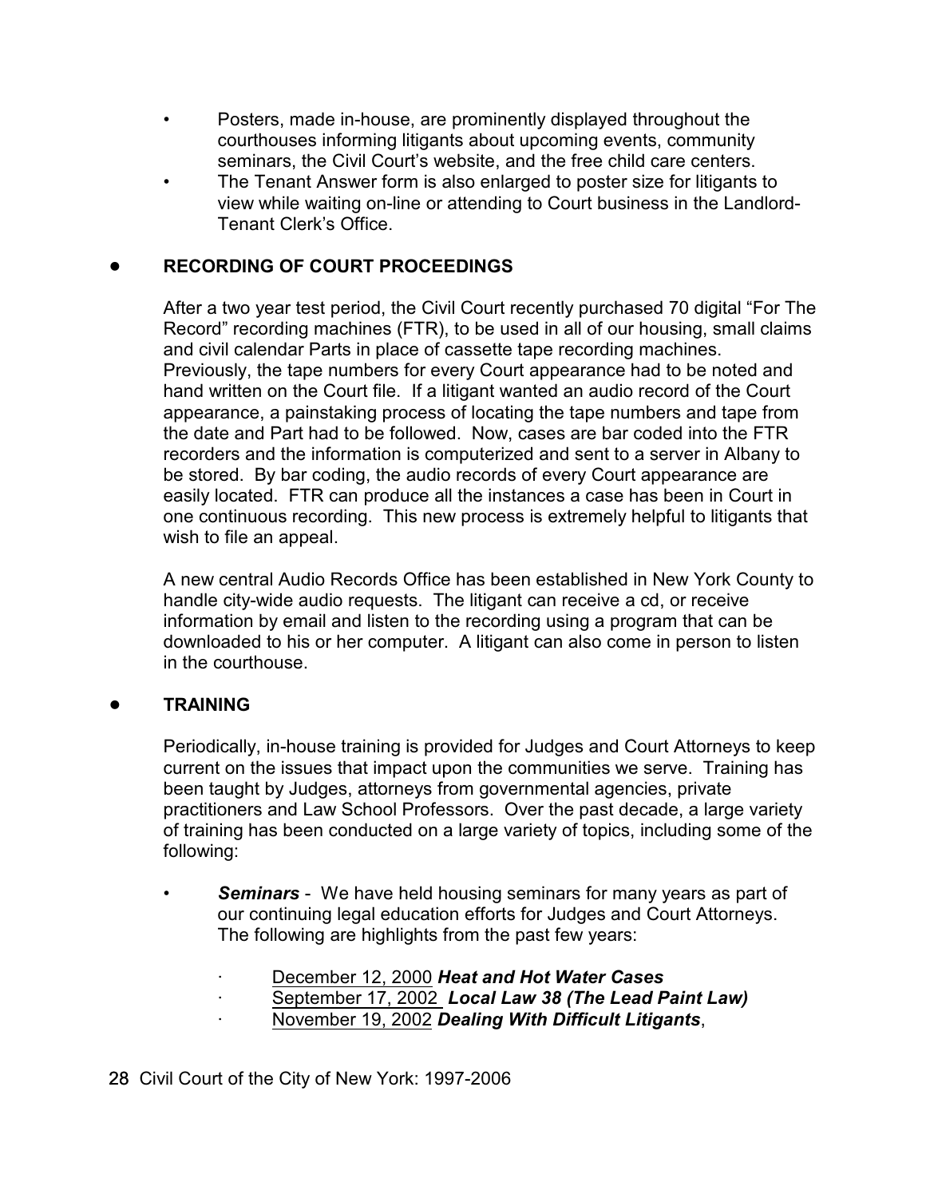- Posters, made in-house, are prominently displayed throughout the courthouses informing litigants about upcoming events, community seminars, the Civil Court's website, and the free child care centers.
- The Tenant Answer form is also enlarged to poster size for litigants to view while waiting on-line or attending to Court business in the Landlord-Tenant Clerk's Office.

## RECORDING OF COURT PROCEEDINGS

After a two year test period, the Civil Court recently purchased 70 digital "For The Record" recording machines (FTR), to be used in all of our housing, small claims and civil calendar Parts in place of cassette tape recording machines. Previously, the tape numbers for every Court appearance had to be noted and hand written on the Court file. If a litigant wanted an audio record of the Court appearance, a painstaking process of locating the tape numbers and tape from the date and Part had to be followed. Now, cases are bar coded into the FTR recorders and the information is computerized and sent to a server in Albany to be stored. By bar coding, the audio records of every Court appearance are easily located. FTR can produce all the instances a case has been in Court in one continuous recording. This new process is extremely helpful to litigants that wish to file an appeal.

A new central Audio Records Office has been established in New York County to handle city-wide audio requests. The litigant can receive a cd, or receive information by email and listen to the recording using a program that can be downloaded to his or her computer. A litigant can also come in person to listen in the courthouse.

## TRAINING

Periodically, in-house training is provided for Judges and Court Attorneys to keep current on the issues that impact upon the communities we serve. Training has been taught by Judges, attorneys from governmental agencies, private practitioners and Law School Professors. Over the past decade, a large variety of training has been conducted on a large variety of topics, including some of the following:

- ***Seminars*** - We have held housing seminars for many years as part of our continuing legal education efforts for Judges and Court Attorneys. The following are highlights from the past few years:
  - December 12, 2000 ***Heat and Hot Water Cases***
  - September 17, 2002 ***Local Law 38 (The Lead Paint Law)***
  - November 19, 2002 ***Dealing With Difficult Litigants***,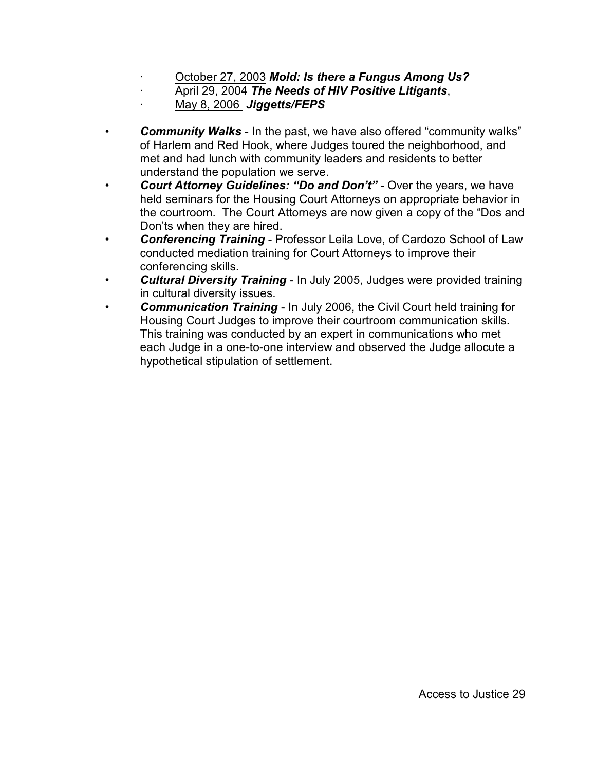- October 27, 2003 ***Mold: Is there a Fungus Among Us?***
- April 29, 2004 ***The Needs of HIV Positive Litigants***,
- May 8, 2006 ***Jiggetts/FEPS***

- ***Community Walks*** - In the past, we have also offered "community walks" of Harlem and Red Hook, where Judges toured the neighborhood, and met and had lunch with community leaders and residents to better understand the population we serve.
- ***Court Attorney Guidelines: "Do and Don't"*** - Over the years, we have held seminars for the Housing Court Attorneys on appropriate behavior in the courtroom. The Court Attorneys are now given a copy of the "Dos and Don'ts when they are hired.
- ***Conferencing Training*** - Professor Leila Love, of Cardozo School of Law conducted mediation training for Court Attorneys to improve their conferencing skills.
- ***Cultural Diversity Training*** - In July 2005, Judges were provided training in cultural diversity issues.
- ***Communication Training*** - In July 2006, the Civil Court held training for Housing Court Judges to improve their courtroom communication skills. This training was conducted by an expert in communications who met each Judge in a one-to-one interview and observed the Judge allocute a hypothetical stipulation of settlement.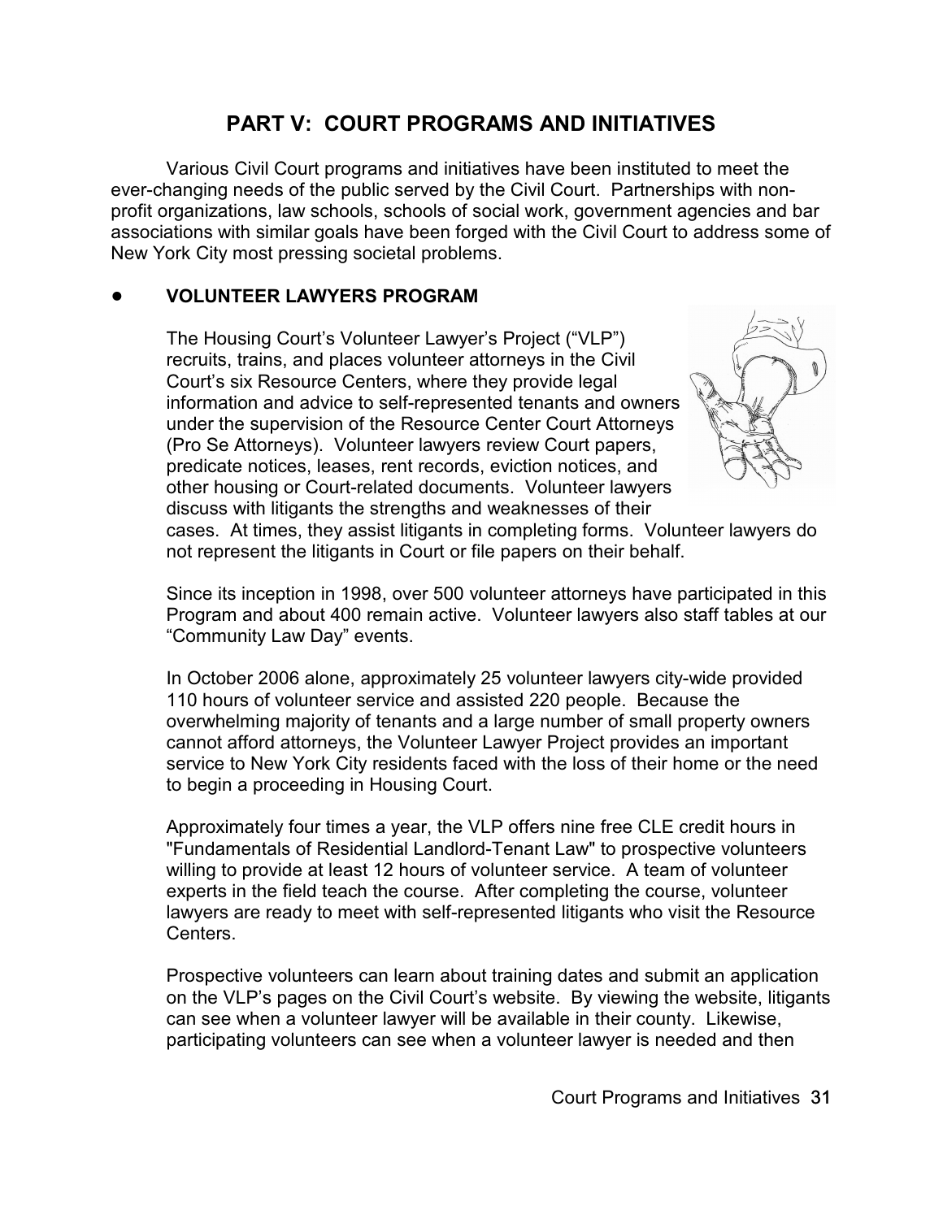# PART V: COURT PROGRAMS AND INITIATIVES

Various Civil Court programs and initiatives have been instituted to meet the ever-changing needs of the public served by the Civil Court. Partnerships with non-profit organizations, law schools, schools of social work, government agencies and bar associations with similar goals have been forged with the Civil Court to address some of New York City most pressing societal problems.

## • VOLUNTEER LAWYERS PROGRAM

The Housing Court's Volunteer Lawyer's Project ("VLP") recruits, trains, and places volunteer attorneys in the Civil Court's six Resource Centers, where they provide legal information and advice to self-represented tenants and owners under the supervision of the Resource Center Court Attorneys (Pro Se Attorneys). Volunteer lawyers review Court papers, predicate notices, leases, rent records, eviction notices, and other housing or Court-related documents. Volunteer lawyers discuss with litigants the strengths and weaknesses of their cases. At times, they assist litigants in completing forms. Volunteer lawyers do not represent the litigants in Court or file papers on their behalf.

Since its inception in 1998, over 500 volunteer attorneys have participated in this Program and about 400 remain active. Volunteer lawyers also staff tables at our "Community Law Day" events.

In October 2006 alone, approximately 25 volunteer lawyers city-wide provided 110 hours of volunteer service and assisted 220 people. Because the overwhelming majority of tenants and a large number of small property owners cannot afford attorneys, the Volunteer Lawyer Project provides an important service to New York City residents faced with the loss of their home or the need to begin a proceeding in Housing Court.

Approximately four times a year, the VLP offers nine free CLE credit hours in "Fundamentals of Residential Landlord-Tenant Law" to prospective volunteers willing to provide at least 12 hours of volunteer service. A team of volunteer experts in the field teach the course. After completing the course, volunteer lawyers are ready to meet with self-represented litigants who visit the Resource Centers.

Prospective volunteers can learn about training dates and submit an application on the VLP's pages on the Civil Court's website. By viewing the website, litigants can see when a volunteer lawyer will be available in their county. Likewise, participating volunteers can see when a volunteer lawyer is needed and then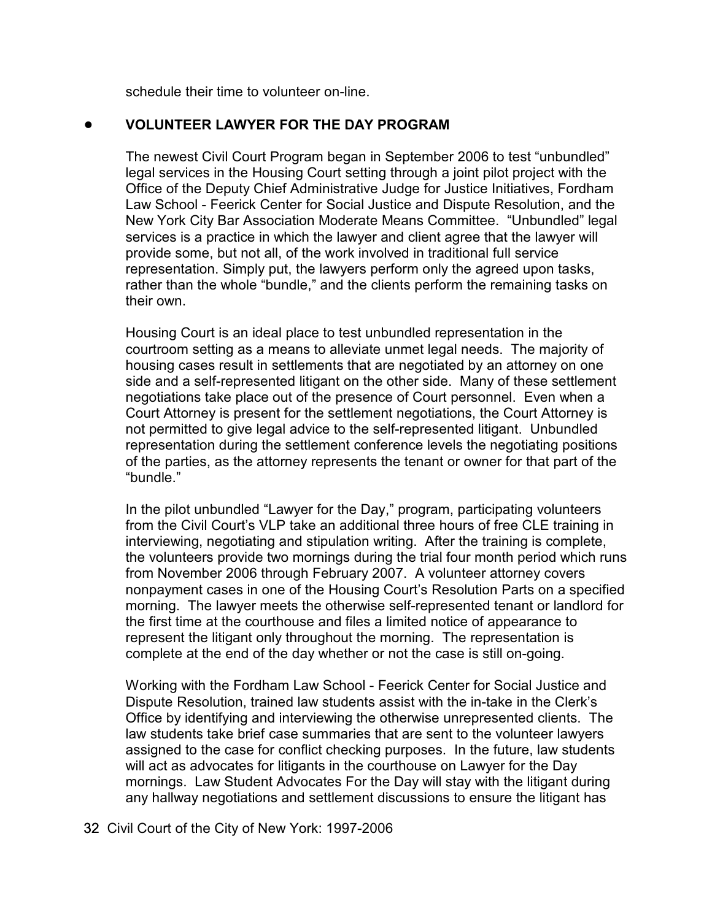schedule their time to volunteer on-line.

- **VOLUNTEER LAWYER FOR THE DAY PROGRAM**

The newest Civil Court Program began in September 2006 to test "unbundled" legal services in the Housing Court setting through a joint pilot project with the Office of the Deputy Chief Administrative Judge for Justice Initiatives, Fordham Law School - Feerick Center for Social Justice and Dispute Resolution, and the New York City Bar Association Moderate Means Committee. "Unbundled" legal services is a practice in which the lawyer and client agree that the lawyer will provide some, but not all, of the work involved in traditional full service representation. Simply put, the lawyers perform only the agreed upon tasks, rather than the whole "bundle," and the clients perform the remaining tasks on their own.

Housing Court is an ideal place to test unbundled representation in the courtroom setting as a means to alleviate unmet legal needs. The majority of housing cases result in settlements that are negotiated by an attorney on one side and a self-represented litigant on the other side. Many of these settlement negotiations take place out of the presence of Court personnel. Even when a Court Attorney is present for the settlement negotiations, the Court Attorney is not permitted to give legal advice to the self-represented litigant. Unbundled representation during the settlement conference levels the negotiating positions of the parties, as the attorney represents the tenant or owner for that part of the "bundle."

In the pilot unbundled "Lawyer for the Day," program, participating volunteers from the Civil Court's VLP take an additional three hours of free CLE training in interviewing, negotiating and stipulation writing. After the training is complete, the volunteers provide two mornings during the trial four month period which runs from November 2006 through February 2007. A volunteer attorney covers nonpayment cases in one of the Housing Court's Resolution Parts on a specified morning. The lawyer meets the otherwise self-represented tenant or landlord for the first time at the courthouse and files a limited notice of appearance to represent the litigant only throughout the morning. The representation is complete at the end of the day whether or not the case is still on-going.

Working with the Fordham Law School - Feerick Center for Social Justice and Dispute Resolution, trained law students assist with the in-take in the Clerk's Office by identifying and interviewing the otherwise unrepresented clients. The law students take brief case summaries that are sent to the volunteer lawyers assigned to the case for conflict checking purposes. In the future, law students will act as advocates for litigants in the courthouse on Lawyer for the Day mornings. Law Student Advocates For the Day will stay with the litigant during any hallway negotiations and settlement discussions to ensure the litigant has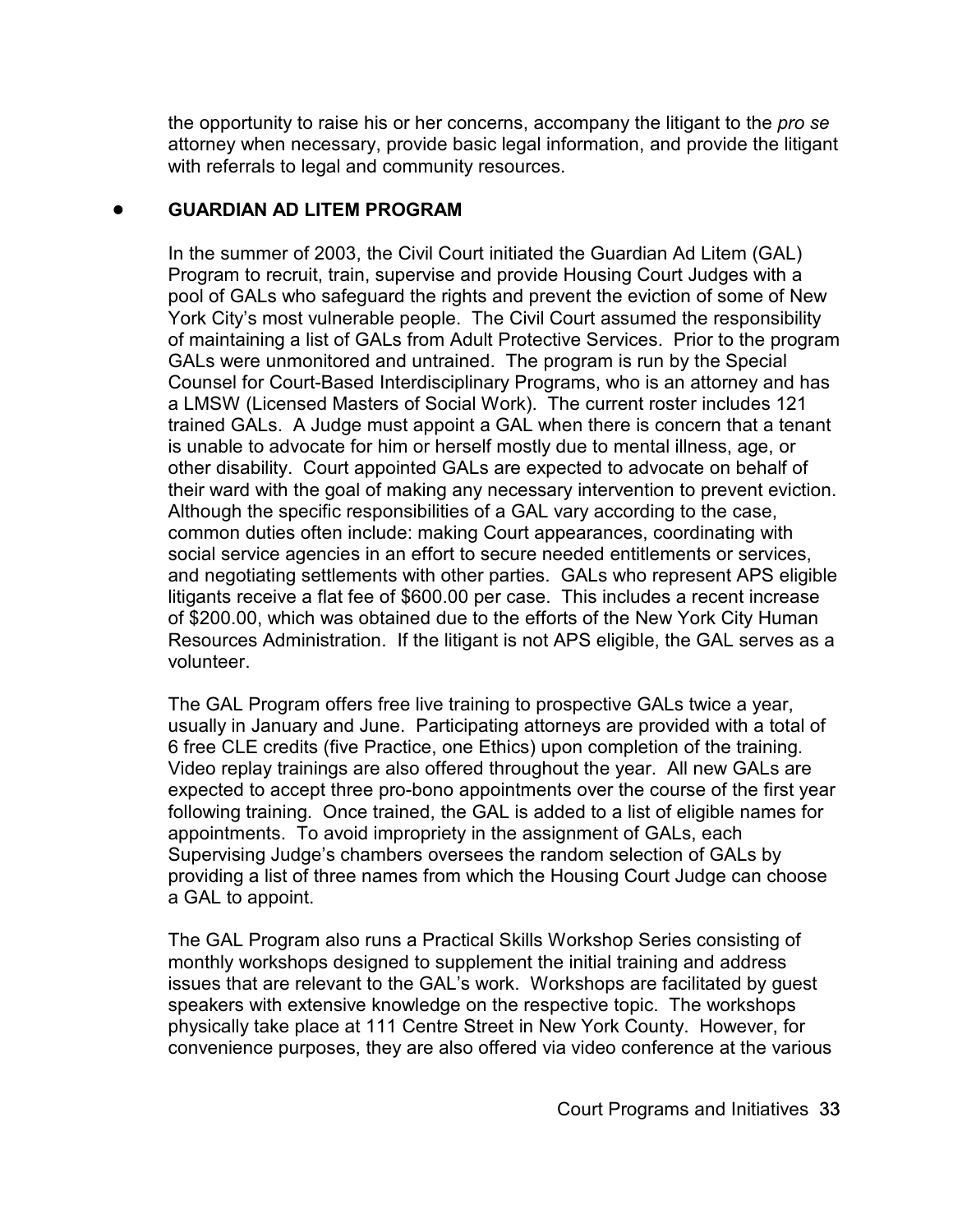the opportunity to raise his or her concerns, accompany the litigant to the *pro se* attorney when necessary, provide basic legal information, and provide the litigant with referrals to legal and community resources.

- **GUARDIAN AD LITEM PROGRAM**

  In the summer of 2003, the Civil Court initiated the Guardian Ad Litem (GAL) Program to recruit, train, supervise and provide Housing Court Judges with a pool of GALs who safeguard the rights and prevent the eviction of some of New York City's most vulnerable people. The Civil Court assumed the responsibility of maintaining a list of GALs from Adult Protective Services. Prior to the program GALs were unmonitored and untrained. The program is run by the Special Counsel for Court-Based Interdisciplinary Programs, who is an attorney and has a LMSW (Licensed Masters of Social Work). The current roster includes 121 trained GALs. A Judge must appoint a GAL when there is concern that a tenant is unable to advocate for him or herself mostly due to mental illness, age, or other disability. Court appointed GALs are expected to advocate on behalf of their ward with the goal of making any necessary intervention to prevent eviction. Although the specific responsibilities of a GAL vary according to the case, common duties often include: making Court appearances, coordinating with social service agencies in an effort to secure needed entitlements or services, and negotiating settlements with other parties. GALs who represent APS eligible litigants receive a flat fee of $600.00 per case. This includes a recent increase of $200.00, which was obtained due to the efforts of the New York City Human Resources Administration. If the litigant is not APS eligible, the GAL serves as a volunteer.

  The GAL Program offers free live training to prospective GALs twice a year, usually in January and June. Participating attorneys are provided with a total of 6 free CLE credits (five Practice, one Ethics) upon completion of the training. Video replay trainings are also offered throughout the year. All new GALs are expected to accept three pro-bono appointments over the course of the first year following training. Once trained, the GAL is added to a list of eligible names for appointments. To avoid impropriety in the assignment of GALs, each Supervising Judge's chambers oversees the random selection of GALs by providing a list of three names from which the Housing Court Judge can choose a GAL to appoint.

  The GAL Program also runs a Practical Skills Workshop Series consisting of monthly workshops designed to supplement the initial training and address issues that are relevant to the GAL's work. Workshops are facilitated by guest speakers with extensive knowledge on the respective topic. The workshops physically take place at 111 Centre Street in New York County. However, for convenience purposes, they are also offered via video conference at the various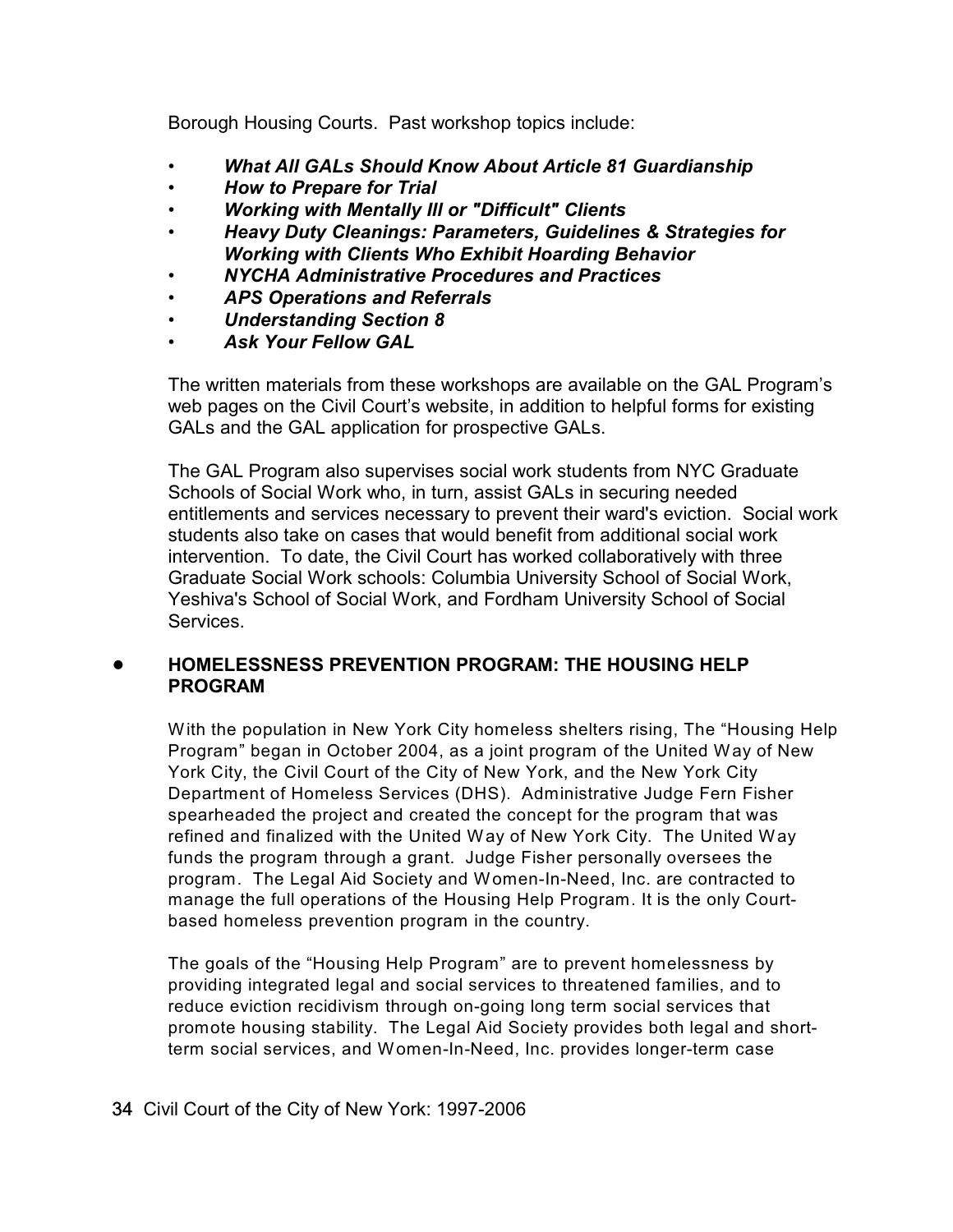Borough Housing Courts. Past workshop topics include:

- ***What All GALs Should Know About Article 81 Guardianship***
- ***How to Prepare for Trial***
- ***Working with Mentally Ill or "Difficult" Clients***
- ***Heavy Duty Cleanings: Parameters, Guidelines & Strategies for Working with Clients Who Exhibit Hoarding Behavior***
- ***NYCHA Administrative Procedures and Practices***
- ***APS Operations and Referrals***
- ***Understanding Section 8***
- ***Ask Your Fellow GAL***

The written materials from these workshops are available on the GAL Program's web pages on the Civil Court's website, in addition to helpful forms for existing GALs and the GAL application for prospective GALs.

The GAL Program also supervises social work students from NYC Graduate Schools of Social Work who, in turn, assist GALs in securing needed entitlements and services necessary to prevent their ward's eviction. Social work students also take on cases that would benefit from additional social work intervention. To date, the Civil Court has worked collaboratively with three Graduate Social Work schools: Columbia University School of Social Work, Yeshiva's School of Social Work, and Fordham University School of Social Services.

- **HOMELESSNESS PREVENTION PROGRAM: THE HOUSING HELP PROGRAM**

With the population in New York City homeless shelters rising, The "Housing Help Program" began in October 2004, as a joint program of the United Way of New York City, the Civil Court of the City of New York, and the New York City Department of Homeless Services (DHS). Administrative Judge Fern Fisher spearheaded the project and created the concept for the program that was refined and finalized with the United Way of New York City. The United Way funds the program through a grant. Judge Fisher personally oversees the program. The Legal Aid Society and Women-In-Need, Inc. are contracted to manage the full operations of the Housing Help Program. It is the only Court-based homeless prevention program in the country.

The goals of the "Housing Help Program" are to prevent homelessness by providing integrated legal and social services to threatened families, and to reduce eviction recidivism through on-going long term social services that promote housing stability. The Legal Aid Society provides both legal and short-term social services, and Women-In-Need, Inc. provides longer-term case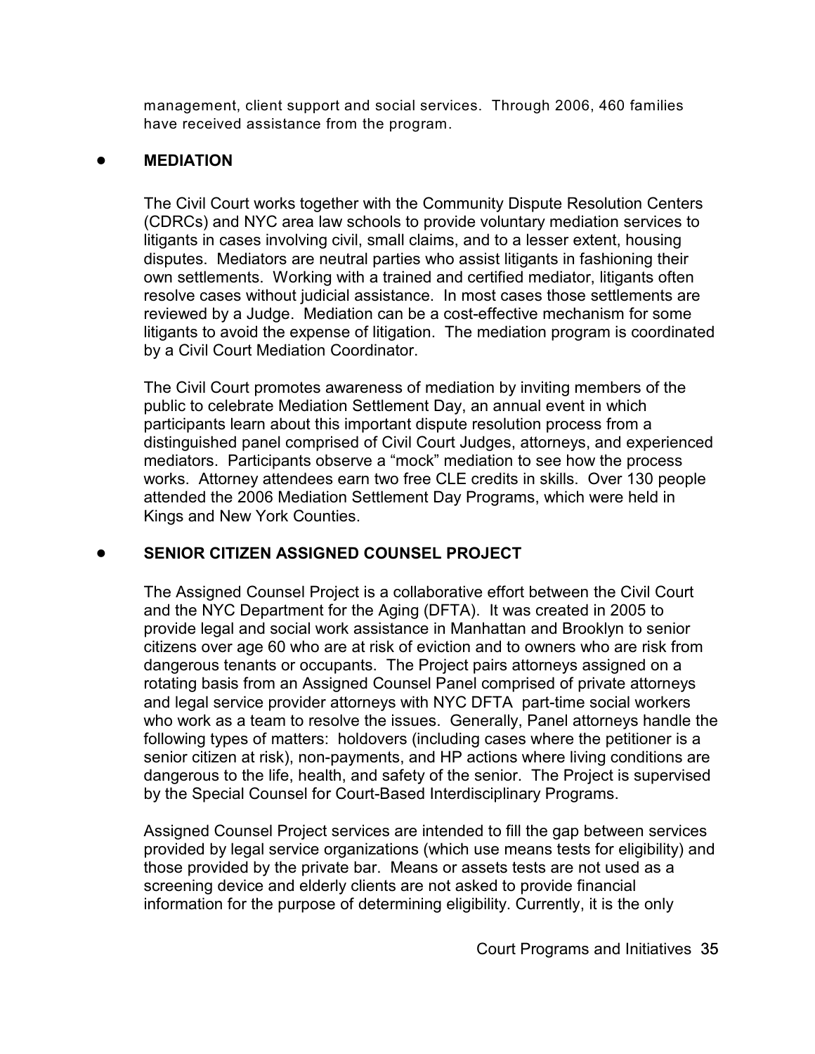management, client support and social services. Through 2006, 460 families have received assistance from the program.

- **MEDIATION**

The Civil Court works together with the Community Dispute Resolution Centers (CDRCs) and NYC area law schools to provide voluntary mediation services to litigants in cases involving civil, small claims, and to a lesser extent, housing disputes. Mediators are neutral parties who assist litigants in fashioning their own settlements. Working with a trained and certified mediator, litigants often resolve cases without judicial assistance. In most cases those settlements are reviewed by a Judge. Mediation can be a cost-effective mechanism for some litigants to avoid the expense of litigation. The mediation program is coordinated by a Civil Court Mediation Coordinator.

The Civil Court promotes awareness of mediation by inviting members of the public to celebrate Mediation Settlement Day, an annual event in which participants learn about this important dispute resolution process from a distinguished panel comprised of Civil Court Judges, attorneys, and experienced mediators. Participants observe a "mock" mediation to see how the process works. Attorney attendees earn two free CLE credits in skills. Over 130 people attended the 2006 Mediation Settlement Day Programs, which were held in Kings and New York Counties.

- **SENIOR CITIZEN ASSIGNED COUNSEL PROJECT**

The Assigned Counsel Project is a collaborative effort between the Civil Court and the NYC Department for the Aging (DFTA). It was created in 2005 to provide legal and social work assistance in Manhattan and Brooklyn to senior citizens over age 60 who are at risk of eviction and to owners who are risk from dangerous tenants or occupants. The Project pairs attorneys assigned on a rotating basis from an Assigned Counsel Panel comprised of private attorneys and legal service provider attorneys with NYC DFTA part-time social workers who work as a team to resolve the issues. Generally, Panel attorneys handle the following types of matters: holdovers (including cases where the petitioner is a senior citizen at risk), non-payments, and HP actions where living conditions are dangerous to the life, health, and safety of the senior. The Project is supervised by the Special Counsel for Court-Based Interdisciplinary Programs.

Assigned Counsel Project services are intended to fill the gap between services provided by legal service organizations (which use means tests for eligibility) and those provided by the private bar. Means or assets tests are not used as a screening device and elderly clients are not asked to provide financial information for the purpose of determining eligibility. Currently, it is the only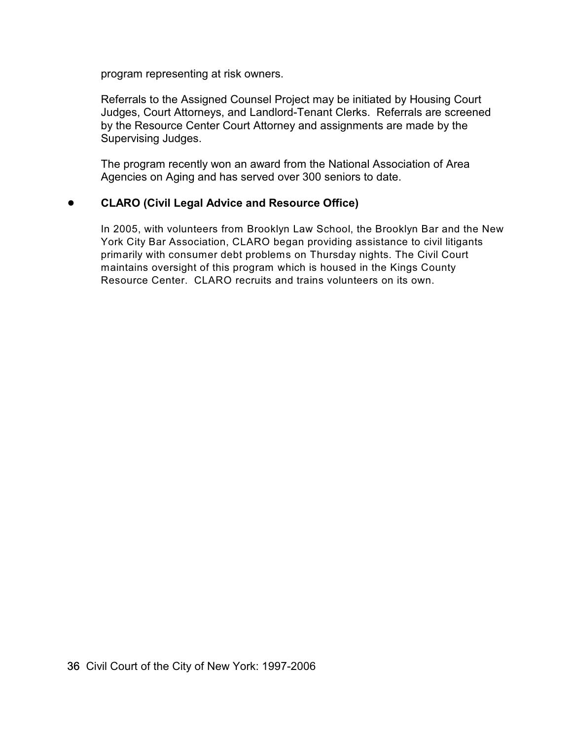program representing at risk owners.

Referrals to the Assigned Counsel Project may be initiated by Housing Court Judges, Court Attorneys, and Landlord-Tenant Clerks. Referrals are screened by the Resource Center Court Attorney and assignments are made by the Supervising Judges.

The program recently won an award from the National Association of Area Agencies on Aging and has served over 300 seniors to date.

- **CLARO (Civil Legal Advice and Resource Office)**

  In 2005, with volunteers from Brooklyn Law School, the Brooklyn Bar and the New York City Bar Association, CLARO began providing assistance to civil litigants primarily with consumer debt problems on Thursday nights. The Civil Court maintains oversight of this program which is housed in the Kings County Resource Center. CLARO recruits and trains volunteers on its own.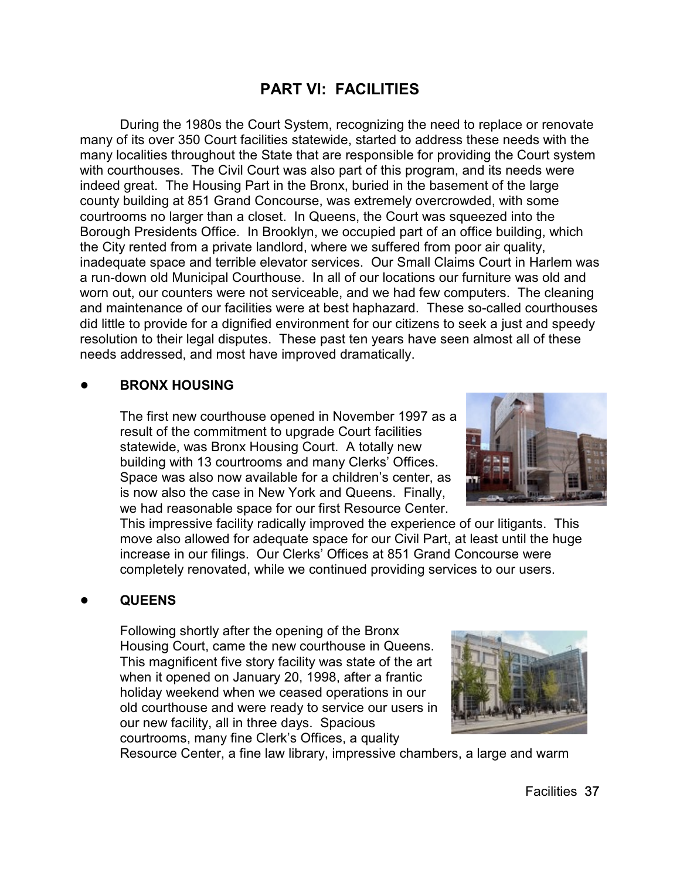# PART VI: FACILITIES

During the 1980s the Court System, recognizing the need to replace or renovate many of its over 350 Court facilities statewide, started to address these needs with the many localities throughout the State that are responsible for providing the Court system with courthouses. The Civil Court was also part of this program, and its needs were indeed great. The Housing Part in the Bronx, buried in the basement of the large county building at 851 Grand Concourse, was extremely overcrowded, with some courtrooms no larger than a closet. In Queens, the Court was squeezed into the Borough Presidents Office. In Brooklyn, we occupied part of an office building, which the City rented from a private landlord, where we suffered from poor air quality, inadequate space and terrible elevator services. Our Small Claims Court in Harlem was a run-down old Municipal Courthouse. In all of our locations our furniture was old and worn out, our counters were not serviceable, and we had few computers. The cleaning and maintenance of our facilities were at best haphazard. These so-called courthouses did little to provide for a dignified environment for our citizens to seek a just and speedy resolution to their legal disputes. These past ten years have seen almost all of these needs addressed, and most have improved dramatically.

- **BRONX HOUSING**

  The first new courthouse opened in November 1997 as a result of the commitment to upgrade Court facilities statewide, was Bronx Housing Court. A totally new building with 13 courtrooms and many Clerks' Offices. Space was also now available for a children's center, as is now also the case in New York and Queens. Finally, we had reasonable space for our first Resource Center. This impressive facility radically improved the experience of our litigants. This move also allowed for adequate space for our Civil Part, at least until the huge increase in our filings. Our Clerks' Offices at 851 Grand Concourse were completely renovated, while we continued providing services to our users.

- **QUEENS**

  Following shortly after the opening of the Bronx Housing Court, came the new courthouse in Queens. This magnificent five story facility was state of the art when it opened on January 20, 1998, after a frantic holiday weekend when we ceased operations in our old courthouse and were ready to service our users in our new facility, all in three days. Spacious courtrooms, many fine Clerk's Offices, a quality Resource Center, a fine law library, impressive chambers, a large and warm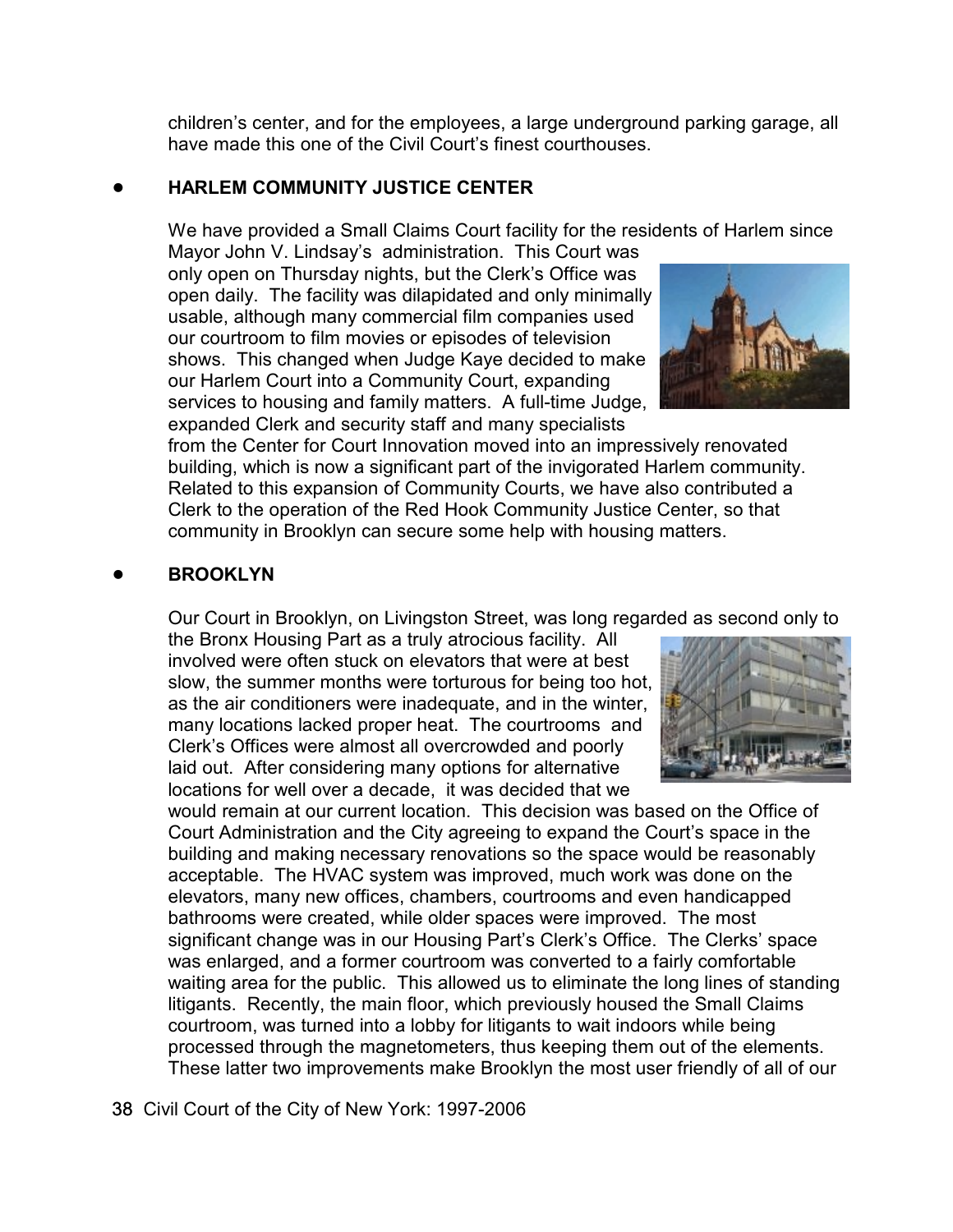children's center, and for the employees, a large underground parking garage, all have made this one of the Civil Court's finest courthouses.

- **HARLEM COMMUNITY JUSTICE CENTER**

  We have provided a Small Claims Court facility for the residents of Harlem since Mayor John V. Lindsay's administration. This Court was only open on Thursday nights, but the Clerk's Office was open daily. The facility was dilapidated and only minimally usable, although many commercial film companies used our courtroom to film movies or episodes of television shows. This changed when Judge Kaye decided to make our Harlem Court into a Community Court, expanding services to housing and family matters. A full-time Judge, expanded Clerk and security staff and many specialists from the Center for Court Innovation moved into an impressively renovated building, which is now a significant part of the invigorated Harlem community. Related to this expansion of Community Courts, we have also contributed a Clerk to the operation of the Red Hook Community Justice Center, so that community in Brooklyn can secure some help with housing matters.

- **BROOKLYN**

  Our Court in Brooklyn, on Livingston Street, was long regarded as second only to the Bronx Housing Part as a truly atrocious facility. All involved were often stuck on elevators that were at best slow, the summer months were torturous for being too hot, as the air conditioners were inadequate, and in the winter, many locations lacked proper heat. The courtrooms and Clerk's Offices were almost all overcrowded and poorly laid out. After considering many options for alternative locations for well over a decade, it was decided that we would remain at our current location. This decision was based on the Office of Court Administration and the City agreeing to expand the Court's space in the building and making necessary renovations so the space would be reasonably acceptable. The HVAC system was improved, much work was done on the elevators, many new offices, chambers, courtrooms and even handicapped bathrooms were created, while older spaces were improved. The most significant change was in our Housing Part's Clerk's Office. The Clerks' space was enlarged, and a former courtroom was converted to a fairly comfortable waiting area for the public. This allowed us to eliminate the long lines of standing litigants. Recently, the main floor, which previously housed the Small Claims courtroom, was turned into a lobby for litigants to wait indoors while being processed through the magnetometers, thus keeping them out of the elements. These latter two improvements make Brooklyn the most user friendly of all of our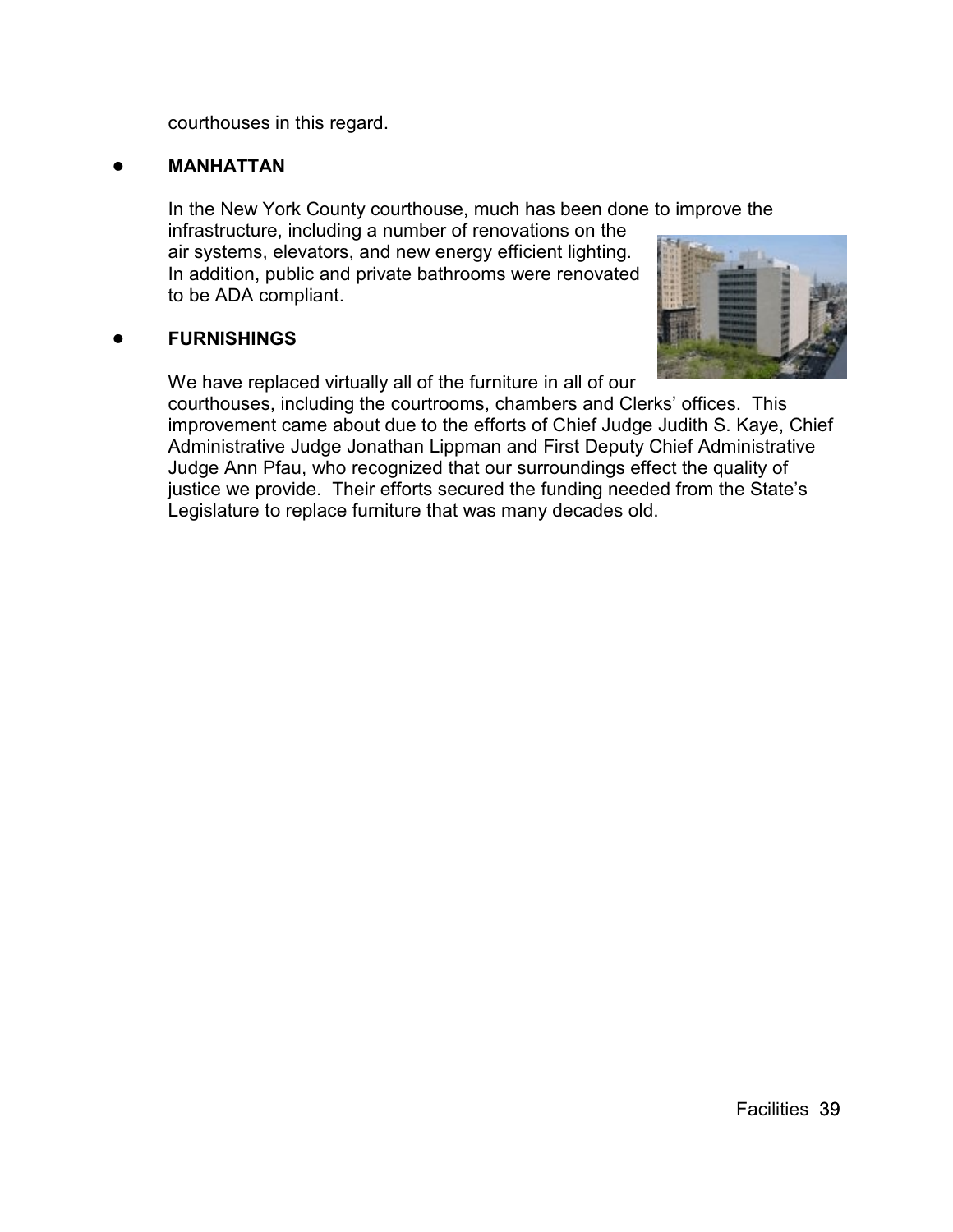courthouses in this regard.

- **MANHATTAN**

  In the New York County courthouse, much has been done to improve the infrastructure, including a number of renovations on the air systems, elevators, and new energy efficient lighting. In addition, public and private bathrooms were renovated to be ADA compliant.

- **FURNISHINGS**

  We have replaced virtually all of the furniture in all of our courthouses, including the courtrooms, chambers and Clerks' offices. This improvement came about due to the efforts of Chief Judge Judith S. Kaye, Chief Administrative Judge Jonathan Lippman and First Deputy Chief Administrative Judge Ann Pfau, who recognized that our surroundings effect the quality of justice we provide. Their efforts secured the funding needed from the State's Legislature to replace furniture that was many decades old.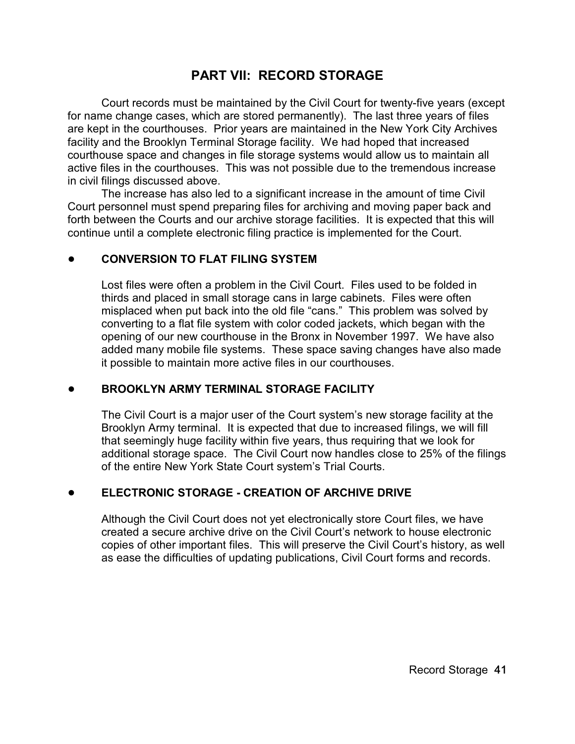# PART VII: RECORD STORAGE

Court records must be maintained by the Civil Court for twenty-five years (except for name change cases, which are stored permanently). The last three years of files are kept in the courthouses. Prior years are maintained in the New York City Archives facility and the Brooklyn Terminal Storage facility. We had hoped that increased courthouse space and changes in file storage systems would allow us to maintain all active files in the courthouses. This was not possible due to the tremendous increase in civil filings discussed above.

The increase has also led to a significant increase in the amount of time Civil Court personnel must spend preparing files for archiving and moving paper back and forth between the Courts and our archive storage facilities. It is expected that this will continue until a complete electronic filing practice is implemented for the Court.

- **CONVERSION TO FLAT FILING SYSTEM**

  Lost files were often a problem in the Civil Court. Files used to be folded in thirds and placed in small storage cans in large cabinets. Files were often misplaced when put back into the old file "cans." This problem was solved by converting to a flat file system with color coded jackets, which began with the opening of our new courthouse in the Bronx in November 1997. We have also added many mobile file systems. These space saving changes have also made it possible to maintain more active files in our courthouses.

- **BROOKLYN ARMY TERMINAL STORAGE FACILITY**

  The Civil Court is a major user of the Court system's new storage facility at the Brooklyn Army terminal. It is expected that due to increased filings, we will fill that seemingly huge facility within five years, thus requiring that we look for additional storage space. The Civil Court now handles close to 25% of the filings of the entire New York State Court system's Trial Courts.

- **ELECTRONIC STORAGE - CREATION OF ARCHIVE DRIVE**

  Although the Civil Court does not yet electronically store Court files, we have created a secure archive drive on the Civil Court's network to house electronic copies of other important files. This will preserve the Civil Court's history, as well as ease the difficulties of updating publications, Civil Court forms and records.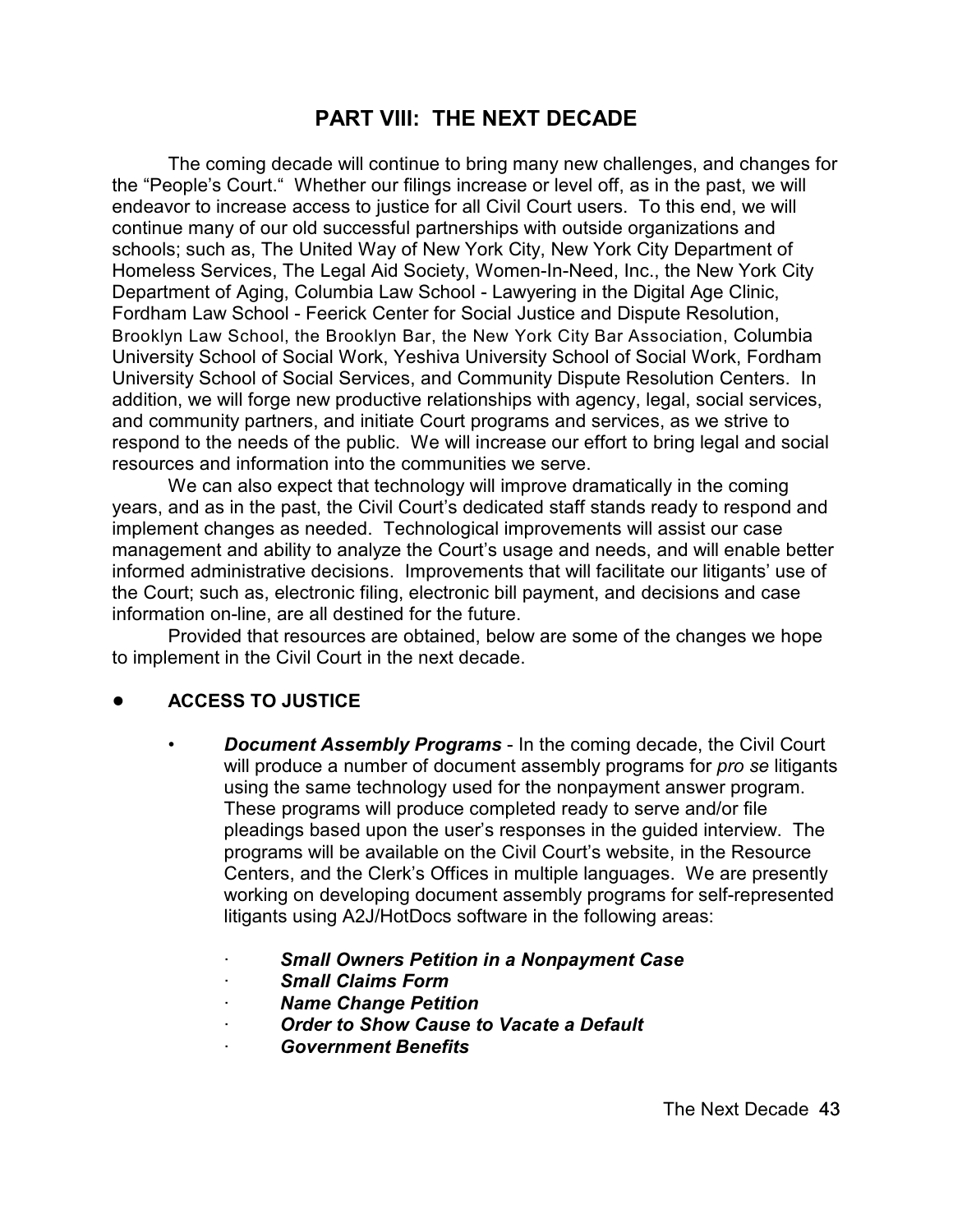# PART VIII: THE NEXT DECADE

The coming decade will continue to bring many new challenges, and changes for the "People's Court." Whether our filings increase or level off, as in the past, we will endeavor to increase access to justice for all Civil Court users. To this end, we will continue many of our old successful partnerships with outside organizations and schools; such as, The United Way of New York City, New York City Department of Homeless Services, The Legal Aid Society, Women-In-Need, Inc., the New York City Department of Aging, Columbia Law School - Lawyering in the Digital Age Clinic, Fordham Law School - Feerick Center for Social Justice and Dispute Resolution, Brooklyn Law School, the Brooklyn Bar, the New York City Bar Association, Columbia University School of Social Work, Yeshiva University School of Social Work, Fordham University School of Social Services, and Community Dispute Resolution Centers. In addition, we will forge new productive relationships with agency, legal, social services, and community partners, and initiate Court programs and services, as we strive to respond to the needs of the public. We will increase our effort to bring legal and social resources and information into the communities we serve.

We can also expect that technology will improve dramatically in the coming years, and as in the past, the Civil Court's dedicated staff stands ready to respond and implement changes as needed. Technological improvements will assist our case management and ability to analyze the Court's usage and needs, and will enable better informed administrative decisions. Improvements that will facilitate our litigants' use of the Court; such as, electronic filing, electronic bill payment, and decisions and case information on-line, are all destined for the future.

Provided that resources are obtained, below are some of the changes we hope to implement in the Civil Court in the next decade.

- **ACCESS TO JUSTICE**
  - ***Document Assembly Programs*** - In the coming decade, the Civil Court will produce a number of document assembly programs for *pro se* litigants using the same technology used for the nonpayment answer program. These programs will produce completed ready to serve and/or file pleadings based upon the user's responses in the guided interview. The programs will be available on the Civil Court's website, in the Resource Centers, and the Clerk's Offices in multiple languages. We are presently working on developing document assembly programs for self-represented litigants using A2J/HotDocs software in the following areas:
    - ***Small Owners Petition in a Nonpayment Case***
    - ***Small Claims Form***
    - ***Name Change Petition***
    - ***Order to Show Cause to Vacate a Default***
    - ***Government Benefits***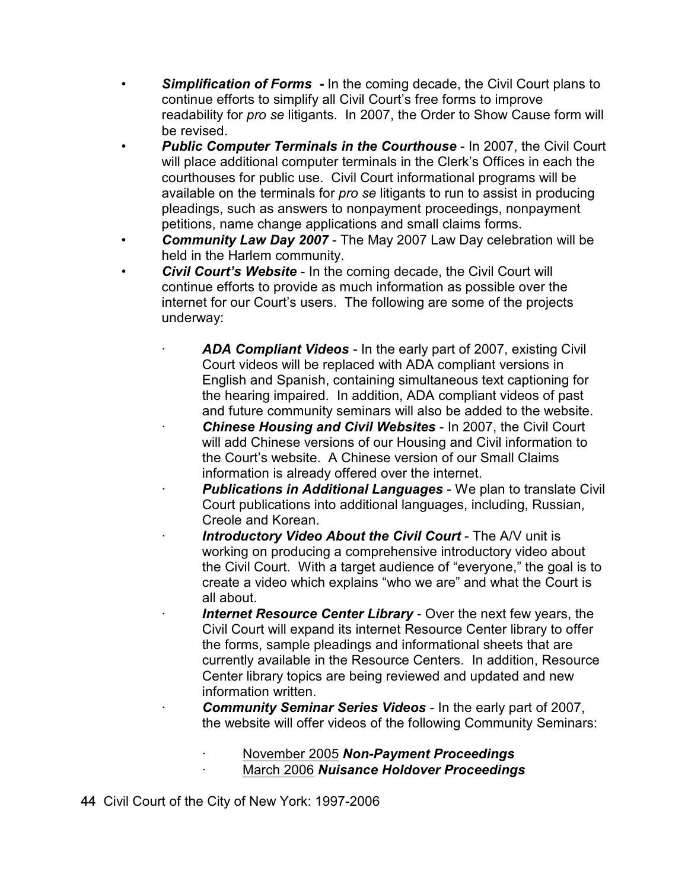- ***Simplification of Forms*** **-** In the coming decade, the Civil Court plans to continue efforts to simplify all Civil Court's free forms to improve readability for *pro se* litigants. In 2007, the Order to Show Cause form will be revised.
- ***Public Computer Terminals in the Courthouse*** - In 2007, the Civil Court will place additional computer terminals in the Clerk's Offices in each the courthouses for public use. Civil Court informational programs will be available on the terminals for *pro se* litigants to run to assist in producing pleadings, such as answers to nonpayment proceedings, nonpayment petitions, name change applications and small claims forms.
- ***Community Law Day 2007*** - The May 2007 Law Day celebration will be held in the Harlem community.
- ***Civil Court's Website*** - In the coming decade, the Civil Court will continue efforts to provide as much information as possible over the internet for our Court's users. The following are some of the projects underway:

  - ***ADA Compliant Videos*** - In the early part of 2007, existing Civil Court videos will be replaced with ADA compliant versions in English and Spanish, containing simultaneous text captioning for the hearing impaired. In addition, ADA compliant videos of past and future community seminars will also be added to the website.
  - ***Chinese Housing and Civil Websites*** - In 2007, the Civil Court will add Chinese versions of our Housing and Civil information to the Court's website. A Chinese version of our Small Claims information is already offered over the internet.
  - ***Publications in Additional Languages*** - We plan to translate Civil Court publications into additional languages, including, Russian, Creole and Korean.
  - ***Introductory Video About the Civil Court*** - The A/V unit is working on producing a comprehensive introductory video about the Civil Court. With a target audience of "everyone," the goal is to create a video which explains "who we are" and what the Court is all about.
  - ***Internet Resource Center Library*** - Over the next few years, the Civil Court will expand its internet Resource Center library to offer the forms, sample pleadings and informational sheets that are currently available in the Resource Centers. In addition, Resource Center library topics are being reviewed and updated and new information written.
  - ***Community Seminar Series Videos*** - In the early part of 2007, the website will offer videos of the following Community Seminars:

    - November 2005 ***Non-Payment Proceedings***
    - March 2006 ***Nuisance Holdover Proceedings***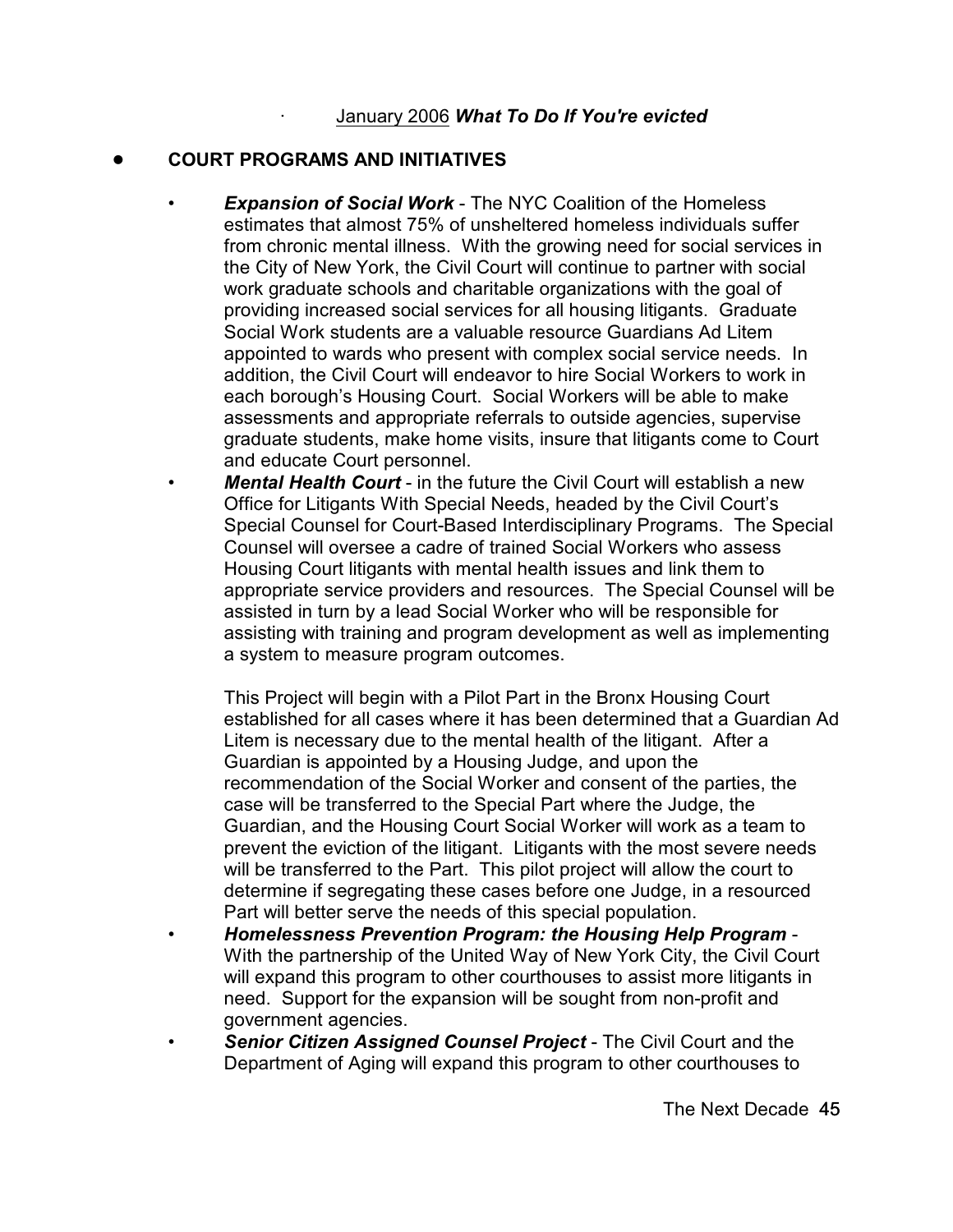- January 2006 ***What To Do If You're evicted***

- **COURT PROGRAMS AND INITIATIVES**

  - ***Expansion of Social Work*** - The NYC Coalition of the Homeless estimates that almost 75% of unsheltered homeless individuals suffer from chronic mental illness. With the growing need for social services in the City of New York, the Civil Court will continue to partner with social work graduate schools and charitable organizations with the goal of providing increased social services for all housing litigants. Graduate Social Work students are a valuable resource Guardians Ad Litem appointed to wards who present with complex social service needs. In addition, the Civil Court will endeavor to hire Social Workers to work in each borough's Housing Court. Social Workers will be able to make assessments and appropriate referrals to outside agencies, supervise graduate students, make home visits, insure that litigants come to Court and educate Court personnel.
  - ***Mental Health Court*** - in the future the Civil Court will establish a new Office for Litigants With Special Needs, headed by the Civil Court's Special Counsel for Court-Based Interdisciplinary Programs. The Special Counsel will oversee a cadre of trained Social Workers who assess Housing Court litigants with mental health issues and link them to appropriate service providers and resources. The Special Counsel will be assisted in turn by a lead Social Worker who will be responsible for assisting with training and program development as well as implementing a system to measure program outcomes.

    This Project will begin with a Pilot Part in the Bronx Housing Court established for all cases where it has been determined that a Guardian Ad Litem is necessary due to the mental health of the litigant. After a Guardian is appointed by a Housing Judge, and upon the recommendation of the Social Worker and consent of the parties, the case will be transferred to the Special Part where the Judge, the Guardian, and the Housing Court Social Worker will work as a team to prevent the eviction of the litigant. Litigants with the most severe needs will be transferred to the Part. This pilot project will allow the court to determine if segregating these cases before one Judge, in a resourced Part will better serve the needs of this special population.
  - ***Homelessness Prevention Program: the Housing Help Program*** - With the partnership of the United Way of New York City, the Civil Court will expand this program to other courthouses to assist more litigants in need. Support for the expansion will be sought from non-profit and government agencies.
  - ***Senior Citizen Assigned Counsel Project*** - The Civil Court and the Department of Aging will expand this program to other courthouses to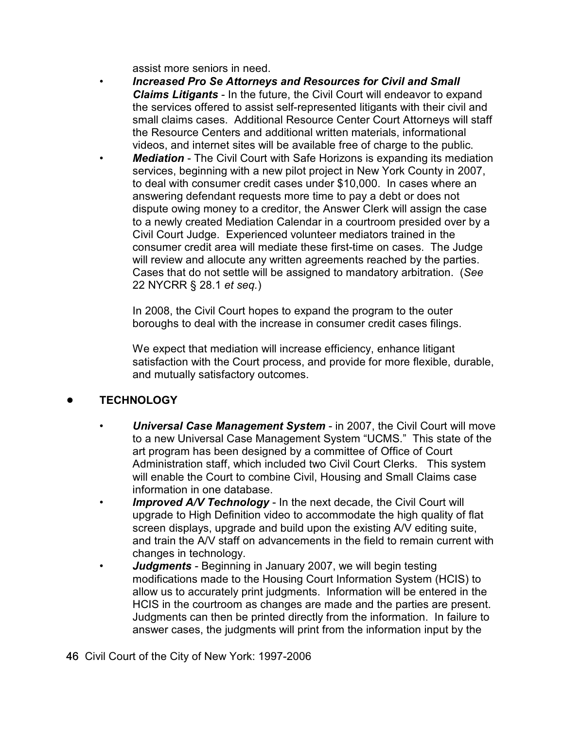assist more seniors in need.

- ***Increased Pro Se Attorneys and Resources for Civil and Small Claims Litigants*** - In the future, the Civil Court will endeavor to expand the services offered to assist self-represented litigants with their civil and small claims cases. Additional Resource Center Court Attorneys will staff the Resource Centers and additional written materials, informational videos, and internet sites will be available free of charge to the public.
- ***Mediation*** - The Civil Court with Safe Horizons is expanding its mediation services, beginning with a new pilot project in New York County in 2007, to deal with consumer credit cases under $10,000. In cases where an answering defendant requests more time to pay a debt or does not dispute owing money to a creditor, the Answer Clerk will assign the case to a newly created Mediation Calendar in a courtroom presided over by a Civil Court Judge. Experienced volunteer mediators trained in the consumer credit area will mediate these first-time on cases. The Judge will review and allocute any written agreements reached by the parties. Cases that do not settle will be assigned to mandatory arbitration. (*See* 22 NYCRR § 28.1 *et seq.*)

  In 2008, the Civil Court hopes to expand the program to the outer boroughs to deal with the increase in consumer credit cases filings.

  We expect that mediation will increase efficiency, enhance litigant satisfaction with the Court process, and provide for more flexible, durable, and mutually satisfactory outcomes.

## TECHNOLOGY

- ***Universal Case Management System*** - in 2007, the Civil Court will move to a new Universal Case Management System "UCMS." This state of the art program has been designed by a committee of Office of Court Administration staff, which included two Civil Court Clerks. This system will enable the Court to combine Civil, Housing and Small Claims case information in one database.
- ***Improved A/V Technology*** - In the next decade, the Civil Court will upgrade to High Definition video to accommodate the high quality of flat screen displays, upgrade and build upon the existing A/V editing suite, and train the A/V staff on advancements in the field to remain current with changes in technology.
- ***Judgments*** - Beginning in January 2007, we will begin testing modifications made to the Housing Court Information System (HCIS) to allow us to accurately print judgments. Information will be entered in the HCIS in the courtroom as changes are made and the parties are present. Judgments can then be printed directly from the information. In failure to answer cases, the judgments will print from the information input by the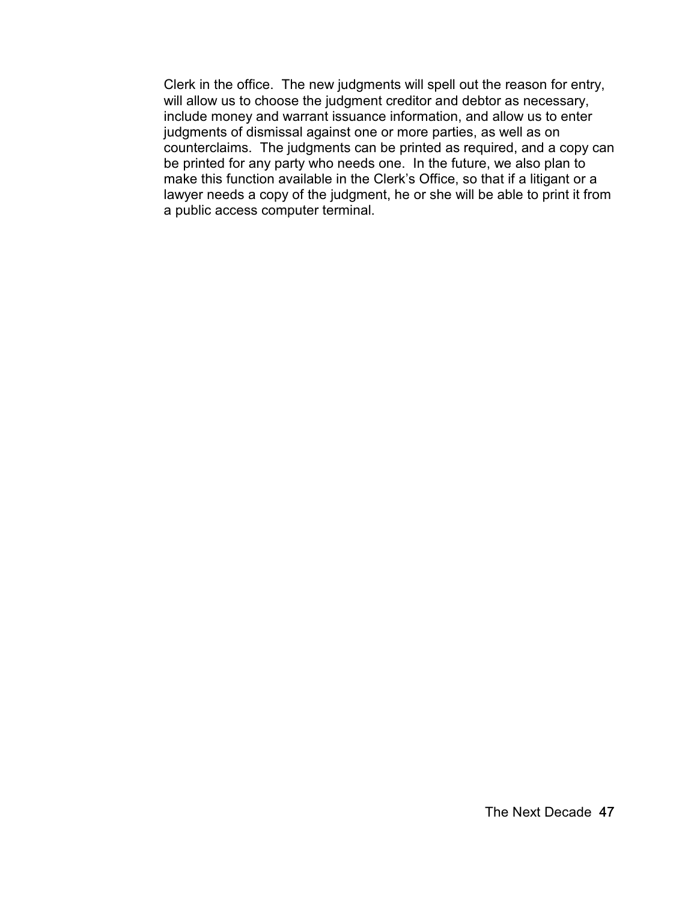Clerk in the office.  The new judgments will spell out the reason for entry, will allow us to choose the judgment creditor and debtor as necessary, include money and warrant issuance information, and allow us to enter judgments of dismissal against one or more parties, as well as on counterclaims.  The judgments can be printed as required, and a copy can be printed for any party who needs one.  In the future, we also plan to make this function available in the Clerk's Office, so that if a litigant or a lawyer needs a copy of the judgment, he or she will be able to print it from a public access computer terminal.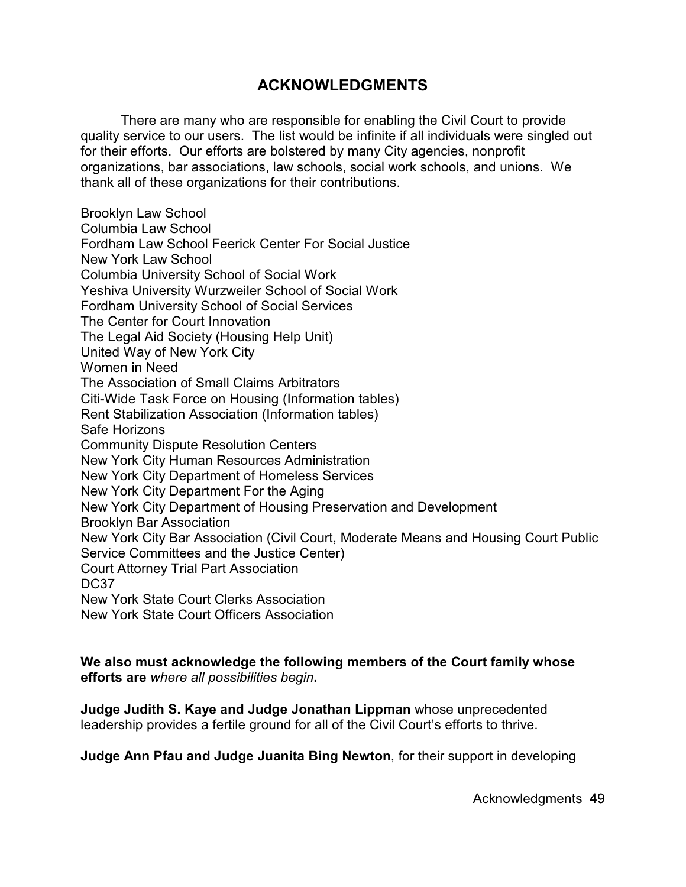# ACKNOWLEDGMENTS

There are many who are responsible for enabling the Civil Court to provide quality service to our users. The list would be infinite if all individuals were singled out for their efforts. Our efforts are bolstered by many City agencies, nonprofit organizations, bar associations, law schools, social work schools, and unions. We thank all of these organizations for their contributions.

Brooklyn Law School
Columbia Law School
Fordham Law School Feerick Center For Social Justice
New York Law School
Columbia University School of Social Work
Yeshiva University Wurzweiler School of Social Work
Fordham University School of Social Services
The Center for Court Innovation
The Legal Aid Society (Housing Help Unit)
United Way of New York City
Women in Need
The Association of Small Claims Arbitrators
Citi-Wide Task Force on Housing (Information tables)
Rent Stabilization Association (Information tables)
Safe Horizons
Community Dispute Resolution Centers
New York City Human Resources Administration
New York City Department of Homeless Services
New York City Department For the Aging
New York City Department of Housing Preservation and Development
Brooklyn Bar Association
New York City Bar Association (Civil Court, Moderate Means and Housing Court Public Service Committees and the Justice Center)
Court Attorney Trial Part Association
DC37
New York State Court Clerks Association
New York State Court Officers Association

**We also must acknowledge the following members of the Court family whose efforts are** ***where all possibilities begin*****.**

**Judge Judith S. Kaye and Judge Jonathan Lippman** whose unprecedented leadership provides a fertile ground for all of the Civil Court's efforts to thrive.

**Judge Ann Pfau and Judge Juanita Bing Newton**, for their support in developing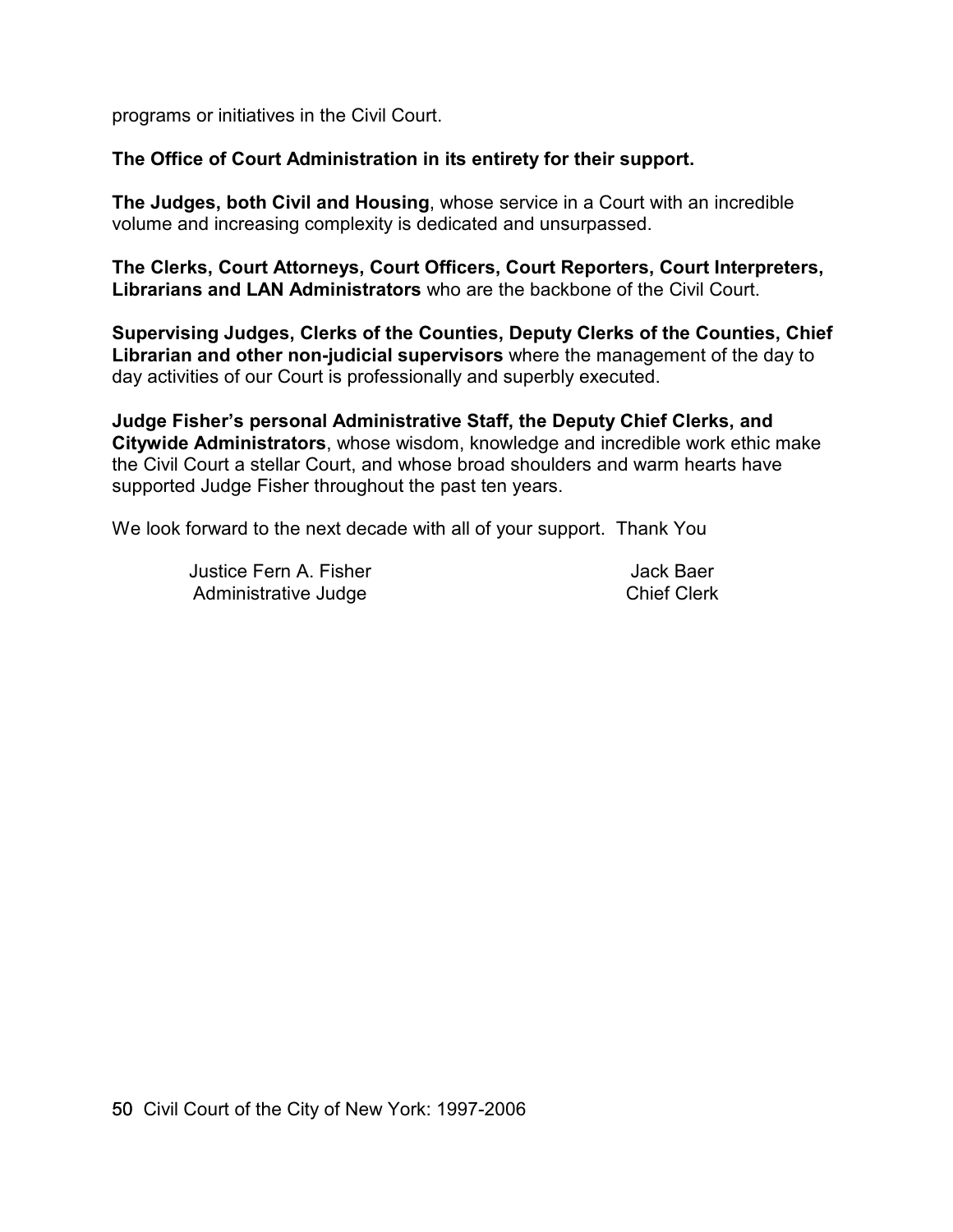programs or initiatives in the Civil Court.

**The Office of Court Administration in its entirety for their support.**

**The Judges, both Civil and Housing**, whose service in a Court with an incredible volume and increasing complexity is dedicated and unsurpassed.

**The Clerks, Court Attorneys, Court Officers, Court Reporters, Court Interpreters, Librarians and LAN Administrators** who are the backbone of the Civil Court.

**Supervising Judges, Clerks of the Counties, Deputy Clerks of the Counties, Chief Librarian and other non-judicial supervisors** where the management of the day to day activities of our Court is professionally and superbly executed.

**Judge Fisher's personal Administrative Staff, the Deputy Chief Clerks, and Citywide Administrators**, whose wisdom, knowledge and incredible work ethic make the Civil Court a stellar Court, and whose broad shoulders and warm hearts have supported Judge Fisher throughout the past ten years.

We look forward to the next decade with all of your support. Thank You

Justice Fern A. Fisher
Administrative Judge

Jack Baer
Chief Clerk